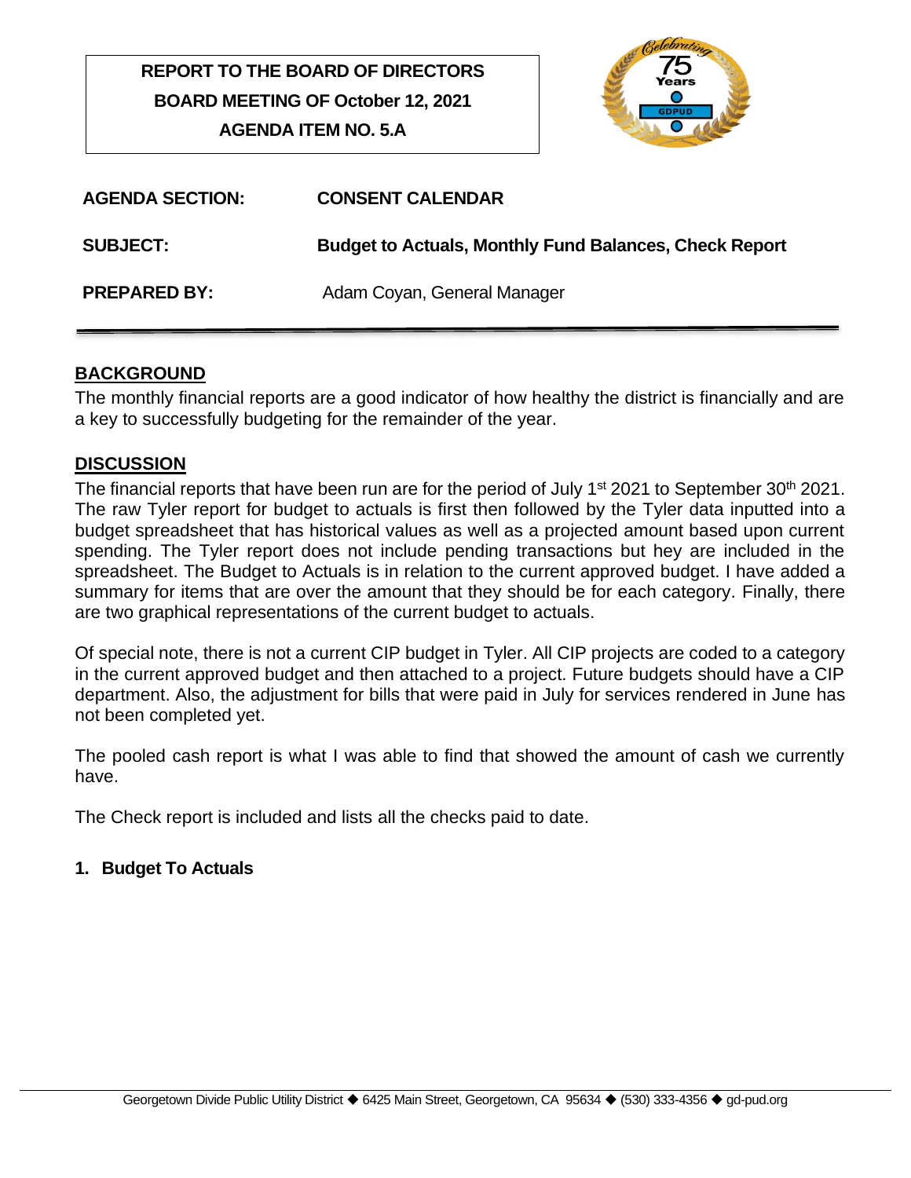**REPORT TO THE BOARD OF DIRECTORS**
**BOARD MEETING OF October 12, 2021**
**AGENDA ITEM NO. 5.A**

| | |
|---|---|
| **AGENDA SECTION:** | **CONSENT CALENDAR** |
| **SUBJECT:** | **Budget to Actuals, Monthly Fund Balances, Check Report** |
| **PREPARED BY:** | Adam Coyan, General Manager |

## BACKGROUND

The monthly financial reports are a good indicator of how healthy the district is financially and are a key to successfully budgeting for the remainder of the year.

## DISCUSSION

The financial reports that have been run are for the period of July 1st 2021 to September 30th 2021. The raw Tyler report for budget to actuals is first then followed by the Tyler data inputted into a budget spreadsheet that has historical values as well as a projected amount based upon current spending. The Tyler report does not include pending transactions but hey are included in the spreadsheet. The Budget to Actuals is in relation to the current approved budget. I have added a summary for items that are over the amount that they should be for each category. Finally, there are two graphical representations of the current budget to actuals.

Of special note, there is not a current CIP budget in Tyler. All CIP projects are coded to a category in the current approved budget and then attached to a project. Future budgets should have a CIP department. Also, the adjustment for bills that were paid in July for services rendered in June has not been completed yet.

The pooled cash report is what I was able to find that showed the amount of cash we currently have.

The Check report is included and lists all the checks paid to date.

1. **Budget To Actuals**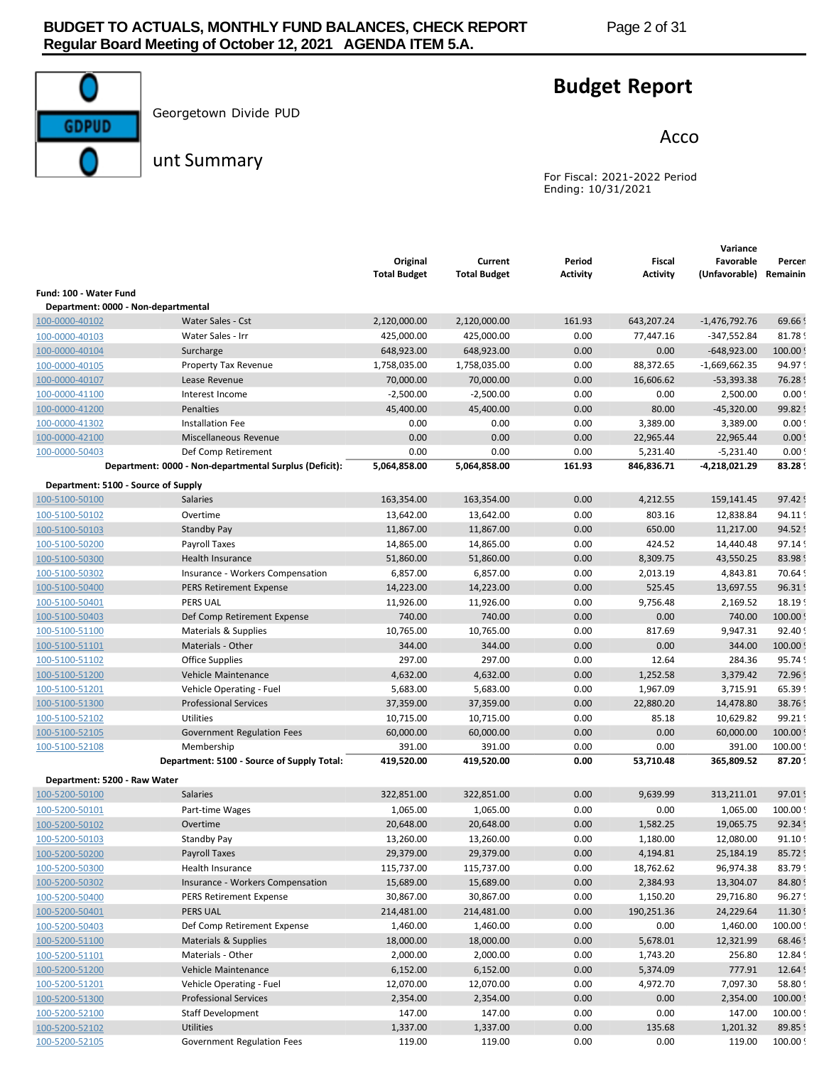# Budget Report

Georgetown Divide PUD

Account Summary

For Fiscal: 2021-2022 Period Ending: 10/31/2021

| | | Original Total Budget | Current Total Budget | Period Activity | Fiscal Activity | Variance Favorable (Unfavorable) | Percent Remaining |
|---|---|---|---|---|---|---|---|
| **Fund: 100 - Water Fund** | | | | | | | |
| **Department: 0000 - Non-departmental** | | | | | | | |
| 100-0000-40102 | Water Sales - Cst | 2,120,000.00 | 2,120,000.00 | 161.93 | 643,207.24 | -1,476,792.76 | 69.66 % |
| 100-0000-40103 | Water Sales - Irr | 425,000.00 | 425,000.00 | 0.00 | 77,447.16 | -347,552.84 | 81.78 % |
| 100-0000-40104 | Surcharge | 648,923.00 | 648,923.00 | 0.00 | 0.00 | -648,923.00 | 100.00 % |
| 100-0000-40105 | Property Tax Revenue | 1,758,035.00 | 1,758,035.00 | 0.00 | 88,372.65 | -1,669,662.35 | 94.97 % |
| 100-0000-40107 | Lease Revenue | 70,000.00 | 70,000.00 | 0.00 | 16,606.62 | -53,393.38 | 76.28 % |
| 100-0000-41100 | Interest Income | -2,500.00 | -2,500.00 | 0.00 | 0.00 | 2,500.00 | 0.00 % |
| 100-0000-41200 | Penalties | 45,400.00 | 45,400.00 | 0.00 | 80.00 | -45,320.00 | 99.82 % |
| 100-0000-41302 | Installation Fee | 0.00 | 0.00 | 0.00 | 3,389.00 | 3,389.00 | 0.00 % |
| 100-0000-42100 | Miscellaneous Revenue | 0.00 | 0.00 | 0.00 | 22,965.44 | 22,965.44 | 0.00 % |
| 100-0000-50403 | Def Comp Retirement | 0.00 | 0.00 | 0.00 | 5,231.40 | -5,231.40 | 0.00 % |
| | **Department: 0000 - Non-departmental Surplus (Deficit):** | **5,064,858.00** | **5,064,858.00** | **161.93** | **846,836.71** | **-4,218,021.29** | **83.28 %** |
| **Department: 5100 - Source of Supply** | | | | | | | |
| 100-5100-50100 | Salaries | 163,354.00 | 163,354.00 | 0.00 | 4,212.55 | 159,141.45 | 97.42 % |
| 100-5100-50102 | Overtime | 13,642.00 | 13,642.00 | 0.00 | 803.16 | 12,838.84 | 94.11 % |
| 100-5100-50103 | Standby Pay | 11,867.00 | 11,867.00 | 0.00 | 650.00 | 11,217.00 | 94.52 % |
| 100-5100-50200 | Payroll Taxes | 14,865.00 | 14,865.00 | 0.00 | 424.52 | 14,440.48 | 97.14 % |
| 100-5100-50300 | Health Insurance | 51,860.00 | 51,860.00 | 0.00 | 8,309.75 | 43,550.25 | 83.98 % |
| 100-5100-50302 | Insurance - Workers Compensation | 6,857.00 | 6,857.00 | 0.00 | 2,013.19 | 4,843.81 | 70.64 % |
| 100-5100-50400 | PERS Retirement Expense | 14,223.00 | 14,223.00 | 0.00 | 525.45 | 13,697.55 | 96.31 % |
| 100-5100-50401 | PERS UAL | 11,926.00 | 11,926.00 | 0.00 | 9,756.48 | 2,169.52 | 18.19 % |
| 100-5100-50403 | Def Comp Retirement Expense | 740.00 | 740.00 | 0.00 | 0.00 | 740.00 | 100.00 % |
| 100-5100-51100 | Materials & Supplies | 10,765.00 | 10,765.00 | 0.00 | 817.69 | 9,947.31 | 92.40 % |
| 100-5100-51101 | Materials - Other | 344.00 | 344.00 | 0.00 | 0.00 | 344.00 | 100.00 % |
| 100-5100-51102 | Office Supplies | 297.00 | 297.00 | 0.00 | 12.64 | 284.36 | 95.74 % |
| 100-5100-51200 | Vehicle Maintenance | 4,632.00 | 4,632.00 | 0.00 | 1,252.58 | 3,379.42 | 72.96 % |
| 100-5100-51201 | Vehicle Operating - Fuel | 5,683.00 | 5,683.00 | 0.00 | 1,967.09 | 3,715.91 | 65.39 % |
| 100-5100-51300 | Professional Services | 37,359.00 | 37,359.00 | 0.00 | 22,880.20 | 14,478.80 | 38.76 % |
| 100-5100-52102 | Utilities | 10,715.00 | 10,715.00 | 0.00 | 85.18 | 10,629.82 | 99.21 % |
| 100-5100-52105 | Government Regulation Fees | 60,000.00 | 60,000.00 | 0.00 | 0.00 | 60,000.00 | 100.00 % |
| 100-5100-52108 | Membership | 391.00 | 391.00 | 0.00 | 0.00 | 391.00 | 100.00 % |
| | **Department: 5100 - Source of Supply Total:** | **419,520.00** | **419,520.00** | **0.00** | **53,710.48** | **365,809.52** | **87.20 %** |
| **Department: 5200 - Raw Water** | | | | | | | |
| 100-5200-50100 | Salaries | 322,851.00 | 322,851.00 | 0.00 | 9,639.99 | 313,211.01 | 97.01 % |
| 100-5200-50101 | Part-time Wages | 1,065.00 | 1,065.00 | 0.00 | 0.00 | 1,065.00 | 100.00 % |
| 100-5200-50102 | Overtime | 20,648.00 | 20,648.00 | 0.00 | 1,582.25 | 19,065.75 | 92.34 % |
| 100-5200-50103 | Standby Pay | 13,260.00 | 13,260.00 | 0.00 | 1,180.00 | 12,080.00 | 91.10 % |
| 100-5200-50200 | Payroll Taxes | 29,379.00 | 29,379.00 | 0.00 | 4,194.81 | 25,184.19 | 85.72 % |
| 100-5200-50300 | Health Insurance | 115,737.00 | 115,737.00 | 0.00 | 18,762.62 | 96,974.38 | 83.79 % |
| 100-5200-50302 | Insurance - Workers Compensation | 15,689.00 | 15,689.00 | 0.00 | 2,384.93 | 13,304.07 | 84.80 % |
| 100-5200-50400 | PERS Retirement Expense | 30,867.00 | 30,867.00 | 0.00 | 1,150.20 | 29,716.80 | 96.27 % |
| 100-5200-50401 | PERS UAL | 214,481.00 | 214,481.00 | 0.00 | 190,251.36 | 24,229.64 | 11.30 % |
| 100-5200-50403 | Def Comp Retirement Expense | 1,460.00 | 1,460.00 | 0.00 | 0.00 | 1,460.00 | 100.00 % |
| 100-5200-51100 | Materials & Supplies | 18,000.00 | 18,000.00 | 0.00 | 5,678.01 | 12,321.99 | 68.46 % |
| 100-5200-51101 | Materials - Other | 2,000.00 | 2,000.00 | 0.00 | 1,743.20 | 256.80 | 12.84 % |
| 100-5200-51200 | Vehicle Maintenance | 6,152.00 | 6,152.00 | 0.00 | 5,374.09 | 777.91 | 12.64 % |
| 100-5200-51201 | Vehicle Operating - Fuel | 12,070.00 | 12,070.00 | 0.00 | 4,972.70 | 7,097.30 | 58.80 % |
| 100-5200-51300 | Professional Services | 2,354.00 | 2,354.00 | 0.00 | 0.00 | 2,354.00 | 100.00 % |
| 100-5200-52100 | Staff Development | 147.00 | 147.00 | 0.00 | 0.00 | 147.00 | 100.00 % |
| 100-5200-52102 | Utilities | 1,337.00 | 1,337.00 | 0.00 | 135.68 | 1,201.32 | 89.85 % |
| 100-5200-52105 | Government Regulation Fees | 119.00 | 119.00 | 0.00 | 0.00 | 119.00 | 100.00 % |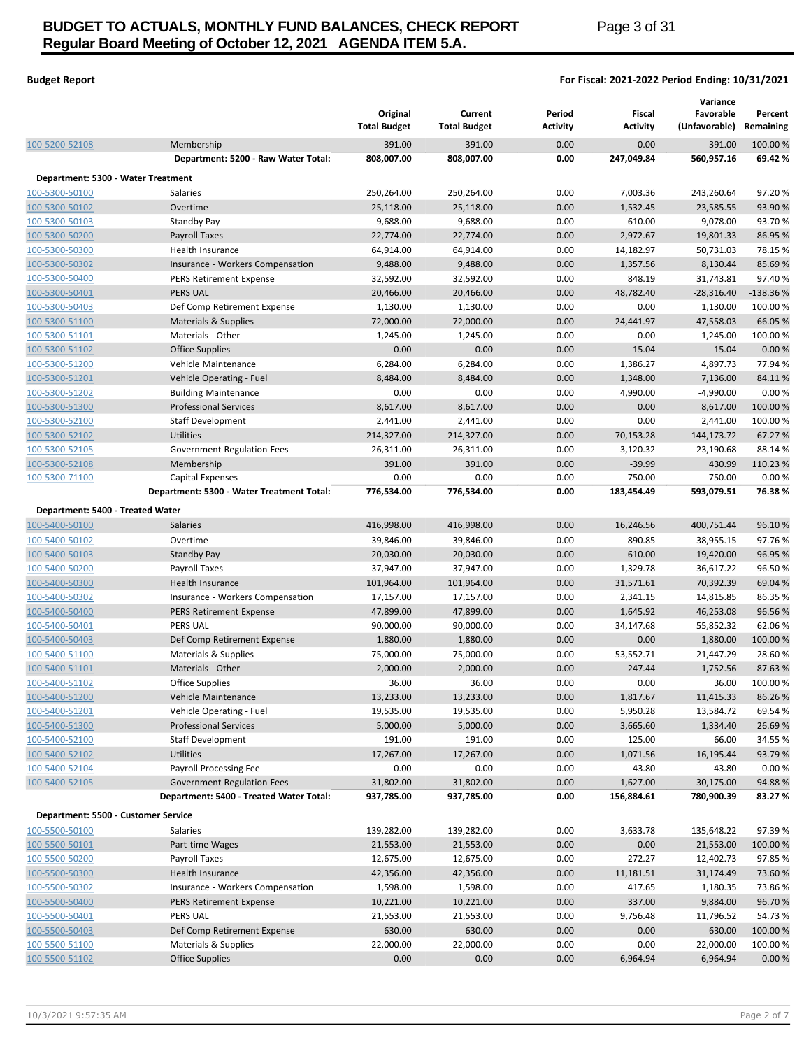**Budget Report**

**For Fiscal: 2021-2022 Period Ending: 10/31/2021**

| | | Original Total Budget | Current Total Budget | Period Activity | Fiscal Activity | Variance Favorable (Unfavorable) | Percent Remaining |
|---|---|---|---|---|---|---|---|
| 100-5200-52108 | Membership | 391.00 | 391.00 | 0.00 | 0.00 | 391.00 | 100.00 % |
| | **Department: 5200 - Raw Water Total:** | **808,007.00** | **808,007.00** | **0.00** | **247,049.84** | **560,957.16** | **69.42 %** |
| **Department: 5300 - Water Treatment** | | | | | | | |
| 100-5300-50100 | Salaries | 250,264.00 | 250,264.00 | 0.00 | 7,003.36 | 243,260.64 | 97.20 % |
| 100-5300-50102 | Overtime | 25,118.00 | 25,118.00 | 0.00 | 1,532.45 | 23,585.55 | 93.90 % |
| 100-5300-50103 | Standby Pay | 9,688.00 | 9,688.00 | 0.00 | 610.00 | 9,078.00 | 93.70 % |
| 100-5300-50200 | Payroll Taxes | 22,774.00 | 22,774.00 | 0.00 | 2,972.67 | 19,801.33 | 86.95 % |
| 100-5300-50300 | Health Insurance | 64,914.00 | 64,914.00 | 0.00 | 14,182.97 | 50,731.03 | 78.15 % |
| 100-5300-50302 | Insurance - Workers Compensation | 9,488.00 | 9,488.00 | 0.00 | 1,357.56 | 8,130.44 | 85.69 % |
| 100-5300-50400 | PERS Retirement Expense | 32,592.00 | 32,592.00 | 0.00 | 848.19 | 31,743.81 | 97.40 % |
| 100-5300-50401 | PERS UAL | 20,466.00 | 20,466.00 | 0.00 | 48,782.40 | -28,316.40 | -138.36 % |
| 100-5300-50403 | Def Comp Retirement Expense | 1,130.00 | 1,130.00 | 0.00 | 0.00 | 1,130.00 | 100.00 % |
| 100-5300-51100 | Materials & Supplies | 72,000.00 | 72,000.00 | 0.00 | 24,441.97 | 47,558.03 | 66.05 % |
| 100-5300-51101 | Materials - Other | 1,245.00 | 1,245.00 | 0.00 | 0.00 | 1,245.00 | 100.00 % |
| 100-5300-51102 | Office Supplies | 0.00 | 0.00 | 0.00 | 15.04 | -15.04 | 0.00 % |
| 100-5300-51200 | Vehicle Maintenance | 6,284.00 | 6,284.00 | 0.00 | 1,386.27 | 4,897.73 | 77.94 % |
| 100-5300-51201 | Vehicle Operating - Fuel | 8,484.00 | 8,484.00 | 0.00 | 1,348.00 | 7,136.00 | 84.11 % |
| 100-5300-51202 | Building Maintenance | 0.00 | 0.00 | 0.00 | 4,990.00 | -4,990.00 | 0.00 % |
| 100-5300-51300 | Professional Services | 8,617.00 | 8,617.00 | 0.00 | 0.00 | 8,617.00 | 100.00 % |
| 100-5300-52100 | Staff Development | 2,441.00 | 2,441.00 | 0.00 | 0.00 | 2,441.00 | 100.00 % |
| 100-5300-52102 | Utilities | 214,327.00 | 214,327.00 | 0.00 | 70,153.28 | 144,173.72 | 67.27 % |
| 100-5300-52105 | Government Regulation Fees | 26,311.00 | 26,311.00 | 0.00 | 3,120.32 | 23,190.68 | 88.14 % |
| 100-5300-52108 | Membership | 391.00 | 391.00 | 0.00 | -39.99 | 430.99 | 110.23 % |
| 100-5300-71100 | Capital Expenses | 0.00 | 0.00 | 0.00 | 750.00 | -750.00 | 0.00 % |
| | **Department: 5300 - Water Treatment Total:** | **776,534.00** | **776,534.00** | **0.00** | **183,454.49** | **593,079.51** | **76.38 %** |
| **Department: 5400 - Treated Water** | | | | | | | |
| 100-5400-50100 | Salaries | 416,998.00 | 416,998.00 | 0.00 | 16,246.56 | 400,751.44 | 96.10 % |
| 100-5400-50102 | Overtime | 39,846.00 | 39,846.00 | 0.00 | 890.85 | 38,955.15 | 97.76 % |
| 100-5400-50103 | Standby Pay | 20,030.00 | 20,030.00 | 0.00 | 610.00 | 19,420.00 | 96.95 % |
| 100-5400-50200 | Payroll Taxes | 37,947.00 | 37,947.00 | 0.00 | 1,329.78 | 36,617.22 | 96.50 % |
| 100-5400-50300 | Health Insurance | 101,964.00 | 101,964.00 | 0.00 | 31,571.61 | 70,392.39 | 69.04 % |
| 100-5400-50302 | Insurance - Workers Compensation | 17,157.00 | 17,157.00 | 0.00 | 2,341.15 | 14,815.85 | 86.35 % |
| 100-5400-50400 | PERS Retirement Expense | 47,899.00 | 47,899.00 | 0.00 | 1,645.92 | 46,253.08 | 96.56 % |
| 100-5400-50401 | PERS UAL | 90,000.00 | 90,000.00 | 0.00 | 34,147.68 | 55,852.32 | 62.06 % |
| 100-5400-50403 | Def Comp Retirement Expense | 1,880.00 | 1,880.00 | 0.00 | 0.00 | 1,880.00 | 100.00 % |
| 100-5400-51100 | Materials & Supplies | 75,000.00 | 75,000.00 | 0.00 | 53,552.71 | 21,447.29 | 28.60 % |
| 100-5400-51101 | Materials - Other | 2,000.00 | 2,000.00 | 0.00 | 247.44 | 1,752.56 | 87.63 % |
| 100-5400-51102 | Office Supplies | 36.00 | 36.00 | 0.00 | 0.00 | 36.00 | 100.00 % |
| 100-5400-51200 | Vehicle Maintenance | 13,233.00 | 13,233.00 | 0.00 | 1,817.67 | 11,415.33 | 86.26 % |
| 100-5400-51201 | Vehicle Operating - Fuel | 19,535.00 | 19,535.00 | 0.00 | 5,950.28 | 13,584.72 | 69.54 % |
| 100-5400-51300 | Professional Services | 5,000.00 | 5,000.00 | 0.00 | 3,665.60 | 1,334.40 | 26.69 % |
| 100-5400-52100 | Staff Development | 191.00 | 191.00 | 0.00 | 125.00 | 66.00 | 34.55 % |
| 100-5400-52102 | Utilities | 17,267.00 | 17,267.00 | 0.00 | 1,071.56 | 16,195.44 | 93.79 % |
| 100-5400-52104 | Payroll Processing Fee | 0.00 | 0.00 | 0.00 | 43.80 | -43.80 | 0.00 % |
| 100-5400-52105 | Government Regulation Fees | 31,802.00 | 31,802.00 | 0.00 | 1,627.00 | 30,175.00 | 94.88 % |
| | **Department: 5400 - Treated Water Total:** | **937,785.00** | **937,785.00** | **0.00** | **156,884.61** | **780,900.39** | **83.27 %** |
| **Department: 5500 - Customer Service** | | | | | | | |
| 100-5500-50100 | Salaries | 139,282.00 | 139,282.00 | 0.00 | 3,633.78 | 135,648.22 | 97.39 % |
| 100-5500-50101 | Part-time Wages | 21,553.00 | 21,553.00 | 0.00 | 0.00 | 21,553.00 | 100.00 % |
| 100-5500-50200 | Payroll Taxes | 12,675.00 | 12,675.00 | 0.00 | 272.27 | 12,402.73 | 97.85 % |
| 100-5500-50300 | Health Insurance | 42,356.00 | 42,356.00 | 0.00 | 11,181.51 | 31,174.49 | 73.60 % |
| 100-5500-50302 | Insurance - Workers Compensation | 1,598.00 | 1,598.00 | 0.00 | 417.65 | 1,180.35 | 73.86 % |
| 100-5500-50400 | PERS Retirement Expense | 10,221.00 | 10,221.00 | 0.00 | 337.00 | 9,884.00 | 96.70 % |
| 100-5500-50401 | PERS UAL | 21,553.00 | 21,553.00 | 0.00 | 9,756.48 | 11,796.52 | 54.73 % |
| 100-5500-50403 | Def Comp Retirement Expense | 630.00 | 630.00 | 0.00 | 0.00 | 630.00 | 100.00 % |
| 100-5500-51100 | Materials & Supplies | 22,000.00 | 22,000.00 | 0.00 | 0.00 | 22,000.00 | 100.00 % |
| 100-5500-51102 | Office Supplies | 0.00 | 0.00 | 0.00 | 6,964.94 | -6,964.94 | 0.00 % |

10/3/2021 9:57:35 AM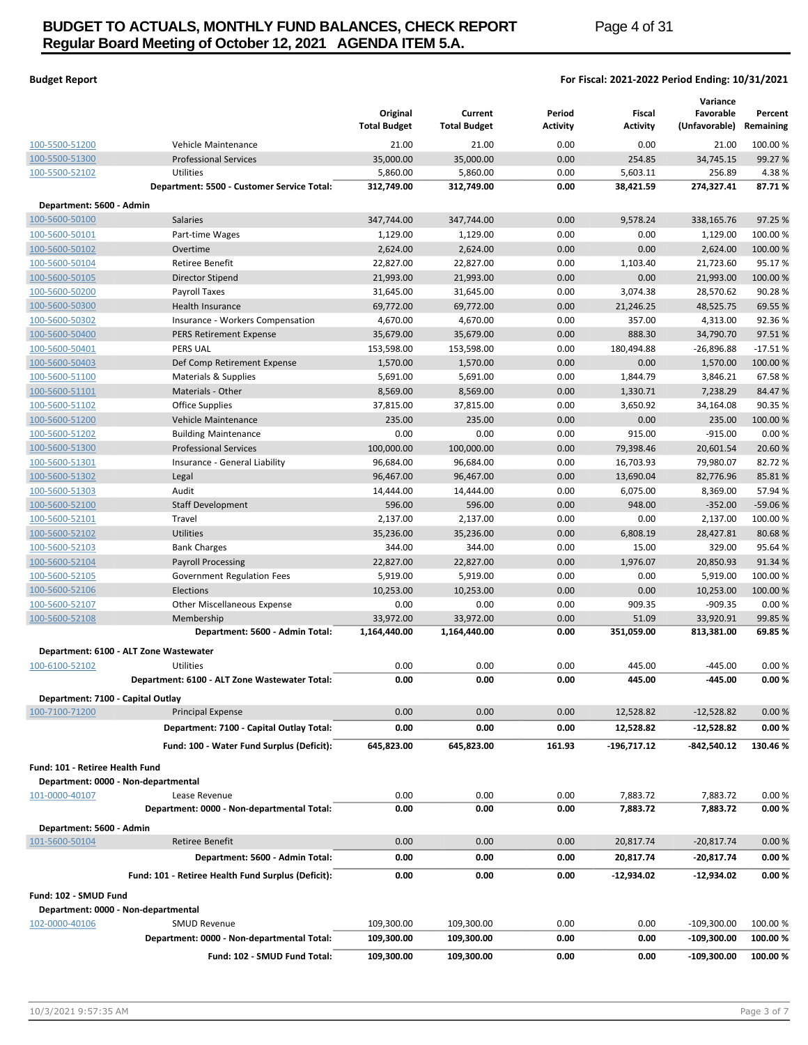**Budget Report**

**For Fiscal: 2021-2022 Period Ending: 10/31/2021**

| | | Original Total Budget | Current Total Budget | Period Activity | Fiscal Activity | Variance Favorable (Unfavorable) | Percent Remaining |
|---|---|---|---|---|---|---|---|
| 100-5500-51200 | Vehicle Maintenance | 21.00 | 21.00 | 0.00 | 0.00 | 21.00 | 100.00 % |
| 100-5500-51300 | Professional Services | 35,000.00 | 35,000.00 | 0.00 | 254.85 | 34,745.15 | 99.27 % |
| 100-5500-52102 | Utilities | 5,860.00 | 5,860.00 | 0.00 | 5,603.11 | 256.89 | 4.38 % |
| | **Department: 5500 - Customer Service Total:** | **312,749.00** | **312,749.00** | **0.00** | **38,421.59** | **274,327.41** | **87.71 %** |
| **Department: 5600 - Admin** | | | | | | | |
| 100-5600-50100 | Salaries | 347,744.00 | 347,744.00 | 0.00 | 9,578.24 | 338,165.76 | 97.25 % |
| 100-5600-50101 | Part-time Wages | 1,129.00 | 1,129.00 | 0.00 | 0.00 | 1,129.00 | 100.00 % |
| 100-5600-50102 | Overtime | 2,624.00 | 2,624.00 | 0.00 | 0.00 | 2,624.00 | 100.00 % |
| 100-5600-50104 | Retiree Benefit | 22,827.00 | 22,827.00 | 0.00 | 1,103.40 | 21,723.60 | 95.17 % |
| 100-5600-50105 | Director Stipend | 21,993.00 | 21,993.00 | 0.00 | 0.00 | 21,993.00 | 100.00 % |
| 100-5600-50200 | Payroll Taxes | 31,645.00 | 31,645.00 | 0.00 | 3,074.38 | 28,570.62 | 90.28 % |
| 100-5600-50300 | Health Insurance | 69,772.00 | 69,772.00 | 0.00 | 21,246.25 | 48,525.75 | 69.55 % |
| 100-5600-50302 | Insurance - Workers Compensation | 4,670.00 | 4,670.00 | 0.00 | 357.00 | 4,313.00 | 92.36 % |
| 100-5600-50400 | PERS Retirement Expense | 35,679.00 | 35,679.00 | 0.00 | 888.30 | 34,790.70 | 97.51 % |
| 100-5600-50401 | PERS UAL | 153,598.00 | 153,598.00 | 0.00 | 180,494.88 | -26,896.88 | -17.51 % |
| 100-5600-50403 | Def Comp Retirement Expense | 1,570.00 | 1,570.00 | 0.00 | 0.00 | 1,570.00 | 100.00 % |
| 100-5600-51100 | Materials & Supplies | 5,691.00 | 5,691.00 | 0.00 | 1,844.79 | 3,846.21 | 67.58 % |
| 100-5600-51101 | Materials - Other | 8,569.00 | 8,569.00 | 0.00 | 1,330.71 | 7,238.29 | 84.47 % |
| 100-5600-51102 | Office Supplies | 37,815.00 | 37,815.00 | 0.00 | 3,650.92 | 34,164.08 | 90.35 % |
| 100-5600-51200 | Vehicle Maintenance | 235.00 | 235.00 | 0.00 | 0.00 | 235.00 | 100.00 % |
| 100-5600-51202 | Building Maintenance | 0.00 | 0.00 | 0.00 | 915.00 | -915.00 | 0.00 % |
| 100-5600-51300 | Professional Services | 100,000.00 | 100,000.00 | 0.00 | 79,398.46 | 20,601.54 | 20.60 % |
| 100-5600-51301 | Insurance - General Liability | 96,684.00 | 96,684.00 | 0.00 | 16,703.93 | 79,980.07 | 82.72 % |
| 100-5600-51302 | Legal | 96,467.00 | 96,467.00 | 0.00 | 13,690.04 | 82,776.96 | 85.81 % |
| 100-5600-51303 | Audit | 14,444.00 | 14,444.00 | 0.00 | 6,075.00 | 8,369.00 | 57.94 % |
| 100-5600-52100 | Staff Development | 596.00 | 596.00 | 0.00 | 948.00 | -352.00 | -59.06 % |
| 100-5600-52101 | Travel | 2,137.00 | 2,137.00 | 0.00 | 0.00 | 2,137.00 | 100.00 % |
| 100-5600-52102 | Utilities | 35,236.00 | 35,236.00 | 0.00 | 6,808.19 | 28,427.81 | 80.68 % |
| 100-5600-52103 | Bank Charges | 344.00 | 344.00 | 0.00 | 15.00 | 329.00 | 95.64 % |
| 100-5600-52104 | Payroll Processing | 22,827.00 | 22,827.00 | 0.00 | 1,976.07 | 20,850.93 | 91.34 % |
| 100-5600-52105 | Government Regulation Fees | 5,919.00 | 5,919.00 | 0.00 | 0.00 | 5,919.00 | 100.00 % |
| 100-5600-52106 | Elections | 10,253.00 | 10,253.00 | 0.00 | 0.00 | 10,253.00 | 100.00 % |
| 100-5600-52107 | Other Miscellaneous Expense | 0.00 | 0.00 | 0.00 | 909.35 | -909.35 | 0.00 % |
| 100-5600-52108 | Membership | 33,972.00 | 33,972.00 | 0.00 | 51.09 | 33,920.91 | 99.85 % |
| | **Department: 5600 - Admin Total:** | **1,164,440.00** | **1,164,440.00** | **0.00** | **351,059.00** | **813,381.00** | **69.85 %** |
| **Department: 6100 - ALT Zone Wastewater** | | | | | | | |
| 100-6100-52102 | Utilities | 0.00 | 0.00 | 0.00 | 445.00 | -445.00 | 0.00 % |
| | **Department: 6100 - ALT Zone Wastewater Total:** | **0.00** | **0.00** | **0.00** | **445.00** | **-445.00** | **0.00 %** |
| **Department: 7100 - Capital Outlay** | | | | | | | |
| 100-7100-71200 | Principal Expense | 0.00 | 0.00 | 0.00 | 12,528.82 | -12,528.82 | 0.00 % |
| | **Department: 7100 - Capital Outlay Total:** | **0.00** | **0.00** | **0.00** | **12,528.82** | **-12,528.82** | **0.00 %** |
| | **Fund: 100 - Water Fund Surplus (Deficit):** | **645,823.00** | **645,823.00** | **161.93** | **-196,717.12** | **-842,540.12** | **130.46 %** |
| **Fund: 101 - Retiree Health Fund** | | | | | | | |
| **Department: 0000 - Non-departmental** | | | | | | | |
| 101-0000-40107 | Lease Revenue | 0.00 | 0.00 | 0.00 | 7,883.72 | 7,883.72 | 0.00 % |
| | **Department: 0000 - Non-departmental Total:** | **0.00** | **0.00** | **0.00** | **7,883.72** | **7,883.72** | **0.00 %** |
| **Department: 5600 - Admin** | | | | | | | |
| 101-5600-50104 | Retiree Benefit | 0.00 | 0.00 | 0.00 | 20,817.74 | -20,817.74 | 0.00 % |
| | **Department: 5600 - Admin Total:** | **0.00** | **0.00** | **0.00** | **20,817.74** | **-20,817.74** | **0.00 %** |
| | **Fund: 101 - Retiree Health Fund Surplus (Deficit):** | **0.00** | **0.00** | **0.00** | **-12,934.02** | **-12,934.02** | **0.00 %** |
| **Fund: 102 - SMUD Fund** | | | | | | | |
| **Department: 0000 - Non-departmental** | | | | | | | |
| 102-0000-40106 | SMUD Revenue | 109,300.00 | 109,300.00 | 0.00 | 0.00 | -109,300.00 | 100.00 % |
| | **Department: 0000 - Non-departmental Total:** | **109,300.00** | **109,300.00** | **0.00** | **0.00** | **-109,300.00** | **100.00 %** |
| | **Fund: 102 - SMUD Fund Total:** | **109,300.00** | **109,300.00** | **0.00** | **0.00** | **-109,300.00** | **100.00 %** |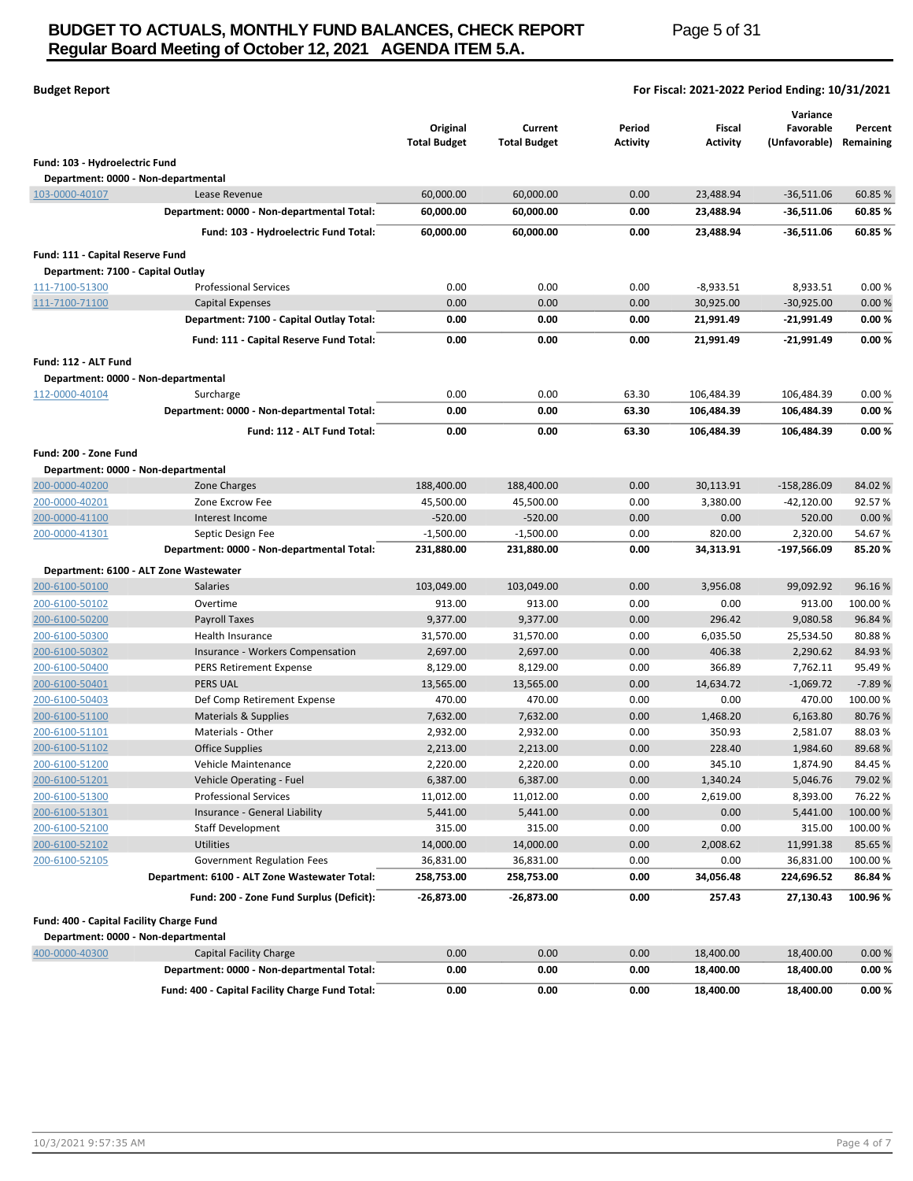# BUDGET TO ACTUALS, MONTHLY FUND BALANCES, CHECK REPORT
## Regular Board Meeting of October 12, 2021 AGENDA ITEM 5.A.

**Budget Report**

**For Fiscal: 2021-2022 Period Ending: 10/31/2021**

| | | Original Total Budget | Current Total Budget | Period Activity | Fiscal Activity | Variance Favorable (Unfavorable) | Percent Remaining |
|---|---|---|---|---|---|---|---|
| **Fund: 103 - Hydroelectric Fund** | | | | | | | |
| **Department: 0000 - Non-departmental** | | | | | | | |
| 103-0000-40107 | Lease Revenue | 60,000.00 | 60,000.00 | 0.00 | 23,488.94 | -36,511.06 | 60.85 % |
| | **Department: 0000 - Non-departmental Total:** | **60,000.00** | **60,000.00** | **0.00** | **23,488.94** | **-36,511.06** | **60.85 %** |
| | **Fund: 103 - Hydroelectric Fund Total:** | **60,000.00** | **60,000.00** | **0.00** | **23,488.94** | **-36,511.06** | **60.85 %** |
| **Fund: 111 - Capital Reserve Fund** | | | | | | | |
| **Department: 7100 - Capital Outlay** | | | | | | | |
| 111-7100-51300 | Professional Services | 0.00 | 0.00 | 0.00 | -8,933.51 | 8,933.51 | 0.00 % |
| 111-7100-71100 | Capital Expenses | 0.00 | 0.00 | 0.00 | 30,925.00 | -30,925.00 | 0.00 % |
| | **Department: 7100 - Capital Outlay Total:** | **0.00** | **0.00** | **0.00** | **21,991.49** | **-21,991.49** | **0.00 %** |
| | **Fund: 111 - Capital Reserve Fund Total:** | **0.00** | **0.00** | **0.00** | **21,991.49** | **-21,991.49** | **0.00 %** |
| **Fund: 112 - ALT Fund** | | | | | | | |
| **Department: 0000 - Non-departmental** | | | | | | | |
| 112-0000-40104 | Surcharge | 0.00 | 0.00 | 63.30 | 106,484.39 | 106,484.39 | 0.00 % |
| | **Department: 0000 - Non-departmental Total:** | **0.00** | **0.00** | **63.30** | **106,484.39** | **106,484.39** | **0.00 %** |
| | **Fund: 112 - ALT Fund Total:** | **0.00** | **0.00** | **63.30** | **106,484.39** | **106,484.39** | **0.00 %** |
| **Fund: 200 - Zone Fund** | | | | | | | |
| **Department: 0000 - Non-departmental** | | | | | | | |
| 200-0000-40200 | Zone Charges | 188,400.00 | 188,400.00 | 0.00 | 30,113.91 | -158,286.09 | 84.02 % |
| 200-0000-40201 | Zone Excrow Fee | 45,500.00 | 45,500.00 | 0.00 | 3,380.00 | -42,120.00 | 92.57 % |
| 200-0000-41100 | Interest Income | -520.00 | -520.00 | 0.00 | 0.00 | 520.00 | 0.00 % |
| 200-0000-41301 | Septic Design Fee | -1,500.00 | -1,500.00 | 0.00 | 820.00 | 2,320.00 | 54.67 % |
| | **Department: 0000 - Non-departmental Total:** | **231,880.00** | **231,880.00** | **0.00** | **34,313.91** | **-197,566.09** | **85.20 %** |
| **Department: 6100 - ALT Zone Wastewater** | | | | | | | |
| 200-6100-50100 | Salaries | 103,049.00 | 103,049.00 | 0.00 | 3,956.08 | 99,092.92 | 96.16 % |
| 200-6100-50102 | Overtime | 913.00 | 913.00 | 0.00 | 0.00 | 913.00 | 100.00 % |
| 200-6100-50200 | Payroll Taxes | 9,377.00 | 9,377.00 | 0.00 | 296.42 | 9,080.58 | 96.84 % |
| 200-6100-50300 | Health Insurance | 31,570.00 | 31,570.00 | 0.00 | 6,035.50 | 25,534.50 | 80.88 % |
| 200-6100-50302 | Insurance - Workers Compensation | 2,697.00 | 2,697.00 | 0.00 | 406.38 | 2,290.62 | 84.93 % |
| 200-6100-50400 | PERS Retirement Expense | 8,129.00 | 8,129.00 | 0.00 | 366.89 | 7,762.11 | 95.49 % |
| 200-6100-50401 | PERS UAL | 13,565.00 | 13,565.00 | 0.00 | 14,634.72 | -1,069.72 | -7.89 % |
| 200-6100-50403 | Def Comp Retirement Expense | 470.00 | 470.00 | 0.00 | 0.00 | 470.00 | 100.00 % |
| 200-6100-51100 | Materials & Supplies | 7,632.00 | 7,632.00 | 0.00 | 1,468.20 | 6,163.80 | 80.76 % |
| 200-6100-51101 | Materials - Other | 2,932.00 | 2,932.00 | 0.00 | 350.93 | 2,581.07 | 88.03 % |
| 200-6100-51102 | Office Supplies | 2,213.00 | 2,213.00 | 0.00 | 228.40 | 1,984.60 | 89.68 % |
| 200-6100-51200 | Vehicle Maintenance | 2,220.00 | 2,220.00 | 0.00 | 345.10 | 1,874.90 | 84.45 % |
| 200-6100-51201 | Vehicle Operating - Fuel | 6,387.00 | 6,387.00 | 0.00 | 1,340.24 | 5,046.76 | 79.02 % |
| 200-6100-51300 | Professional Services | 11,012.00 | 11,012.00 | 0.00 | 2,619.00 | 8,393.00 | 76.22 % |
| 200-6100-51301 | Insurance - General Liability | 5,441.00 | 5,441.00 | 0.00 | 0.00 | 5,441.00 | 100.00 % |
| 200-6100-52100 | Staff Development | 315.00 | 315.00 | 0.00 | 0.00 | 315.00 | 100.00 % |
| 200-6100-52102 | Utilities | 14,000.00 | 14,000.00 | 0.00 | 2,008.62 | 11,991.38 | 85.65 % |
| 200-6100-52105 | Government Regulation Fees | 36,831.00 | 36,831.00 | 0.00 | 0.00 | 36,831.00 | 100.00 % |
| | **Department: 6100 - ALT Zone Wastewater Total:** | **258,753.00** | **258,753.00** | **0.00** | **34,056.48** | **224,696.52** | **86.84 %** |
| | **Fund: 200 - Zone Fund Surplus (Deficit):** | **-26,873.00** | **-26,873.00** | **0.00** | **257.43** | **27,130.43** | **100.96 %** |
| **Fund: 400 - Capital Facility Charge Fund** | | | | | | | |
| **Department: 0000 - Non-departmental** | | | | | | | |
| 400-0000-40300 | Capital Facility Charge | 0.00 | 0.00 | 0.00 | 18,400.00 | 18,400.00 | 0.00 % |
| | **Department: 0000 - Non-departmental Total:** | **0.00** | **0.00** | **0.00** | **18,400.00** | **18,400.00** | **0.00 %** |
| | **Fund: 400 - Capital Facility Charge Fund Total:** | **0.00** | **0.00** | **0.00** | **18,400.00** | **18,400.00** | **0.00 %** |

10/3/2021 9:57:35 AM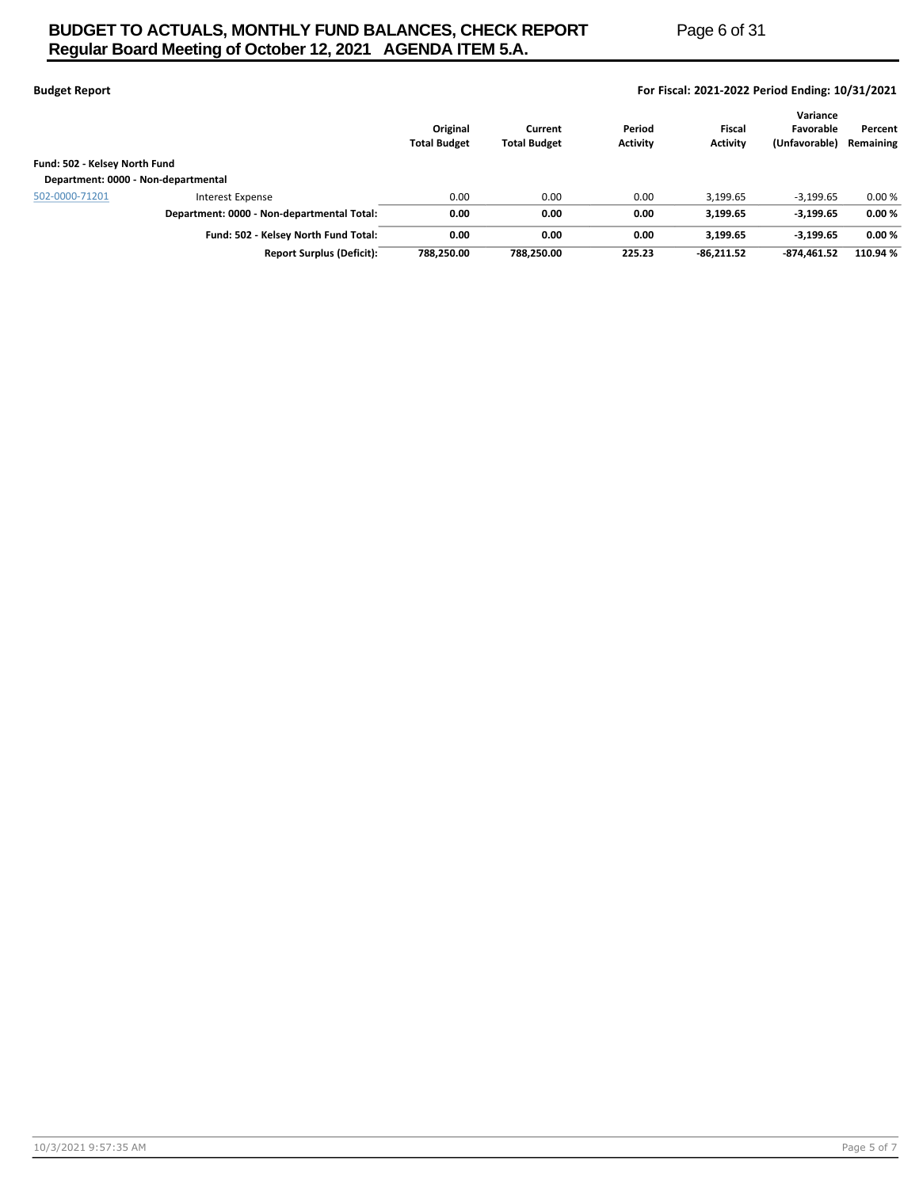**Budget Report**

**For Fiscal: 2021-2022 Period Ending: 10/31/2021**

| | | Original Total Budget | Current Total Budget | Period Activity | Fiscal Activity | Variance Favorable (Unfavorable) | Percent Remaining |
|---|---|---|---|---|---|---|---|
| **Fund: 502 - Kelsey North Fund** | | | | | | | |
| **Department: 0000 - Non-departmental** | | | | | | | |
| 502-0000-71201 | Interest Expense | 0.00 | 0.00 | 0.00 | 3,199.65 | -3,199.65 | 0.00 % |
| | **Department: 0000 - Non-departmental Total:** | **0.00** | **0.00** | **0.00** | **3,199.65** | **-3,199.65** | **0.00 %** |
| | **Fund: 502 - Kelsey North Fund Total:** | **0.00** | **0.00** | **0.00** | **3,199.65** | **-3,199.65** | **0.00 %** |
| | **Report Surplus (Deficit):** | **788,250.00** | **788,250.00** | **225.23** | **-86,211.52** | **-874,461.52** | **110.94 %** |

10/3/2021 9:57:35 AM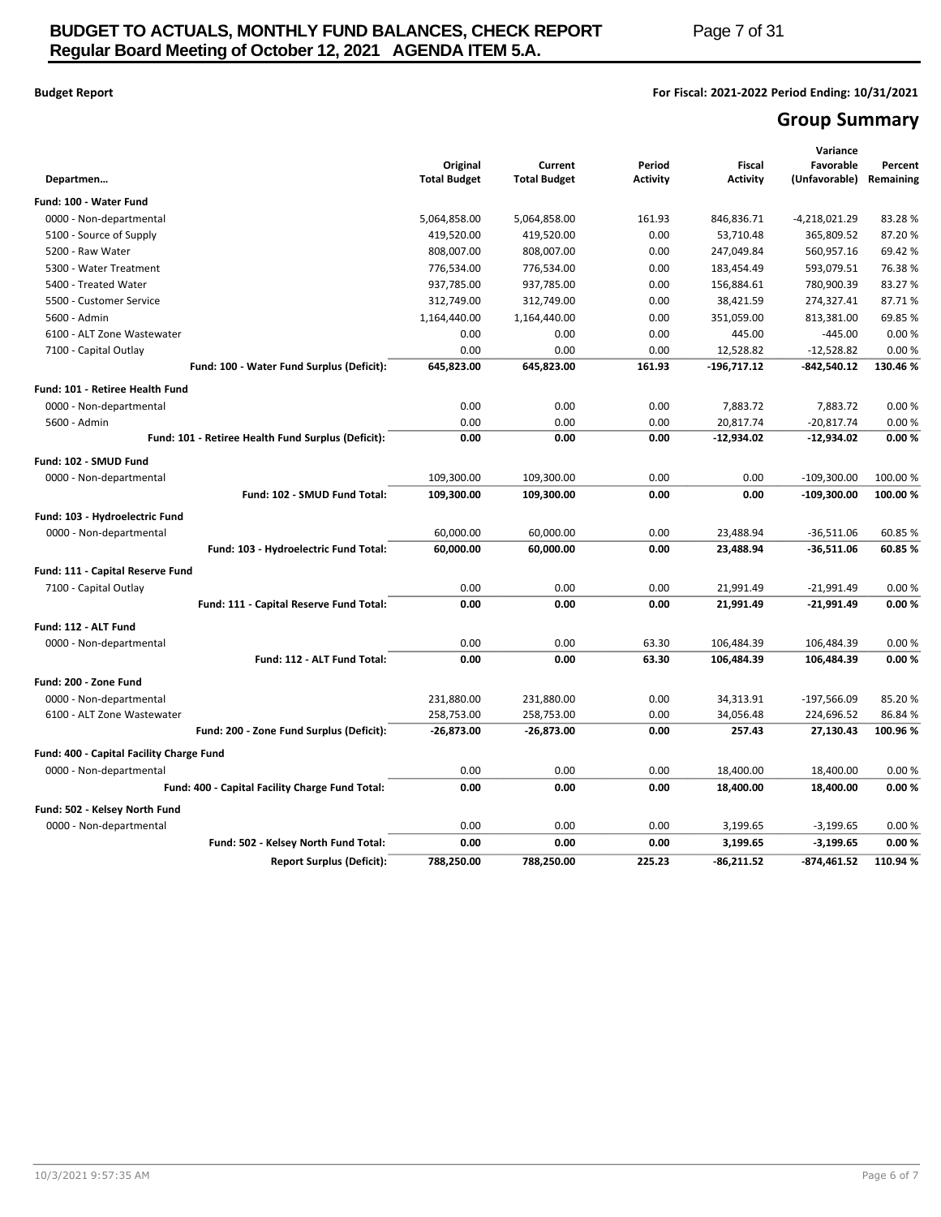**Budget Report**

**For Fiscal: 2021-2022 Period Ending: 10/31/2021**

## Group Summary

| Departmen… | Original Total Budget | Current Total Budget | Period Activity | Fiscal Activity | Variance Favorable (Unfavorable) | Percent Remaining |
|---|---|---|---|---|---|---|
| **Fund: 100 - Water Fund** | | | | | | |
| 0000 - Non-departmental | 5,064,858.00 | 5,064,858.00 | 161.93 | 846,836.71 | -4,218,021.29 | 83.28 % |
| 5100 - Source of Supply | 419,520.00 | 419,520.00 | 0.00 | 53,710.48 | 365,809.52 | 87.20 % |
| 5200 - Raw Water | 808,007.00 | 808,007.00 | 0.00 | 247,049.84 | 560,957.16 | 69.42 % |
| 5300 - Water Treatment | 776,534.00 | 776,534.00 | 0.00 | 183,454.49 | 593,079.51 | 76.38 % |
| 5400 - Treated Water | 937,785.00 | 937,785.00 | 0.00 | 156,884.61 | 780,900.39 | 83.27 % |
| 5500 - Customer Service | 312,749.00 | 312,749.00 | 0.00 | 38,421.59 | 274,327.41 | 87.71 % |
| 5600 - Admin | 1,164,440.00 | 1,164,440.00 | 0.00 | 351,059.00 | 813,381.00 | 69.85 % |
| 6100 - ALT Zone Wastewater | 0.00 | 0.00 | 0.00 | 445.00 | -445.00 | 0.00 % |
| 7100 - Capital Outlay | 0.00 | 0.00 | 0.00 | 12,528.82 | -12,528.82 | 0.00 % |
| **Fund: 100 - Water Fund Surplus (Deficit):** | **645,823.00** | **645,823.00** | **161.93** | **-196,717.12** | **-842,540.12** | **130.46 %** |
| **Fund: 101 - Retiree Health Fund** | | | | | | |
| 0000 - Non-departmental | 0.00 | 0.00 | 0.00 | 7,883.72 | 7,883.72 | 0.00 % |
| 5600 - Admin | 0.00 | 0.00 | 0.00 | 20,817.74 | -20,817.74 | 0.00 % |
| **Fund: 101 - Retiree Health Fund Surplus (Deficit):** | **0.00** | **0.00** | **0.00** | **-12,934.02** | **-12,934.02** | **0.00 %** |
| **Fund: 102 - SMUD Fund** | | | | | | |
| 0000 - Non-departmental | 109,300.00 | 109,300.00 | 0.00 | 0.00 | -109,300.00 | 100.00 % |
| **Fund: 102 - SMUD Fund Total:** | **109,300.00** | **109,300.00** | **0.00** | **0.00** | **-109,300.00** | **100.00 %** |
| **Fund: 103 - Hydroelectric Fund** | | | | | | |
| 0000 - Non-departmental | 60,000.00 | 60,000.00 | 0.00 | 23,488.94 | -36,511.06 | 60.85 % |
| **Fund: 103 - Hydroelectric Fund Total:** | **60,000.00** | **60,000.00** | **0.00** | **23,488.94** | **-36,511.06** | **60.85 %** |
| **Fund: 111 - Capital Reserve Fund** | | | | | | |
| 7100 - Capital Outlay | 0.00 | 0.00 | 0.00 | 21,991.49 | -21,991.49 | 0.00 % |
| **Fund: 111 - Capital Reserve Fund Total:** | **0.00** | **0.00** | **0.00** | **21,991.49** | **-21,991.49** | **0.00 %** |
| **Fund: 112 - ALT Fund** | | | | | | |
| 0000 - Non-departmental | 0.00 | 0.00 | 63.30 | 106,484.39 | 106,484.39 | 0.00 % |
| **Fund: 112 - ALT Fund Total:** | **0.00** | **0.00** | **63.30** | **106,484.39** | **106,484.39** | **0.00 %** |
| **Fund: 200 - Zone Fund** | | | | | | |
| 0000 - Non-departmental | 231,880.00 | 231,880.00 | 0.00 | 34,313.91 | -197,566.09 | 85.20 % |
| 6100 - ALT Zone Wastewater | 258,753.00 | 258,753.00 | 0.00 | 34,056.48 | 224,696.52 | 86.84 % |
| **Fund: 200 - Zone Fund Surplus (Deficit):** | **-26,873.00** | **-26,873.00** | **0.00** | **257.43** | **27,130.43** | **100.96 %** |
| **Fund: 400 - Capital Facility Charge Fund** | | | | | | |
| 0000 - Non-departmental | 0.00 | 0.00 | 0.00 | 18,400.00 | 18,400.00 | 0.00 % |
| **Fund: 400 - Capital Facility Charge Fund Total:** | **0.00** | **0.00** | **0.00** | **18,400.00** | **18,400.00** | **0.00 %** |
| **Fund: 502 - Kelsey North Fund** | | | | | | |
| 0000 - Non-departmental | 0.00 | 0.00 | 0.00 | 3,199.65 | -3,199.65 | 0.00 % |
| **Fund: 502 - Kelsey North Fund Total:** | **0.00** | **0.00** | **0.00** | **3,199.65** | **-3,199.65** | **0.00 %** |
| **Report Surplus (Deficit):** | **788,250.00** | **788,250.00** | **225.23** | **-86,211.52** | **-874,461.52** | **110.94 %** |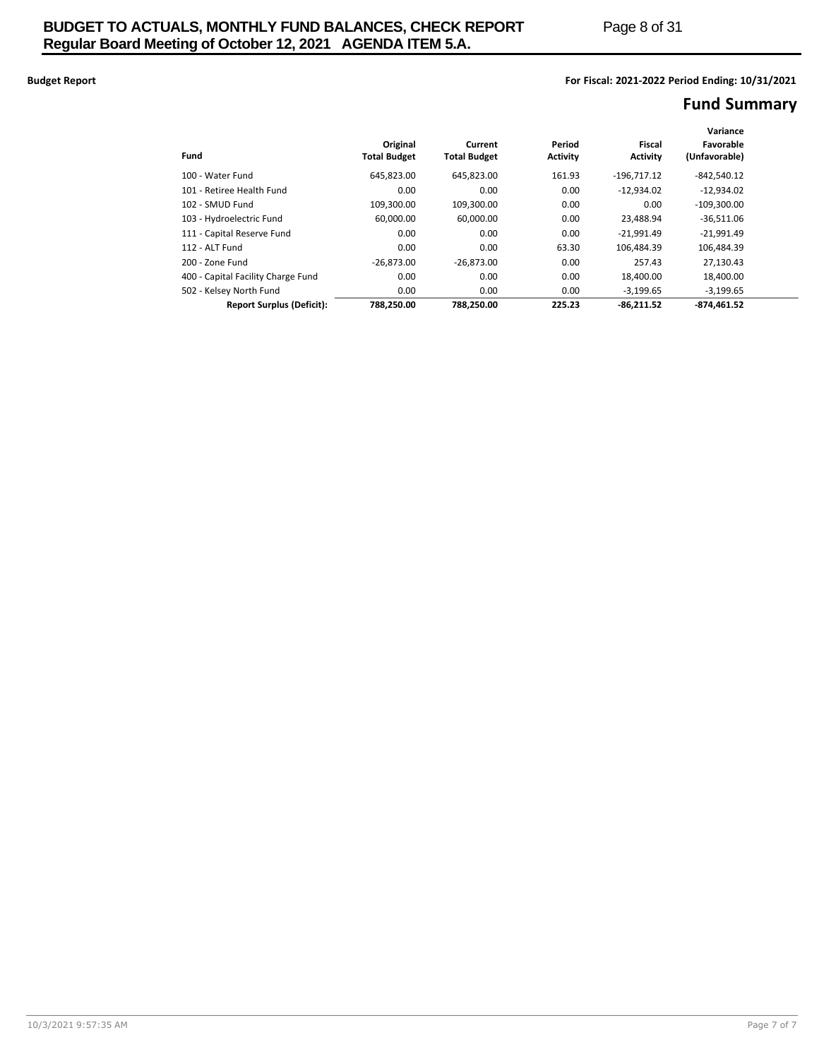**Budget Report**

**For Fiscal: 2021-2022 Period Ending: 10/31/2021**

## Fund Summary

| Fund | Original Total Budget | Current Total Budget | Period Activity | Fiscal Activity | Variance Favorable (Unfavorable) |
|---|---|---|---|---|---|
| 100 - Water Fund | 645,823.00 | 645,823.00 | 161.93 | -196,717.12 | -842,540.12 |
| 101 - Retiree Health Fund | 0.00 | 0.00 | 0.00 | -12,934.02 | -12,934.02 |
| 102 - SMUD Fund | 109,300.00 | 109,300.00 | 0.00 | 0.00 | -109,300.00 |
| 103 - Hydroelectric Fund | 60,000.00 | 60,000.00 | 0.00 | 23,488.94 | -36,511.06 |
| 111 - Capital Reserve Fund | 0.00 | 0.00 | 0.00 | -21,991.49 | -21,991.49 |
| 112 - ALT Fund | 0.00 | 0.00 | 63.30 | 106,484.39 | 106,484.39 |
| 200 - Zone Fund | -26,873.00 | -26,873.00 | 0.00 | 257.43 | 27,130.43 |
| 400 - Capital Facility Charge Fund | 0.00 | 0.00 | 0.00 | 18,400.00 | 18,400.00 |
| 502 - Kelsey North Fund | 0.00 | 0.00 | 0.00 | -3,199.65 | -3,199.65 |
| **Report Surplus (Deficit):** | **788,250.00** | **788,250.00** | **225.23** | **-86,211.52** | **-874,461.52** |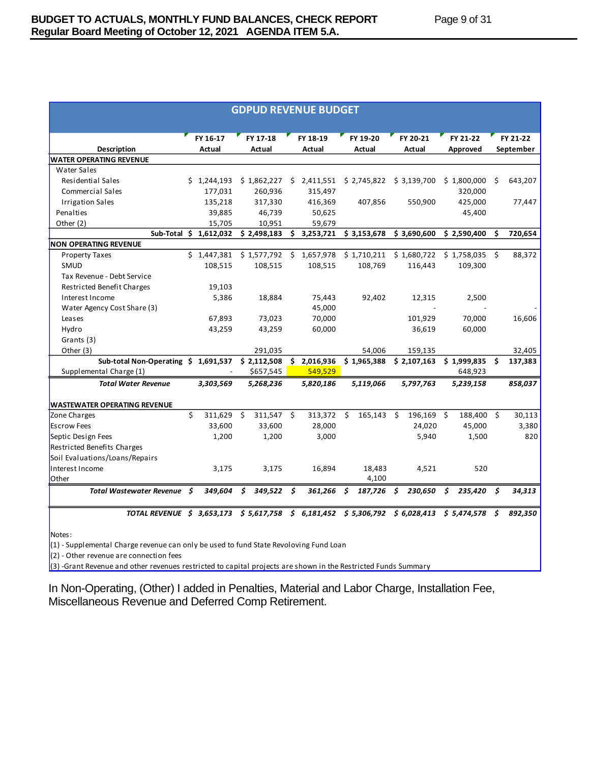## GDPUD REVENUE BUDGET

| Description | FY 16-17 Actual | FY 17-18 Actual | FY 18-19 Actual | FY 19-20 Actual | FY 20-21 Actual | FY 21-22 Approved | FY 21-22 September |
|---|---|---|---|---|---|---|---|
| **WATER OPERATING REVENUE** | | | | | | | |
| Water Sales | | | | | | | |
| Residential Sales | $ 1,244,193 | $ 1,862,227 | $ 2,411,551 | $ 2,745,822 | $ 3,139,700 | $ 1,800,000 | $ 643,207 |
| Commercial Sales | 177,031 | 260,936 | 315,497 | | | 320,000 | |
| Irrigation Sales | 135,218 | 317,330 | 416,369 | 407,856 | 550,900 | 425,000 | 77,447 |
| Penalties | 39,885 | 46,739 | 50,625 | | | 45,400 | |
| Other (2) | 15,705 | 10,951 | 59,679 | | | | |
| **Sub-Total** | **$ 1,612,032** | **$ 2,498,183** | **$ 3,253,721** | **$ 3,153,678** | **$ 3,690,600** | **$ 2,590,400** | **$ 720,654** |
| **NON OPERATING REVENUE** | | | | | | | |
| Property Taxes | $ 1,447,381 | $ 1,577,792 | $ 1,657,978 | $ 1,710,211 | $ 1,680,722 | $ 1,758,035 | $ 88,372 |
| SMUD | 108,515 | 108,515 | 108,515 | 108,769 | 116,443 | 109,300 | |
| Tax Revenue - Debt Service | | | | | | | |
| Restricted Benefit Charges | 19,103 | | | | | | |
| Interest Income | 5,386 | 18,884 | 75,443 | 92,402 | 12,315 | 2,500 | |
| Water Agency Cost Share (3) | | | 45,000 | | - | - | - |
| Leases | 67,893 | 73,023 | 70,000 | | 101,929 | 70,000 | 16,606 |
| Hydro | 43,259 | 43,259 | 60,000 | | 36,619 | 60,000 | |
| Grants (3) | | | | | | | |
| Other (3) | | 291,035 | | 54,006 | 159,135 | | 32,405 |
| **Sub-total Non-Operating** | **$ 1,691,537** | **$ 2,112,508** | **$ 2,016,936** | **$ 1,965,388** | **$ 2,107,163** | **$ 1,999,835** | **$ 137,383** |
| Supplemental Charge (1) | - | $657,545 | 549,529 | | | 648,923 | |
| ***Total Water Revenue*** | ***3,303,569*** | ***5,268,236*** | ***5,820,186*** | ***5,119,066*** | ***5,797,763*** | ***5,239,158*** | ***858,037*** |
| **WASTEWATER OPERATING REVENUE** | | | | | | | |
| Zone Charges | $ 311,629 | $ 311,547 | $ 313,372 | $ 165,143 | $ 196,169 | $ 188,400 | $ 30,113 |
| Escrow Fees | 33,600 | 33,600 | 28,000 | | 24,020 | 45,000 | 3,380 |
| Septic Design Fees | 1,200 | 1,200 | 3,000 | | 5,940 | 1,500 | 820 |
| Restricted Benefits Charges | | | | | | | |
| Soil Evaluations/Loans/Repairs | | | | | | | |
| Interest Income | 3,175 | 3,175 | 16,894 | 18,483 | 4,521 | 520 | |
| Other | | | | 4,100 | | | |
| ***Total Wastewater Revenue*** | ***$ 349,604*** | ***$ 349,522*** | ***$ 361,266*** | ***$ 187,726*** | ***$ 230,650*** | ***$ 235,420*** | ***$ 34,313*** |
| ***TOTAL REVENUE*** | ***$ 3,653,173*** | ***$ 5,617,758*** | ***$ 6,181,452*** | ***$ 5,306,792*** | ***$ 6,028,413*** | ***$ 5,474,578*** | ***$ 892,350*** |

Notes:

(1) - Supplemental Charge revenue can only be used to fund State Revoloving Fund Loan

(2) - Other revenue are connection fees

(3) -Grant Revenue and other revenues restricted to capital projects are shown in the Restricted Funds Summary

In Non-Operating, (Other) I added in Penalties, Material and Labor Charge, Installation Fee, Miscellaneous Revenue and Deferred Comp Retirement.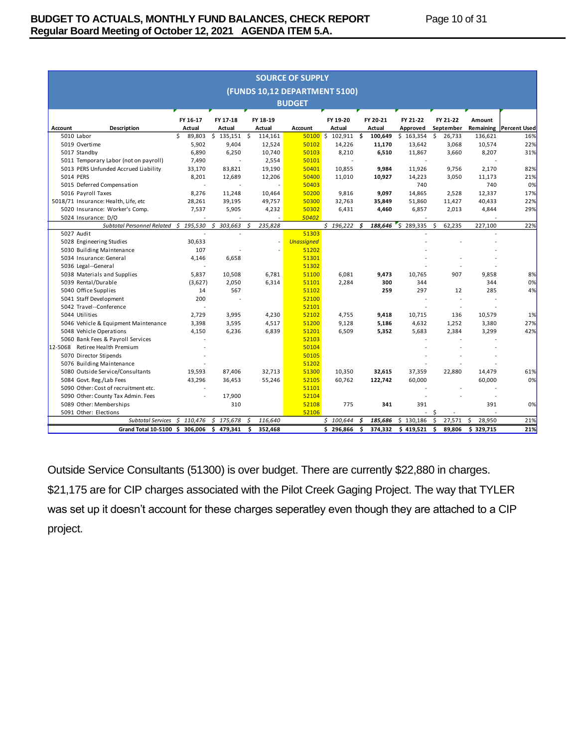# SOURCE OF SUPPLY
## (FUNDS 10,12 DEPARTMENT 5100)
### BUDGET

| Account | Description | FY 16-17 Actual | FY 17-18 Actual | FY 18-19 Actual | Account | FY 19-20 Actual | FY 20-21 Actual | FY 21-22 Approved | FY 21-22 September | Amount Remaining | Percent Used |
|---|---|---|---|---|---|---|---|---|---|---|---|
| 5010 | Labor | $ 89,803 | $ 135,151 | $ 114,161 | 50100 | $ 102,911 | $ 100,649 | $ 163,354 | $ 26,733 | 136,621 | 16% |
| 5019 | Overtime | 5,902 | 9,404 | 12,524 | 50102 | 14,226 | 11,170 | 13,642 | 3,068 | 10,574 | 22% |
| 5017 | Standby | 6,890 | 6,250 | 10,740 | 50103 | 8,210 | 6,510 | 11,867 | 3,660 | 8,207 | 31% |
| 5011 | Temporary Labor (not on payroll) | 7,490 | - | 2,554 | 50101 | - | | - | | - | |
| 5013 | PERS Unfunded Accrued Liability | 33,170 | 83,821 | 19,190 | 50401 | 10,855 | 9,984 | 11,926 | 9,756 | 2,170 | 82% |
| 5014 | PERS | 8,201 | 12,689 | 12,206 | 50400 | 11,010 | 10,927 | 14,223 | 3,050 | 11,173 | 21% |
| 5015 | Deferred Compensation | - | - | - | 50403 | | | 740 | | 740 | 0% |
| 5016 | Payroll Taxes | 8,276 | 11,248 | 10,464 | 50200 | 9,816 | 9,097 | 14,865 | 2,528 | 12,337 | 17% |
| 5018/71 | Insurance: Health, Life, etc | 28,261 | 39,195 | 49,757 | 50300 | 32,763 | 35,849 | 51,860 | 11,427 | 40,433 | 22% |
| 5020 | Insurance: Worker's Comp. | 7,537 | 5,905 | 4,232 | 50302 | 6,431 | 4,460 | 6,857 | 2,013 | 4,844 | 29% |
| 5024 | Insurance: D/O | - | - | - | 50402 | | | - | | - | |
| | *Subtotal Personnel Related* | *$ 195,530* | *$ 303,663* | *$ 235,828* | | *$ 196,222* | *$ 188,646* | *$ 289,335* | *$ 62,235* | *227,100* | *22%* |
| 5027 | Audit | - | - | | 51303 | | | - | | - | |
| 5028 | Engineering Studies | 30,633 | | - | *Unassigned* | | | - | - | - | |
| 5030 | Building Maintenance | 107 | - | - | 51202 | | | - | | - | |
| 5034 | Insurance: General | 4,146 | 6,658 | | 51301 | | | - | - | - | |
| 5036 | Legal--General | - | | | 51302 | | | - | - | - | |
| 5038 | Materials and Supplies | 5,837 | 10,508 | 6,781 | 51100 | 6,081 | 9,473 | 10,765 | 907 | 9,858 | 8% |
| 5039 | Rental/Durable | (3,627) | 2,050 | 6,314 | 51101 | 2,284 | 300 | 344 | | 344 | 0% |
| 5040 | Office Supplies | 14 | 567 | | 51102 | | 259 | 297 | 12 | 285 | 4% |
| 5041 | Staff Development | 200 | - | | 52100 | | | - | - | - | |
| 5042 | Travel--Conference | - | | | 52101 | | | - | - | - | |
| 5044 | Utilities | 2,729 | 3,995 | 4,230 | 52102 | 4,755 | 9,418 | 10,715 | 136 | 10,579 | 1% |
| 5046 | Vehicle & Equipment Maintenance | 3,398 | 3,595 | 4,517 | 51200 | 9,128 | 5,186 | 4,632 | 1,252 | 3,380 | 27% |
| 5048 | Vehicle Operations | 4,150 | 6,236 | 6,839 | 51201 | 6,509 | 5,352 | 5,683 | 2,384 | 3,299 | 42% |
| 5060 | Bank Fees & Payroll Services | - | | | 52103 | | | - | - | - | |
| 12-5068 | Retiree Health Premium | - | | | 50104 | | | - | - | - | |
| 5070 | Director Stipends | - | | | 50105 | | | - | - | - | |
| 5076 | Building Maintenance | - | | | 51202 | | | - | - | - | |
| 5080 | Outside Service/Consultants | 19,593 | 87,406 | 32,713 | 51300 | 10,350 | 32,615 | 37,359 | 22,880 | 14,479 | 61% |
| 5084 | Govt. Reg./Lab Fees | 43,296 | 36,453 | 55,246 | 52105 | 60,762 | 122,742 | 60,000 | | 60,000 | 0% |
| 5090 | Other: Cost of recruitment etc. | - | | | 51101 | | | - | - | - | |
| 5090 | Other: County Tax Admin. Fees | - | 17,900 | | 52104 | | | - | - | - | |
| 5089 | Other: Memberships | | 310 | | 52108 | 775 | 341 | 391 | | 391 | 0% |
| 5091 | Other: Elections | | | | 52106 | | | - | $ - | - | |
| | *Subtotal Services* | *$ 110,476* | *$ 175,678* | *$ 116,640* | | *$ 100,644* | *$ 185,686* | *$ 130,186* | *$ 27,571* | *$ 28,950* | *21%* |
| | **Grand Total 10-5100** | **$ 306,006** | **$ 479,341** | **$ 352,468** | | **$ 296,866** | **$ 374,332** | **$ 419,521** | **$ 89,806** | **$ 329,715** | **21%** |

Outside Service Consultants (51300) is over budget. There are currently $22,880 in charges. $21,175 are for CIP charges associated with the Pilot Creek Gaging Project. The way that TYLER was set up it doesn't account for these charges seperatley even though they are attached to a CIP project.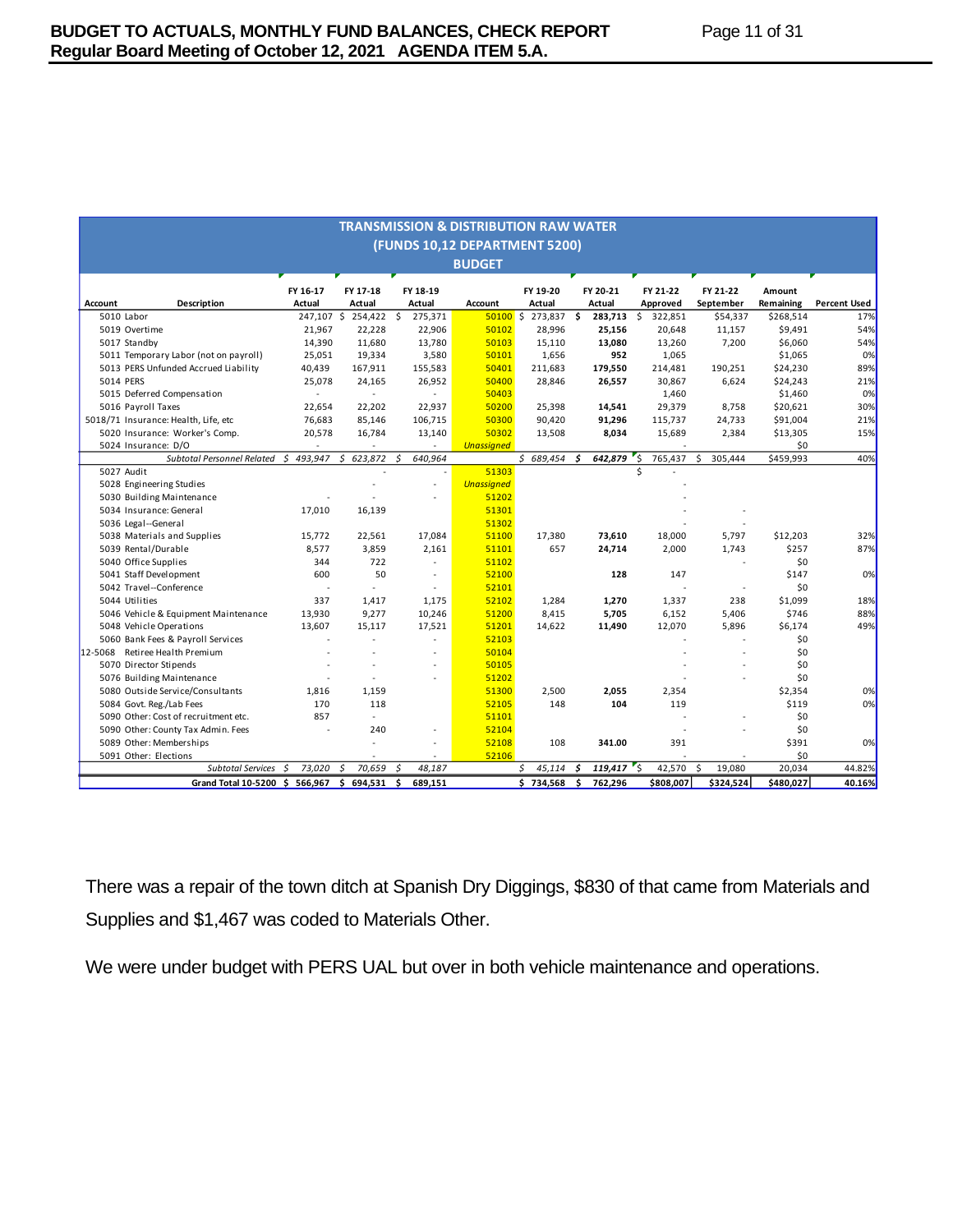| TRANSMISSION & DISTRIBUTION RAW WATER (FUNDS 10,12 DEPARTMENT 5200) BUDGET | | | | | | | | | | | | |
|---|---|---|---|---|---|---|---|---|---|---|---|---|
| Account | Description | FY 16-17 Actual | FY 17-18 Actual | FY 18-19 Actual | Account | FY 19-20 Actual | FY 20-21 Actual | FY 21-22 Approved | FY 21-22 September | Amount Remaining | Percent Used |
| 5010 | Labor | 247,107 | $ 254,422 | $ 275,371 | 50100 | $ 273,837 | $ **283,713** | $ 322,851 | $54,337 | $268,514 | 17% |
| 5019 | Overtime | 21,967 | 22,228 | 22,906 | 50102 | 28,996 | **25,156** | 20,648 | 11,157 | $9,491 | 54% |
| 5017 | Standby | 14,390 | 11,680 | 13,780 | 50103 | 15,110 | **13,080** | 13,260 | 7,200 | $6,060 | 54% |
| 5011 | Temporary Labor (not on payroll) | 25,051 | 19,334 | 3,580 | 50101 | 1,656 | **952** | 1,065 | | $1,065 | 0% |
| 5013 | PERS Unfunded Accrued Liability | 40,439 | 167,911 | 155,583 | 50401 | 211,683 | **179,550** | 214,481 | 190,251 | $24,230 | 89% |
| 5014 | PERS | 25,078 | 24,165 | 26,952 | 50400 | 28,846 | **26,557** | 30,867 | 6,624 | $24,243 | 21% |
| 5015 | Deferred Compensation | - | - | - | 50403 | | | 1,460 | | $1,460 | 0% |
| 5016 | Payroll Taxes | 22,654 | 22,202 | 22,937 | 50200 | 25,398 | **14,541** | 29,379 | 8,758 | $20,621 | 30% |
| 5018/71 | Insurance: Health, Life, etc | 76,683 | 85,146 | 106,715 | 50300 | 90,420 | **91,296** | 115,737 | 24,733 | $91,004 | 21% |
| 5020 | Insurance: Worker's Comp. | 20,578 | 16,784 | 13,140 | 50302 | 13,508 | **8,034** | 15,689 | 2,384 | $13,305 | 15% |
| 5024 | Insurance: D/O | - | - | - | Unassigned | | | - | | $0 | |
| | *Subtotal Personnel Related* | *$ 493,947* | *$ 623,872* | *$ 640,964* | | *$ 689,454* | *$ **642,879*** | *$ 765,437* | *$ 305,444* | *$459,993* | *40%* |
| 5027 | Audit | | - | - | 51303 | | | $ - | | | |
| 5028 | Engineering Studies | | - | - | Unassigned | | | - | | | |
| 5030 | Building Maintenance | - | - | - | 51202 | | | - | | | |
| 5034 | Insurance: General | 17,010 | 16,139 | | 51301 | | | - | - | | |
| 5036 | Legal--General | | | | 51302 | | | - | - | | |
| 5038 | Materials and Supplies | 15,772 | 22,561 | 17,084 | 51100 | 17,380 | **73,610** | 18,000 | 5,797 | $12,203 | 32% |
| 5039 | Rental/Durable | 8,577 | 3,859 | 2,161 | 51101 | 657 | **24,714** | 2,000 | 1,743 | $257 | 87% |
| 5040 | Office Supplies | 344 | 722 | - | 51102 | | | - | - | $0 | |
| 5041 | Staff Development | 600 | 50 | - | 52100 | | **128** | 147 | | $147 | 0% |
| 5042 | Travel--Conference | - | - | - | 52101 | | | - | - | $0 | |
| 5044 | Utilities | 337 | 1,417 | 1,175 | 52102 | 1,284 | **1,270** | 1,337 | 238 | $1,099 | 18% |
| 5046 | Vehicle & Equipment Maintenance | 13,930 | 9,277 | 10,246 | 51200 | 8,415 | **5,705** | 6,152 | 5,406 | $746 | 88% |
| 5048 | Vehicle Operations | 13,607 | 15,117 | 17,521 | 51201 | 14,622 | **11,490** | 12,070 | 5,896 | $6,174 | 49% |
| 5060 | Bank Fees & Payroll Services | - | - | - | 52103 | | | - | - | $0 | |
| 12-5068 | Retiree Health Premium | - | - | - | 50104 | | | - | - | $0 | |
| 5070 | Director Stipends | - | - | - | 50105 | | | - | - | $0 | |
| 5076 | Building Maintenance | - | - | - | 51202 | | | - | - | $0 | |
| 5080 | Outside Service/Consultants | 1,816 | 1,159 | | 51300 | 2,500 | **2,055** | 2,354 | | $2,354 | 0% |
| 5084 | Govt. Reg./Lab Fees | 170 | 118 | | 52105 | 148 | **104** | 119 | | $119 | 0% |
| 5090 | Other: Cost of recruitment etc. | 857 | - | | 51101 | | | - | - | $0 | |
| 5090 | Other: County Tax Admin. Fees | - | 240 | - | 52104 | | | - | - | $0 | |
| 5089 | Other: Memberships | | - | - | 52108 | 108 | **341.00** | 391 | | $391 | 0% |
| 5091 | Other: Elections | | - | - | 52106 | | | - | - | $0 | |
| | *Subtotal Services* | *$ 73,020* | *$ 70,659* | *$ 48,187* | | *$ 45,114* | *$ **119,417*** | *$ 42,570* | *$ 19,080* | *20,034* | *44.82%* |
| | **Grand Total 10-5200** | **$ 566,967** | **$ 694,531** | **$ 689,151** | | **$ 734,568** | **$ 762,296** | **$808,007** | **$324,524** | **$480,027** | **40.16%** |

There was a repair of the town ditch at Spanish Dry Diggings, $830 of that came from Materials and Supplies and $1,467 was coded to Materials Other.

We were under budget with PERS UAL but over in both vehicle maintenance and operations.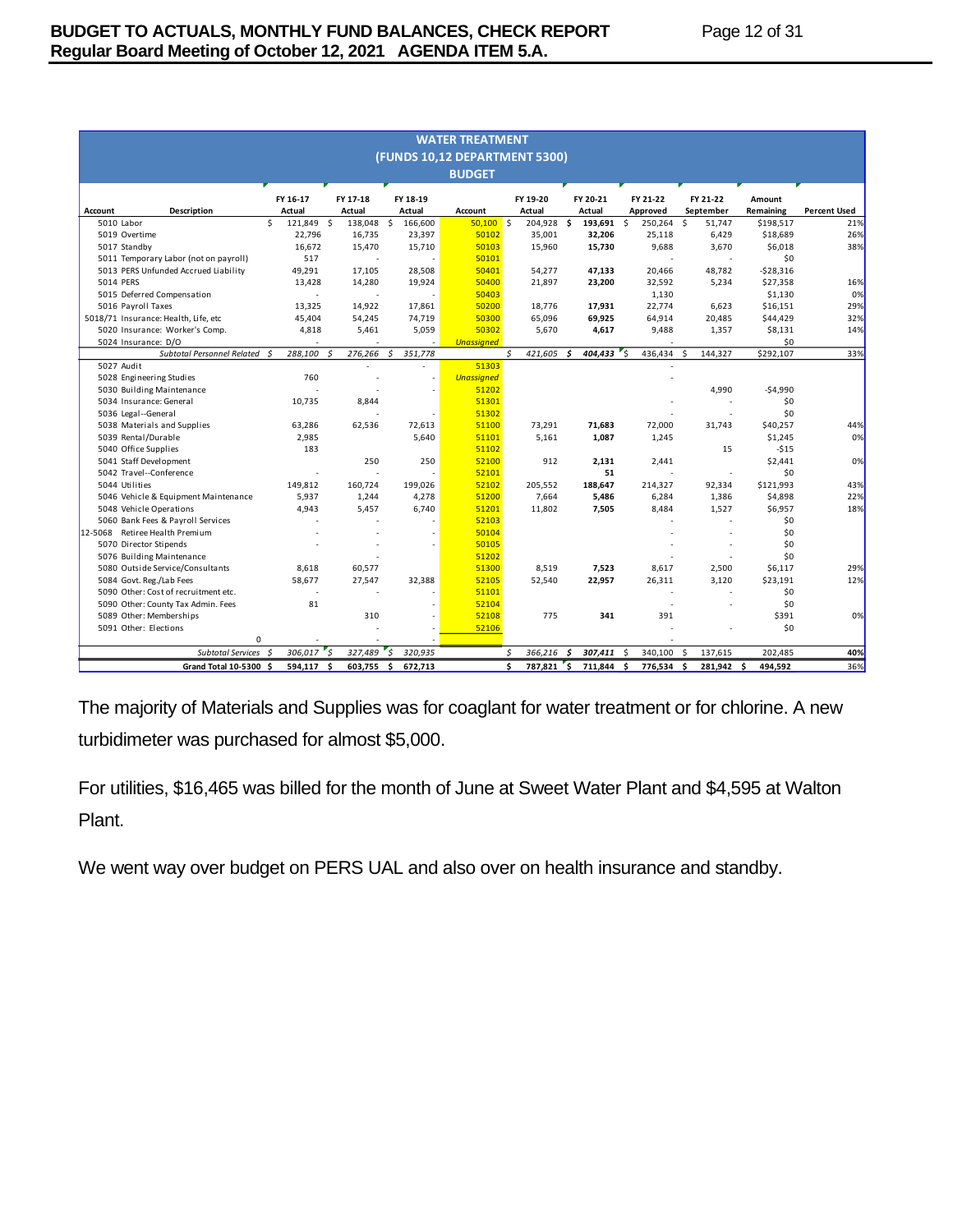## WATER TREATMENT
## (FUNDS 10,12 DEPARTMENT 5300)
## BUDGET

| Account | Description | FY 16-17 Actual | FY 17-18 Actual | FY 18-19 Actual | Account | FY 19-20 Actual | FY 20-21 Actual | FY 21-22 Approved | FY 21-22 September | Amount Remaining | Percent Used |
|---|---|---|---|---|---|---|---|---|---|---|---|
| 5010 | Labor | $ 121,849 | $ 138,048 | $ 166,600 | 50,100 | $ 204,928 | $ 193,691 | $ 250,264 | $ 51,747 | $198,517 | 21% |
| 5019 | Overtime | 22,796 | 16,735 | 23,397 | 50102 | 35,001 | 32,206 | 25,118 | 6,429 | $18,689 | 26% |
| 5017 | Standby | 16,672 | 15,470 | 15,710 | 50103 | 15,960 | 15,730 | 9,688 | 3,670 | $6,018 | 38% |
| 5011 | Temporary Labor (not on payroll) | 517 | - | - | 50101 | | | - | - | $0 | |
| 5013 | PERS Unfunded Accrued Liability | 49,291 | 17,105 | 28,508 | 50401 | 54,277 | 47,133 | 20,466 | 48,782 | -$28,316 | |
| 5014 | PERS | 13,428 | 14,280 | 19,924 | 50400 | 21,897 | 23,200 | 32,592 | 5,234 | $27,358 | 16% |
| 5015 | Deferred Compensation | - | - | - | 50403 | | | 1,130 | | $1,130 | 0% |
| 5016 | Payroll Taxes | 13,325 | 14,922 | 17,861 | 50200 | 18,776 | 17,931 | 22,774 | 6,623 | $16,151 | 29% |
| 5018/71 | Insurance: Health, Life, etc | 45,404 | 54,245 | 74,719 | 50300 | 65,096 | 69,925 | 64,914 | 20,485 | $44,429 | 32% |
| 5020 | Insurance: Worker's Comp. | 4,818 | 5,461 | 5,059 | 50302 | 5,670 | 4,617 | 9,488 | 1,357 | $8,131 | 14% |
| 5024 | Insurance: D/O | - | - | - | Unassigned | | | - | | $0 | |
| | *Subtotal Personnel Related* | *$ 288,100* | *$ 276,266* | *$ 351,778* | | *$ 421,605* | *$ 404,433* | $ 436,434 | $ 144,327 | $292,107 | 33% |
| 5027 | Audit | | - | - | 51303 | | | - | | | |
| 5028 | Engineering Studies | 760 | - | - | Unassigned | | | - | | | |
| 5030 | Building Maintenance | - | - | - | 51202 | | | | 4,990 | -$4,990 | |
| 5034 | Insurance: General | 10,735 | 8,844 | - | 51301 | | | - | - | $0 | |
| 5036 | Legal--General | - | - | - | 51302 | | | - | - | $0 | |
| 5038 | Materials and Supplies | 63,286 | 62,536 | 72,613 | 51100 | 73,291 | 71,683 | 72,000 | 31,743 | $40,257 | 44% |
| 5039 | Rental/Durable | 2,985 | - | 5,640 | 51101 | 5,161 | 1,087 | 1,245 | | $1,245 | 0% |
| 5040 | Office Supplies | 183 | | | 51102 | | | | 15 | -$15 | |
| 5041 | Staff Development | | 250 | 250 | 52100 | 912 | 2,131 | 2,441 | | $2,441 | 0% |
| 5042 | Travel--Conference | - | - | - | 52101 | | 51 | - | - | $0 | |
| 5044 | Utilities | 149,812 | 160,724 | 199,026 | 52102 | 205,552 | 188,647 | 214,327 | 92,334 | $121,993 | 43% |
| 5046 | Vehicle & Equipment Maintenance | 5,937 | 1,244 | 4,278 | 51200 | 7,664 | 5,486 | 6,284 | 1,386 | $4,898 | 22% |
| 5048 | Vehicle Operations | 4,943 | 5,457 | 6,740 | 51201 | 11,802 | 7,505 | 8,484 | 1,527 | $6,957 | 18% |
| 5060 | Bank Fees & Payroll Services | - | - | - | 52103 | | | - | - | $0 | |
| 12-5068 | Retiree Health Premium | - | - | - | 50104 | | | - | - | $0 | |
| 5070 | Director Stipends | - | - | - | 50105 | | | - | - | $0 | |
| 5076 | Building Maintenance | | | - | 51202 | | | - | - | $0 | |
| 5080 | Outside Service/Consultants | 8,618 | 60,577 | - | 51300 | 8,519 | 7,523 | 8,617 | 2,500 | $6,117 | 29% |
| 5084 | Govt. Reg./Lab Fees | 58,677 | 27,547 | 32,388 | 52105 | 52,540 | 22,957 | 26,311 | 3,120 | $23,191 | 12% |
| 5090 | Other: Cost of recruitment etc. | - | - | - | 51101 | | | - | - | $0 | |
| 5090 | Other: County Tax Admin. Fees | 81 | | - | 52104 | | | - | - | $0 | |
| 5089 | Other: Memberships | | 310 | - | 52108 | 775 | 341 | 391 | | $391 | 0% |
| 5091 | Other: Elections | | - | - | 52106 | | | - | - | $0 | |
| | 0 | - | - | - | | | | - | | | |
| | *Subtotal Services* | *$ 306,017* | *$ 327,489* | *$ 320,935* | | *$ 366,216* | *$ 307,411* | $ 340,100 | $ 137,615 | 202,485 | 40% |
| | **Grand Total 10-5300** | **$ 594,117** | **$ 603,755** | **$ 672,713** | | **$ 787,821** | **$ 711,844** | **$ 776,534** | **$ 281,942** | **$ 494,592** | 36% |

The majority of Materials and Supplies was for coaglant for water treatment or for chlorine. A new turbidimeter was purchased for almost $5,000.

For utilities, $16,465 was billed for the month of June at Sweet Water Plant and $4,595 at Walton Plant.

We went way over budget on PERS UAL and also over on health insurance and standby.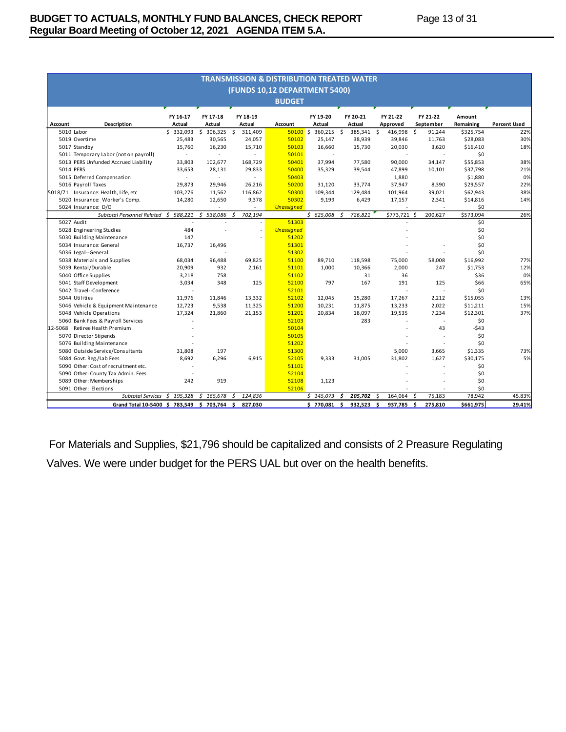**BUDGET TO ACTUALS, MONTHLY FUND BALANCES, CHECK REPORT**
**Regular Board Meeting of October 12, 2021 AGENDA ITEM 5.A.**

## TRANSMISSION & DISTRIBUTION TREATED WATER (FUNDS 10,12 DEPARTMENT 5400) BUDGET

| Account | Description | FY 16-17 Actual | FY 17-18 Actual | FY 18-19 Actual | Account | FY 19-20 Actual | FY 20-21 Actual | FY 21-22 Approved | FY 21-22 September | Amount Remaining | Percent Used |
|---|---|---|---|---|---|---|---|---|---|---|---|
| 5010 | Labor | $ 332,093 | $ 306,325 | $ 311,409 | 50100 | $ 360,215 | $ 385,341 | $ 416,998 | $ 91,244 | $325,754 | 22% |
| 5019 | Overtime | 25,483 | 30,565 | 24,057 | 50102 | 25,147 | 38,939 | 39,846 | 11,763 | $28,083 | 30% |
| 5017 | Standby | 15,760 | 16,230 | 15,710 | 50103 | 16,660 | 15,730 | 20,030 | 3,620 | $16,410 | 18% |
| 5011 | Temporary Labor (not on payroll) | - | - | - | 50101 | - | | - | - | $0 | |
| 5013 | PERS Unfunded Accrued Liability | 33,803 | 102,677 | 168,729 | 50401 | 37,994 | 77,580 | 90,000 | 34,147 | $55,853 | 38% |
| 5014 | PERS | 33,653 | 28,131 | 29,833 | 50400 | 35,329 | 39,544 | 47,899 | 10,101 | $37,798 | 21% |
| 5015 | Deferred Compensation | - | - | - | 50403 | | | 1,880 | | $1,880 | 0% |
| 5016 | Payroll Taxes | 29,873 | 29,946 | 26,216 | 50200 | 31,120 | 33,774 | 37,947 | 8,390 | $29,557 | 22% |
| 5018/71 | Insurance: Health, Life, etc | 103,276 | 11,562 | 116,862 | 50300 | 109,344 | 129,484 | 101,964 | 39,021 | $62,943 | 38% |
| 5020 | Insurance: Worker's Comp. | 14,280 | 12,650 | 9,378 | 50302 | 9,199 | 6,429 | 17,157 | 2,341 | $14,816 | 14% |
| 5024 | Insurance: D/O | | - | - | Unassigned | | | - | - | $0 | |
| | *Subtotal Personnel Related* | *$ 588,221* | *$ 538,086* | *$ 702,194* | | *$ 625,008* | *$ 726,821* | $773,721 | $ 200,627 | $573,094 | 26% |
| 5027 | Audit | - | - | - | 51303 | | | - | | $0 | |
| 5028 | Engineering Studies | 484 | - | - | Unassigned | | | - | | $0 | |
| 5030 | Building Maintenance | 147 | | - | 51202 | | | - | | $0 | |
| 5034 | Insurance: General | 16,737 | 16,496 | | 51301 | | | - | - | $0 | |
| 5036 | Legal--General | - | - | | 51302 | | | - | - | $0 | |
| 5038 | Materials and Supplies | 68,034 | 96,488 | 69,825 | 51100 | 89,710 | 118,598 | 75,000 | 58,008 | $16,992 | 77% |
| 5039 | Rental/Durable | 20,909 | 932 | 2,161 | 51101 | 1,000 | 10,366 | 2,000 | 247 | $1,753 | 12% |
| 5040 | Office Supplies | 3,218 | 758 | | 51102 | | 31 | 36 | | $36 | 0% |
| 5041 | Staff Development | 3,034 | 348 | 125 | 52100 | 797 | 167 | 191 | 125 | $66 | 65% |
| 5042 | Travel--Conference | - | | | 52101 | | | - | - | $0 | |
| 5044 | Utilities | 11,976 | 11,846 | 13,332 | 52102 | 12,045 | 15,280 | 17,267 | 2,212 | $15,055 | 13% |
| 5046 | Vehicle & Equipment Maintenance | 12,723 | 9,538 | 11,325 | 51200 | 10,231 | 11,875 | 13,233 | 2,022 | $11,211 | 15% |
| 5048 | Vehicle Operations | 17,324 | 21,860 | 21,153 | 51201 | 20,834 | 18,097 | 19,535 | 7,234 | $12,301 | 37% |
| 5060 | Bank Fees & Payroll Services | - | | | 52103 | | 283 | - | | $0 | |
| 12-5068 | Retiree Health Premium | - | | | 50104 | | | - | 43 | -$43 | |
| 5070 | Director Stipends | - | | | 50105 | | | - | - | $0 | |
| 5076 | Building Maintenance | - | | | 51202 | | | - | - | $0 | |
| 5080 | Outside Service/Consultants | 31,808 | 197 | | 51300 | | | 5,000 | 3,665 | $1,335 | 73% |
| 5084 | Govt. Reg./Lab Fees | 8,692 | 6,296 | 6,915 | 52105 | 9,333 | 31,005 | 31,802 | 1,627 | $30,175 | 5% |
| 5090 | Other: Cost of recruitment etc. | - | | | 51101 | | | - | - | $0 | |
| 5090 | Other: County Tax Admin. Fees | - | | | 52104 | | | - | - | $0 | |
| 5089 | Other: Memberships | 242 | 919 | | 52108 | 1,123 | | - | - | $0 | |
| 5091 | Other: Elections | - | | | 52106 | | | - | - | $0 | |
| | *Subtotal Services* | *$ 195,328* | *$ 165,678* | *$ 124,836* | | *$ 145,073* | ***$ 205,702*** | $ 164,064 | $ 75,183 | 78,942 | 45.83% |
| | **Grand Total 10-5400** | **$ 783,549** | **$ 703,764** | **$ 827,030** | | **$ 770,081** | **$ 932,523** | **$ 937,785** | **$ 275,810** | **$661,975** | **29.41%** |

For Materials and Supplies, $21,796 should be capitalized and consists of 2 Preasure Regulating Valves. We were under budget for the PERS UAL but over on the health benefits.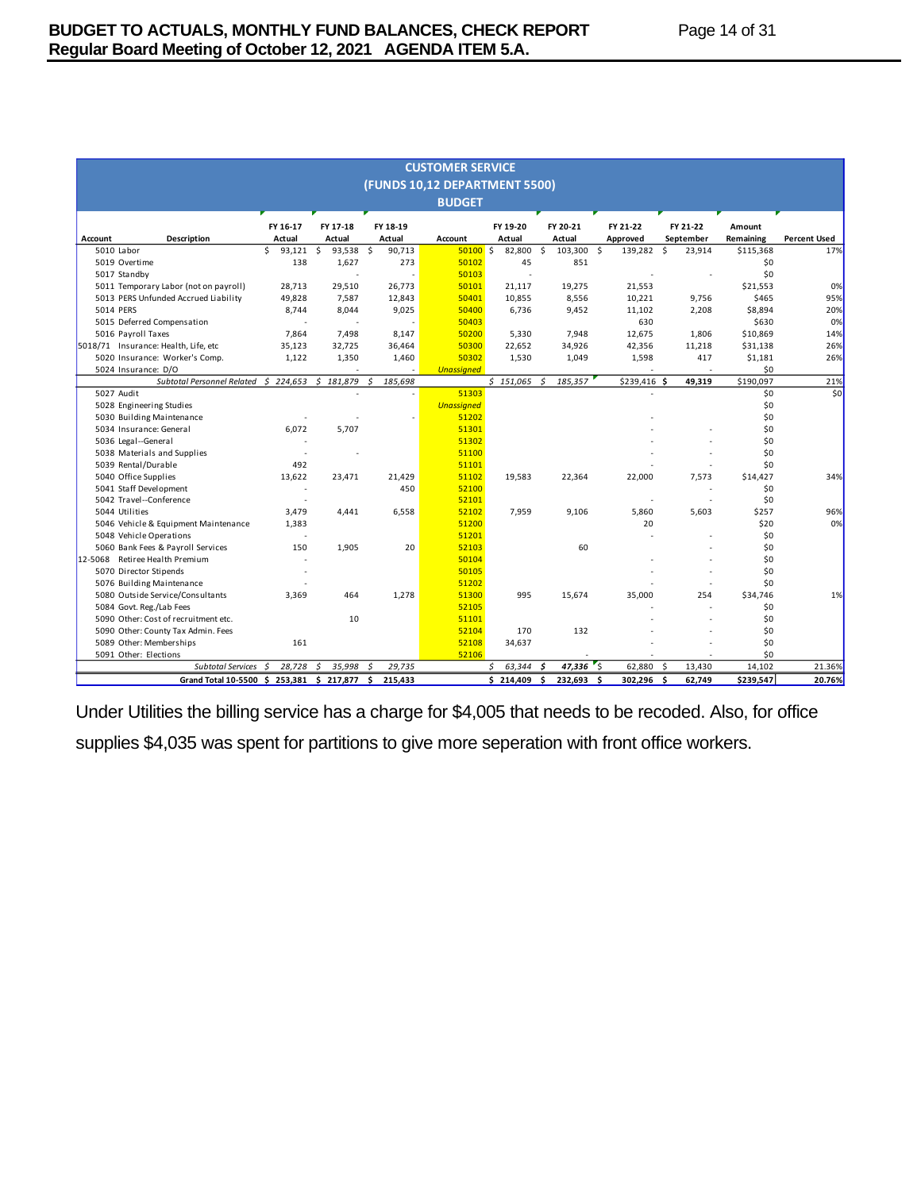| CUSTOMER SERVICE (FUNDS 10,12 DEPARTMENT 5500) BUDGET | | | | | | | | | | | |
|---|---|---|---|---|---|---|---|---|---|---|---|
| Account | Description | FY 16-17 Actual | FY 17-18 Actual | FY 18-19 Actual | Account | FY 19-20 Actual | FY 20-21 Actual | FY 21-22 Approved | FY 21-22 September | Amount Remaining | Percent Used |
| 5010 | Labor | $ 93,121 | $ 93,538 | $ 90,713 | 50100 | $ 82,800 | $ 103,300 | $ 139,282 | $ 23,914 | $115,368 | 17% |
| 5019 | Overtime | 138 | 1,627 | 273 | 50102 | 45 | 851 | | | $0 | |
| 5017 | Standby | | - | - | 50103 | - | | - | - | $0 | |
| 5011 | Temporary Labor (not on payroll) | 28,713 | 29,510 | 26,773 | 50101 | 21,117 | 19,275 | 21,553 | | $21,553 | 0% |
| 5013 | PERS Unfunded Accrued Liability | 49,828 | 7,587 | 12,843 | 50401 | 10,855 | 8,556 | 10,221 | 9,756 | $465 | 95% |
| 5014 | PERS | 8,744 | 8,044 | 9,025 | 50400 | 6,736 | 9,452 | 11,102 | 2,208 | $8,894 | 20% |
| 5015 | Deferred Compensation | - | - | - | 50403 | | | 630 | | $630 | 0% |
| 5016 | Payroll Taxes | 7,864 | 7,498 | 8,147 | 50200 | 5,330 | 7,948 | 12,675 | 1,806 | $10,869 | 14% |
| 5018/71 | Insurance: Health, Life, etc | 35,123 | 32,725 | 36,464 | 50300 | 22,652 | 34,926 | 42,356 | 11,218 | $31,138 | 26% |
| 5020 | Insurance: Worker's Comp. | 1,122 | 1,350 | 1,460 | 50302 | 1,530 | 1,049 | 1,598 | 417 | $1,181 | 26% |
| 5024 | Insurance: D/O | | - | - | Unassigned | | | - | - | $0 | |
| | *Subtotal Personnel Related* | *$ 224,653* | *$ 181,879* | *$ 185,698* | | *$ 151,065* | *$ 185,357* | $239,416 | $ 49,319 | $190,097 | 21% |
| 5027 | Audit | | - | - | 51303 | | | - | | $0 | $0 |
| 5028 | Engineering Studies | | | | Unassigned | | | | | $0 | |
| 5030 | Building Maintenance | - | - | - | 51202 | | | - | | $0 | |
| 5034 | Insurance: General | 6,072 | 5,707 | | 51301 | | | - | - | $0 | |
| 5036 | Legal--General | - | | | 51302 | | | - | - | $0 | |
| 5038 | Materials and Supplies | - | - | | 51100 | | | - | - | $0 | |
| 5039 | Rental/Durable | 492 | | | 51101 | | | - | - | $0 | |
| 5040 | Office Supplies | 13,622 | 23,471 | 21,429 | 51102 | 19,583 | 22,364 | 22,000 | 7,573 | $14,427 | 34% |
| 5041 | Staff Development | - | | 450 | 52100 | | | | - | $0 | |
| 5042 | Travel--Conference | - | | | 52101 | | | - | - | $0 | |
| 5044 | Utilities | 3,479 | 4,441 | 6,558 | 52102 | 7,959 | 9,106 | 5,860 | 5,603 | $257 | 96% |
| 5046 | Vehicle & Equipment Maintenance | 1,383 | | | 51200 | | | 20 | | $20 | 0% |
| 5048 | Vehicle Operations | - | | | 51201 | | | - | - | $0 | |
| 5060 | Bank Fees & Payroll Services | 150 | 1,905 | 20 | 52103 | | 60 | - | - | $0 | |
| 12-5068 | Retiree Health Premium | - | | | 50104 | | | - | - | $0 | |
| 5070 | Director Stipends | - | | | 50105 | | | - | - | $0 | |
| 5076 | Building Maintenance | - | | | 51202 | | | - | - | $0 | |
| 5080 | Outside Service/Consultants | 3,369 | 464 | 1,278 | 51300 | 995 | 15,674 | 35,000 | 254 | $34,746 | 1% |
| 5084 | Govt. Reg./Lab Fees | | | | 52105 | | | - | - | $0 | |
| 5090 | Other: Cost of recruitment etc. | | 10 | | 51101 | | | - | - | $0 | |
| 5090 | Other: County Tax Admin. Fees | | | | 52104 | 170 | 132 | - | - | $0 | |
| 5089 | Other: Memberships | 161 | | | 52108 | 34,637 | | - | - | $0 | |
| 5091 | Other: Elections | | | | 52106 | | - | - | - | $0 | |
| | *Subtotal Services* | *$ 28,728* | *$ 35,998* | *$ 29,735* | | *$ 63,344* | *$ 47,336* | $ 62,880 | $ 13,430 | 14,102 | 21.36% |
| | **Grand Total 10-5500** | **$ 253,381** | **$ 217,877** | **$ 215,433** | | **$ 214,409** | **$ 232,693** | **$ 302,296** | **$ 62,749** | **$239,547** | **20.76%** |

Under Utilities the billing service has a charge for $4,005 that needs to be recoded. Also, for office supplies $4,035 was spent for partitions to give more seperation with front office workers.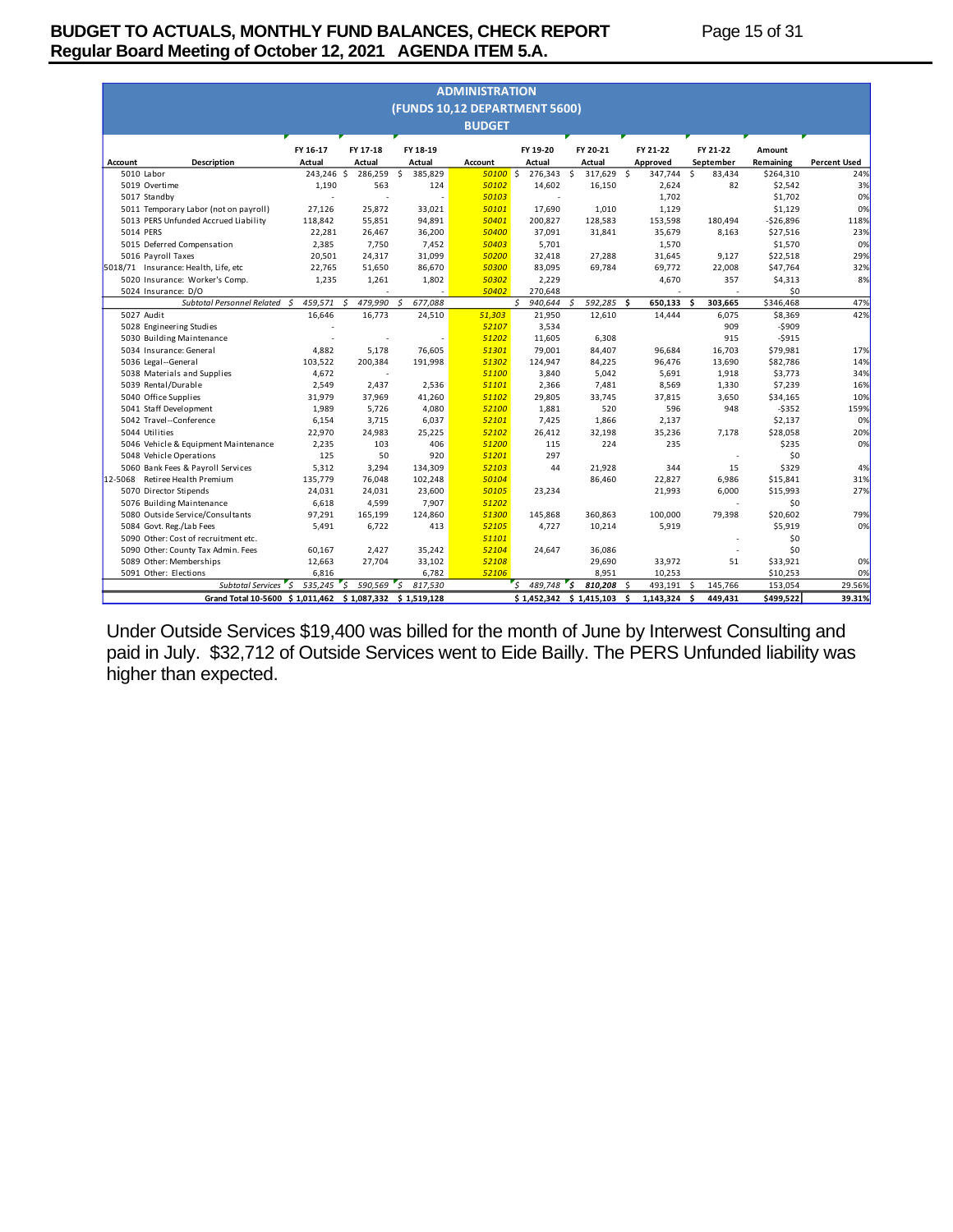# ADMINISTRATION
## (FUNDS 10,12 DEPARTMENT 5600)
### BUDGET

| Account | Description | FY 16-17 Actual | FY 17-18 Actual | FY 18-19 Actual | Account | FY 19-20 Actual | FY 20-21 Actual | FY 21-22 Approved | FY 21-22 September | Amount Remaining | Percent Used |
|---|---|---|---|---|---|---|---|---|---|---|---|
| 5010 | Labor | 243,246 $ | 286,259 $ | 385,829 | 50100 | $ 276,343 | $ 317,629 | $ 347,744 | $ 83,434 | $264,310 | 24% |
| 5019 | Overtime | 1,190 | 563 | 124 | 50102 | 14,602 | 16,150 | 2,624 | 82 | $2,542 | 3% |
| 5017 | Standby | - | - | - | 50103 | - | | 1,702 | | $1,702 | 0% |
| 5011 | Temporary Labor (not on payroll) | 27,126 | 25,872 | 33,021 | 50101 | 17,690 | 1,010 | 1,129 | | $1,129 | 0% |
| 5013 | PERS Unfunded Accrued Liability | 118,842 | 55,851 | 94,891 | 50401 | 200,827 | 128,583 | 153,598 | 180,494 | -$26,896 | 118% |
| 5014 | PERS | 22,281 | 26,467 | 36,200 | 50400 | 37,091 | 31,841 | 35,679 | 8,163 | $27,516 | 23% |
| 5015 | Deferred Compensation | 2,385 | 7,750 | 7,452 | 50403 | 5,701 | | 1,570 | | $1,570 | 0% |
| 5016 | Payroll Taxes | 20,501 | 24,317 | 31,099 | 50200 | 32,418 | 27,288 | 31,645 | 9,127 | $22,518 | 29% |
| 5018/71 | Insurance: Health, Life, etc | 22,765 | 51,650 | 86,670 | 50300 | 83,095 | 69,784 | 69,772 | 22,008 | $47,764 | 32% |
| 5020 | Insurance: Worker's Comp. | 1,235 | 1,261 | 1,802 | 50302 | 2,229 | | 4,670 | 357 | $4,313 | 8% |
| 5024 | Insurance: D/O | | - | - | 50402 | 270,648 | | - | - | $0 | |
| | *Subtotal Personnel Related* | *$ 459,571* | *$ 479,990* | *$ 677,088* | | *$ 940,644* | *$ 592,285* | **$ 650,133** | **$ 303,665** | $346,468 | 47% |
| 5027 | Audit | 16,646 | 16,773 | 24,510 | 51,303 | 21,950 | 12,610 | 14,444 | 6,075 | $8,369 | 42% |
| 5028 | Engineering Studies | - | | | 52107 | 3,534 | | | 909 | -$909 | |
| 5030 | Building Maintenance | - | - | - | 51202 | 11,605 | 6,308 | | 915 | -$915 | |
| 5034 | Insurance: General | 4,882 | 5,178 | 76,605 | 51301 | 79,001 | 84,407 | 96,684 | 16,703 | $79,981 | 17% |
| 5036 | Legal--General | 103,522 | 200,384 | 191,998 | 51302 | 124,947 | 84,225 | 96,476 | 13,690 | $82,786 | 14% |
| 5038 | Materials and Supplies | 4,672 | - | | 51100 | 3,840 | 5,042 | 5,691 | 1,918 | $3,773 | 34% |
| 5039 | Rental/Durable | 2,549 | 2,437 | 2,536 | 51101 | 2,366 | 7,481 | 8,569 | 1,330 | $7,239 | 16% |
| 5040 | Office Supplies | 31,979 | 37,969 | 41,260 | 51102 | 29,805 | 33,745 | 37,815 | 3,650 | $34,165 | 10% |
| 5041 | Staff Development | 1,989 | 5,726 | 4,080 | 52100 | 1,881 | 520 | 596 | 948 | -$352 | 159% |
| 5042 | Travel--Conference | 6,154 | 3,715 | 6,037 | 52101 | 7,425 | 1,866 | 2,137 | | $2,137 | 0% |
| 5044 | Utilities | 22,970 | 24,983 | 25,225 | 52102 | 26,412 | 32,198 | 35,236 | 7,178 | $28,058 | 20% |
| 5046 | Vehicle & Equipment Maintenance | 2,235 | 103 | 406 | 51200 | 115 | 224 | 235 | | $235 | 0% |
| 5048 | Vehicle Operations | 125 | 50 | 920 | 51201 | 297 | | | - | $0 | |
| 5060 | Bank Fees & Payroll Services | 5,312 | 3,294 | 134,309 | 52103 | 44 | 21,928 | 344 | 15 | $329 | 4% |
| 12-5068 | Retiree Health Premium | 135,779 | 76,048 | 102,248 | 50104 | | 86,460 | 22,827 | 6,986 | $15,841 | 31% |
| 5070 | Director Stipends | 24,031 | 24,031 | 23,600 | 50105 | 23,234 | | 21,993 | 6,000 | $15,993 | 27% |
| 5076 | Building Maintenance | 6,618 | 4,599 | 7,907 | 51202 | | | | - | $0 | |
| 5080 | Outside Service/Consultants | 97,291 | 165,199 | 124,860 | 51300 | 145,868 | 360,863 | 100,000 | 79,398 | $20,602 | 79% |
| 5084 | Govt. Reg./Lab Fees | 5,491 | 6,722 | 413 | 52105 | 4,727 | 10,214 | 5,919 | | $5,919 | 0% |
| 5090 | Other: Cost of recruitment etc. | | | | 51101 | | | | - | $0 | |
| 5090 | Other: County Tax Admin. Fees | 60,167 | 2,427 | 35,242 | 52104 | 24,647 | 36,086 | | - | $0 | |
| 5089 | Other: Memberships | 12,663 | 27,704 | 33,102 | 52108 | | 29,690 | 33,972 | 51 | $33,921 | 0% |
| 5091 | Other: Elections | 6,816 | | 6,782 | 52106 | | 8,951 | 10,253 | | $10,253 | 0% |
| | *Subtotal Services* | *$ 535,245* | *$ 590,569* | *$ 817,530* | | *$ 489,748* | ***$ 810,208*** | $ 493,191 | $ 145,766 | 153,054 | 29.56% |
| | **Grand Total 10-5600** | **$ 1,011,462** | **$ 1,087,332** | **$ 1,519,128** | | **$ 1,452,392** | **$ 1,415,103** | **$ 1,143,324** | **$ 449,431** | **$499,522** | **39.31%** |

Under Outside Services $19,400 was billed for the month of June by Interwest Consulting and paid in July. $32,712 of Outside Services went to Eide Bailly. The PERS Unfunded liability was higher than expected.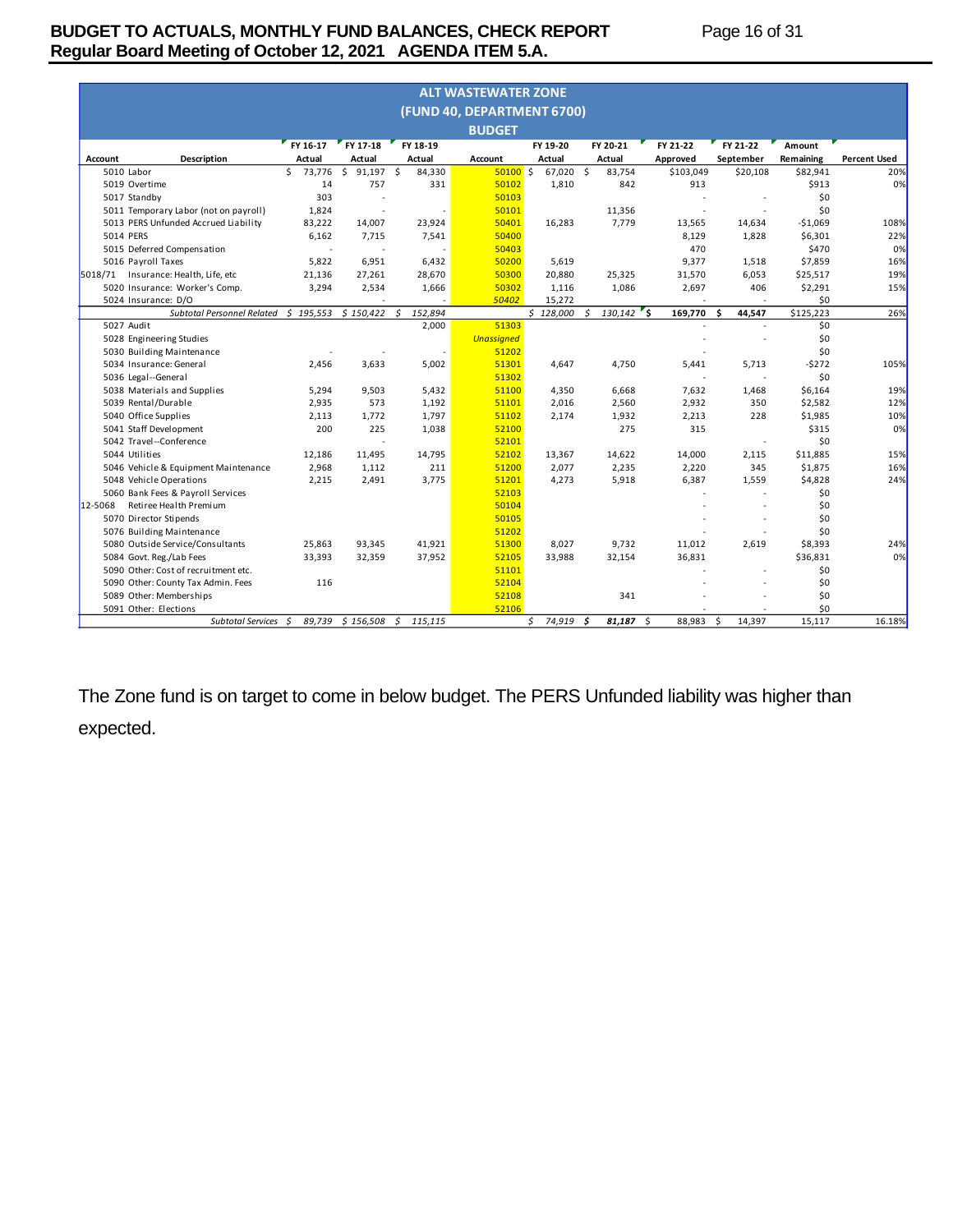## ALT WASTEWATER ZONE
## (FUND 40, DEPARTMENT 6700)
## BUDGET

| Account | Description | FY 16-17 Actual | FY 17-18 Actual | FY 18-19 Actual | Account | FY 19-20 Actual | FY 20-21 Actual | FY 21-22 Approved | FY 21-22 September | Amount Remaining | Percent Used |
|---|---|---|---|---|---|---|---|---|---|---|---|
| 5010 | Labor | $ 73,776 | $ 91,197 | $ 84,330 | 50100 | $ 67,020 | $ 83,754 | $103,049 | $20,108 | $82,941 | 20% |
| 5019 | Overtime | 14 | 757 | 331 | 50102 | 1,810 | 842 | 913 | | $913 | 0% |
| 5017 | Standby | 303 | - | | 50103 | | | - | - | $0 | |
| 5011 | Temporary Labor (not on payroll) | 1,824 | - | - | 50101 | | 11,356 | - | - | $0 | |
| 5013 | PERS Unfunded Accrued Liability | 83,222 | 14,007 | 23,924 | 50401 | 16,283 | 7,779 | 13,565 | 14,634 | -$1,069 | 108% |
| 5014 | PERS | 6,162 | 7,715 | 7,541 | 50400 | | | 8,129 | 1,828 | $6,301 | 22% |
| 5015 | Deferred Compensation | - | - | - | 50403 | | | 470 | | $470 | 0% |
| 5016 | Payroll Taxes | 5,822 | 6,951 | 6,432 | 50200 | 5,619 | | 9,377 | 1,518 | $7,859 | 16% |
| 5018/71 | Insurance: Health, Life, etc | 21,136 | 27,261 | 28,670 | 50300 | 20,880 | 25,325 | 31,570 | 6,053 | $25,517 | 19% |
| 5020 | Insurance: Worker's Comp. | 3,294 | 2,534 | 1,666 | 50302 | 1,116 | 1,086 | 2,697 | 406 | $2,291 | 15% |
| 5024 | Insurance: D/O | | - | - | 50402 | 15,272 | | - | - | $0 | |
| | *Subtotal Personnel Related* | *$ 195,553* | *$ 150,422* | *$ 152,894* | | *$ 128,000* | *$ 130,142* | **$ 169,770** | **$ 44,547** | $125,223 | 26% |
| 5027 | Audit | | | 2,000 | 51303 | | | - | - | $0 | |
| 5028 | Engineering Studies | | | | *Unassigned* | | | - | - | $0 | |
| 5030 | Building Maintenance | - | - | - | 51202 | | | - | | $0 | |
| 5034 | Insurance: General | 2,456 | 3,633 | 5,002 | 51301 | 4,647 | 4,750 | 5,441 | 5,713 | -$272 | 105% |
| 5036 | Legal--General | | | | 51302 | | | - | - | $0 | |
| 5038 | Materials and Supplies | 5,294 | 9,503 | 5,432 | 51100 | 4,350 | 6,668 | 7,632 | 1,468 | $6,164 | 19% |
| 5039 | Rental/Durable | 2,935 | 573 | 1,192 | 51101 | 2,016 | 2,560 | 2,932 | 350 | $2,582 | 12% |
| 5040 | Office Supplies | 2,113 | 1,772 | 1,797 | 51102 | 2,174 | 1,932 | 2,213 | 228 | $1,985 | 10% |
| 5041 | Staff Development | 200 | 225 | 1,038 | 52100 | | 275 | 315 | | $315 | 0% |
| 5042 | Travel--Conference | | - | | 52101 | | | | - | $0 | |
| 5044 | Utilities | 12,186 | 11,495 | 14,795 | 52102 | 13,367 | 14,622 | 14,000 | 2,115 | $11,885 | 15% |
| 5046 | Vehicle & Equipment Maintenance | 2,968 | 1,112 | 211 | 51200 | 2,077 | 2,235 | 2,220 | 345 | $1,875 | 16% |
| 5048 | Vehicle Operations | 2,215 | 2,491 | 3,775 | 51201 | 4,273 | 5,918 | 6,387 | 1,559 | $4,828 | 24% |
| 5060 | Bank Fees & Payroll Services | | | | 52103 | | | - | - | $0 | |
| 12-5068 | Retiree Health Premium | | | | 50104 | | | - | - | $0 | |
| 5070 | Director Stipends | | | | 50105 | | | - | - | $0 | |
| 5076 | Building Maintenance | | | | 51202 | | | - | - | $0 | |
| 5080 | Outside Service/Consultants | 25,863 | 93,345 | 41,921 | 51300 | 8,027 | 9,732 | 11,012 | 2,619 | $8,393 | 24% |
| 5084 | Govt. Reg./Lab Fees | 33,393 | 32,359 | 37,952 | 52105 | 33,988 | 32,154 | 36,831 | | $36,831 | 0% |
| 5090 | Other: Cost of recruitment etc. | | | | 51101 | | | - | - | $0 | |
| 5090 | Other: County Tax Admin. Fees | 116 | | | 52104 | | | - | - | $0 | |
| 5089 | Other: Memberships | | | | 52108 | | 341 | - | - | $0 | |
| 5091 | Other: Elections | | | | 52106 | | | - | - | $0 | |
| | *Subtotal Services* | *$ 89,739* | *$ 156,508* | *$ 115,115* | | *$ 74,919* | ***$ 81,187*** | $ 88,983 | $ 14,397 | 15,117 | 16.18% |

The Zone fund is on target to come in below budget. The PERS Unfunded liability was higher than expected.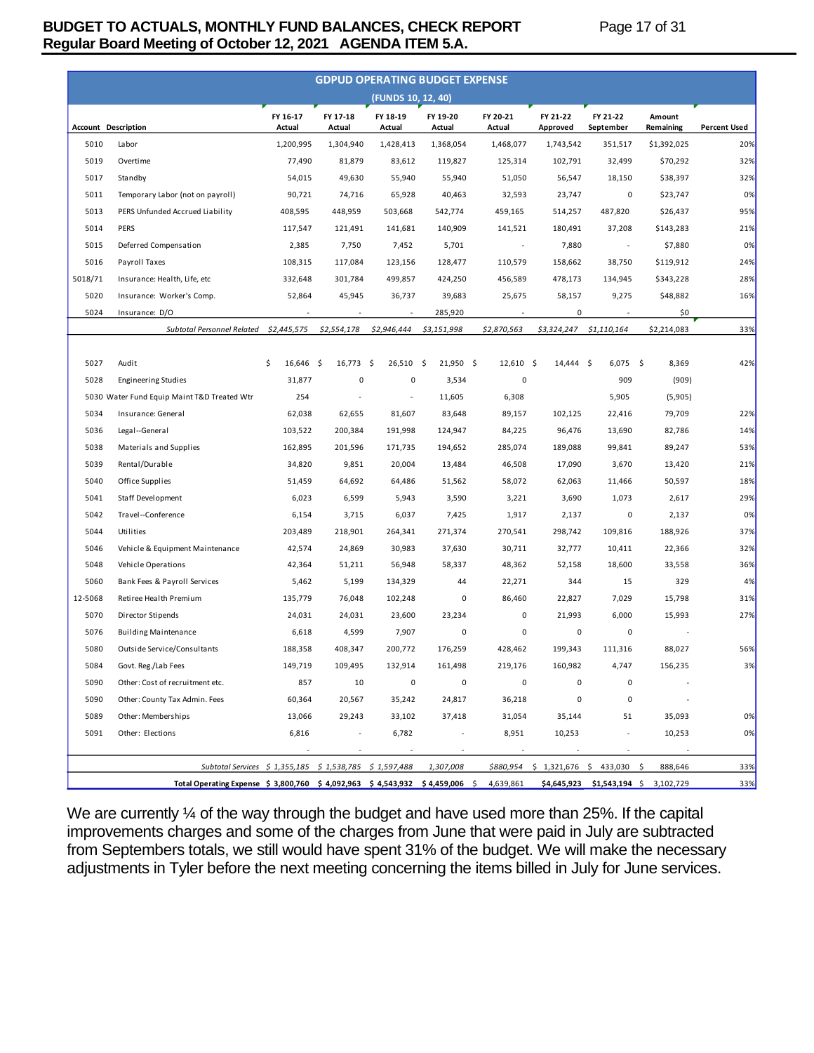## GDPUD OPERATING BUDGET EXPENSE

### (FUNDS 10, 12, 40)

| Account | Description | FY 16-17 Actual | FY 17-18 Actual | FY 18-19 Actual | FY 19-20 Actual | FY 20-21 Actual | FY 21-22 Approved | FY 21-22 September | Amount Remaining | Percent Used |
|---|---|---|---|---|---|---|---|---|---|---|
| 5010 | Labor | 1,200,995 | 1,304,940 | 1,428,413 | 1,368,054 | 1,468,077 | 1,743,542 | 351,517 | $1,392,025 | 20% |
| 5019 | Overtime | 77,490 | 81,879 | 83,612 | 119,827 | 125,314 | 102,791 | 32,499 | $70,292 | 32% |
| 5017 | Standby | 54,015 | 49,630 | 55,940 | 55,940 | 51,050 | 56,547 | 18,150 | $38,397 | 32% |
| 5011 | Temporary Labor (not on payroll) | 90,721 | 74,716 | 65,928 | 40,463 | 32,593 | 23,747 | 0 | $23,747 | 0% |
| 5013 | PERS Unfunded Accrued Liability | 408,595 | 448,959 | 503,668 | 542,774 | 459,165 | 514,257 | 487,820 | $26,437 | 95% |
| 5014 | PERS | 117,547 | 121,491 | 141,681 | 140,909 | 141,521 | 180,491 | 37,208 | $143,283 | 21% |
| 5015 | Deferred Compensation | 2,385 | 7,750 | 7,452 | 5,701 | - | 7,880 | - | $7,880 | 0% |
| 5016 | Payroll Taxes | 108,315 | 117,084 | 123,156 | 128,477 | 110,579 | 158,662 | 38,750 | $119,912 | 24% |
| 5018/71 | Insurance: Health, Life, etc | 332,648 | 301,784 | 499,857 | 424,250 | 456,589 | 478,173 | 134,945 | $343,228 | 28% |
| 5020 | Insurance: Worker's Comp. | 52,864 | 45,945 | 36,737 | 39,683 | 25,675 | 58,157 | 9,275 | $48,882 | 16% |
| 5024 | Insurance: D/O | - | - | - | 285,920 | - | 0 | - | $0 | |
| | *Subtotal Personnel Related* | *$2,445,575* | *$2,554,178* | *$2,946,444* | *$3,151,998* | *$2,870,563* | *$3,324,247* | *$1,110,164* | $2,214,083 | 33% |
| | | | | | | | | | | |
| 5027 | Audit | $ 16,646 | $ 16,773 | $ 26,510 | $ 21,950 | $ 12,610 | $ 14,444 | $ 6,075 | $ 8,369 | 42% |
| 5028 | Engineering Studies | 31,877 | 0 | 0 | 3,534 | 0 | | 909 | (909) | |
| 5030 | Water Fund Equip Maint T&D Treated Wtr | 254 | - | - | 11,605 | 6,308 | | 5,905 | (5,905) | |
| 5034 | Insurance: General | 62,038 | 62,655 | 81,607 | 83,648 | 89,157 | 102,125 | 22,416 | 79,709 | 22% |
| 5036 | Legal--General | 103,522 | 200,384 | 191,998 | 124,947 | 84,225 | 96,476 | 13,690 | 82,786 | 14% |
| 5038 | Materials and Supplies | 162,895 | 201,596 | 171,735 | 194,652 | 285,074 | 189,088 | 99,841 | 89,247 | 53% |
| 5039 | Rental/Durable | 34,820 | 9,851 | 20,004 | 13,484 | 46,508 | 17,090 | 3,670 | 13,420 | 21% |
| 5040 | Office Supplies | 51,459 | 64,692 | 64,486 | 51,562 | 58,072 | 62,063 | 11,466 | 50,597 | 18% |
| 5041 | Staff Development | 6,023 | 6,599 | 5,943 | 3,590 | 3,221 | 3,690 | 1,073 | 2,617 | 29% |
| 5042 | Travel--Conference | 6,154 | 3,715 | 6,037 | 7,425 | 1,917 | 2,137 | 0 | 2,137 | 0% |
| 5044 | Utilities | 203,489 | 218,901 | 264,341 | 271,374 | 270,541 | 298,742 | 109,816 | 188,926 | 37% |
| 5046 | Vehicle & Equipment Maintenance | 42,574 | 24,869 | 30,983 | 37,630 | 30,711 | 32,777 | 10,411 | 22,366 | 32% |
| 5048 | Vehicle Operations | 42,364 | 51,211 | 56,948 | 58,337 | 48,362 | 52,158 | 18,600 | 33,558 | 36% |
| 5060 | Bank Fees & Payroll Services | 5,462 | 5,199 | 134,329 | 44 | 22,271 | 344 | 15 | 329 | 4% |
| 12-5068 | Retiree Health Premium | 135,779 | 76,048 | 102,248 | 0 | 86,460 | 22,827 | 7,029 | 15,798 | 31% |
| 5070 | Director Stipends | 24,031 | 24,031 | 23,600 | 23,234 | 0 | 21,993 | 6,000 | 15,993 | 27% |
| 5076 | Building Maintenance | 6,618 | 4,599 | 7,907 | 0 | 0 | 0 | 0 | - | |
| 5080 | Outside Service/Consultants | 188,358 | 408,347 | 200,772 | 176,259 | 428,462 | 199,343 | 111,316 | 88,027 | 56% |
| 5084 | Govt. Reg./Lab Fees | 149,719 | 109,495 | 132,914 | 161,498 | 219,176 | 160,982 | 4,747 | 156,235 | 3% |
| 5090 | Other: Cost of recruitment etc. | 857 | 10 | 0 | 0 | 0 | 0 | 0 | - | |
| 5090 | Other: County Tax Admin. Fees | 60,364 | 20,567 | 35,242 | 24,817 | 36,218 | 0 | 0 | - | |
| 5089 | Other: Memberships | 13,066 | 29,243 | 33,102 | 37,418 | 31,054 | 35,144 | 51 | 35,093 | 0% |
| 5091 | Other: Elections | 6,816 | - | 6,782 | - | 8,951 | 10,253 | - | 10,253 | 0% |
| | | - | - | - | - | - | - | - | - | |
| | *Subtotal Services* | *$ 1,355,185* | *$ 1,538,785* | *$ 1,597,488* | *1,307,008* | *$880,954* | $ 1,321,676 | $ 433,030 | $ 888,646 | 33% |
| | **Total Operating Expense** | **$ 3,800,760** | **$ 4,092,963** | **$ 4,543,932** | **$ 4,459,006** | $ 4,639,861 | **$4,645,923** | **$1,543,194** | $ 3,102,729 | 33% |

We are currently ¼ of the way through the budget and have used more than 25%. If the capital improvements charges and some of the charges from June that were paid in July are subtracted from Septembers totals, we still would have spent 31% of the budget. We will make the necessary adjustments in Tyler before the next meeting concerning the items billed in July for June services.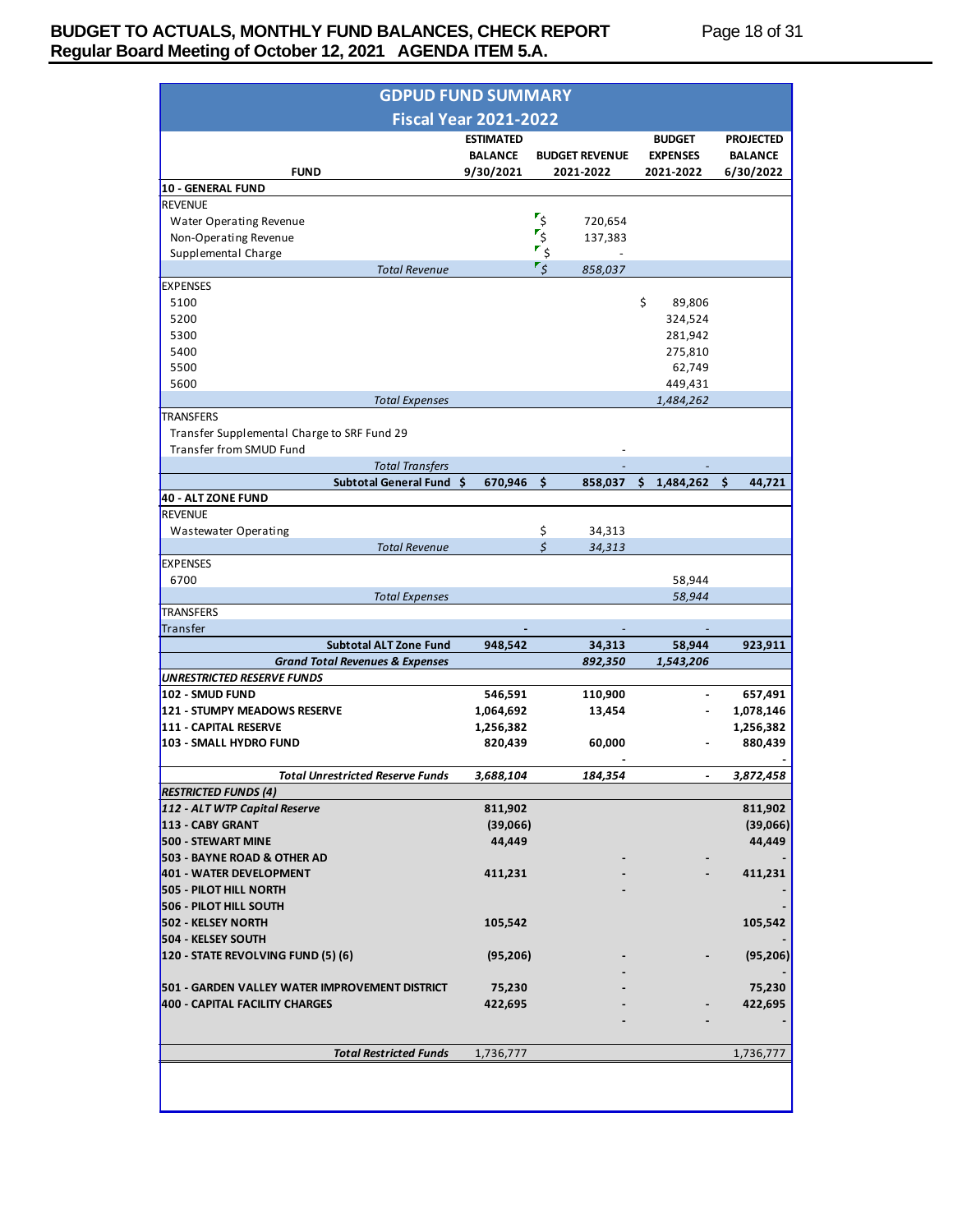# GDPUD FUND SUMMARY
## Fiscal Year 2021-2022

| FUND | ESTIMATED BALANCE 9/30/2021 | BUDGET REVENUE 2021-2022 | BUDGET EXPENSES 2021-2022 | PROJECTED BALANCE 6/30/2022 |
|---|---|---|---|---|
| **10 - GENERAL FUND** | | | | |
| REVENUE | | | | |
| Water Operating Revenue | | $ 720,654 | | |
| Non-Operating Revenue | | $ 137,383 | | |
| Supplemental Charge | | $ - | | |
| *Total Revenue* | | *$ 858,037* | | |
| EXPENSES | | | | |
| 5100 | | | $ 89,806 | |
| 5200 | | | 324,524 | |
| 5300 | | | 281,942 | |
| 5400 | | | 275,810 | |
| 5500 | | | 62,749 | |
| 5600 | | | 449,431 | |
| *Total Expenses* | | | *1,484,262* | |
| TRANSFERS | | | | |
| Transfer Supplemental Charge to SRF Fund 29 | | | | |
| Transfer from SMUD Fund | | - | | |
| *Total Transfers* | | - | - | |
| **Subtotal General Fund** | **$ 670,946** | **$ 858,037** | **$ 1,484,262** | **$ 44,721** |
| **40 - ALT ZONE FUND** | | | | |
| REVENUE | | | | |
| Wastewater Operating | | $ 34,313 | | |
| *Total Revenue* | | *$ 34,313* | | |
| EXPENSES | | | | |
| 6700 | | | 58,944 | |
| *Total Expenses* | | | *58,944* | |
| TRANSFERS | | | | |
| Transfer | - | - | - | |
| **Subtotal ALT Zone Fund** | **948,542** | **34,313** | **58,944** | **923,911** |
| ***Grand Total Revenues & Expenses*** | | ***892,350*** | ***1,543,206*** | |
| ***UNRESTRICTED RESERVE FUNDS*** | | | | |
| **102 - SMUD FUND** | **546,591** | **110,900** | **-** | **657,491** |
| **121 - STUMPY MEADOWS RESERVE** | **1,064,692** | **13,454** | **-** | **1,078,146** |
| **111 - CAPITAL RESERVE** | **1,256,382** | | | **1,256,382** |
| **103 - SMALL HYDRO FUND** | **820,439** | **60,000** | **-** | **880,439** |
| | | - | | - |
| ***Total Unrestricted Reserve Funds*** | ***3,688,104*** | ***184,354*** | **-** | ***3,872,458*** |
| ***RESTRICTED FUNDS (4)*** | | | | |
| ***112 - ALT WTP Capital Reserve*** | **811,902** | | | **811,902** |
| **113 - CABY GRANT** | **(39,066)** | | | **(39,066)** |
| **500 - STEWART MINE** | **44,449** | | | **44,449** |
| **503 - BAYNE ROAD & OTHER AD** | | - | - | - |
| **401 - WATER DEVELOPMENT** | **411,231** | - | - | **411,231** |
| **505 - PILOT HILL NORTH** | | - | | - |
| **506 - PILOT HILL SOUTH** | | | | - |
| **502 - KELSEY NORTH** | **105,542** | | | **105,542** |
| **504 - KELSEY SOUTH** | | | | - |
| **120 - STATE REVOLVING FUND (5) (6)** | **(95,206)** | - | - | **(95,206)** |
| | | - | | - |
| **501 - GARDEN VALLEY WATER IMPROVEMENT DISTRICT** | **75,230** | - | | **75,230** |
| **400 - CAPITAL FACILITY CHARGES** | **422,695** | - | - | **422,695** |
| | | - | - | - |
| ***Total Restricted Funds*** | 1,736,777 | | | 1,736,777 |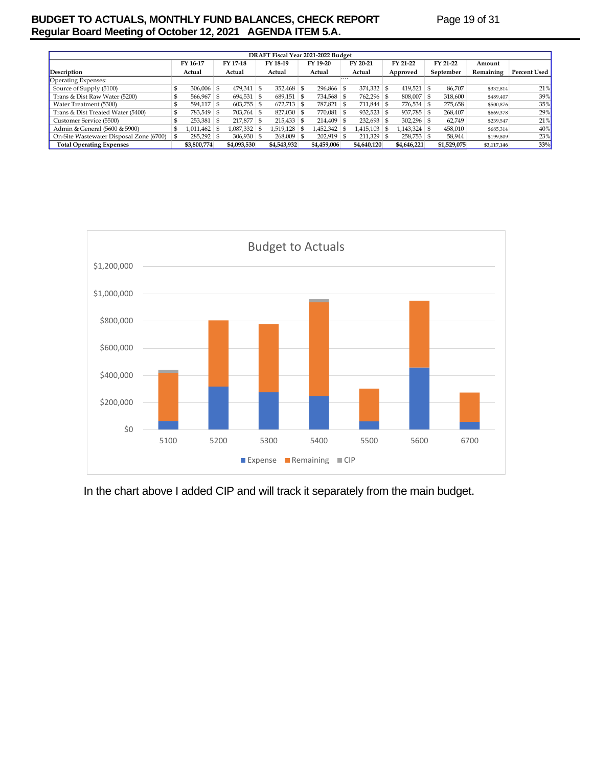| DRAFT Fiscal Year 2021-2022 Budget | | | | | | | | | |
|---|---|---|---|---|---|---|---|---|---|
| Description | FY 16-17 Actual | FY 17-18 Actual | FY 18-19 Actual | FY 19-20 Actual | FY 20-21 Actual | FY 21-22 Approved | FY 21-22 September | Amount Remaining | Percent Used |
| Operating Expenses: | | | | | | | | | |
| Source of Supply (5100) | $ 306,006 | $ 479,341 | $ 352,468 | $ 296,866 | $ 374,332 | $ 419,521 | $ 86,707 | $332,814 | 21% |
| Trans & Dist Raw Water (5200) | $ 566,967 | $ 694,531 | $ 689,151 | $ 734,568 | $ 762,296 | $ 808,007 | $ 318,600 | $489,407 | 39% |
| Water Treatment (5300) | $ 594,117 | $ 603,755 | $ 672,713 | $ 787,821 | $ 711,844 | $ 776,534 | $ 275,658 | $500,876 | 35% |
| Trans & Dist Treated Water (5400) | $ 783,549 | $ 703,764 | $ 827,030 | $ 770,081 | $ 932,523 | $ 937,785 | $ 268,407 | $669,378 | 29% |
| Customer Service (5500) | $ 253,381 | $ 217,877 | $ 215,433 | $ 214,409 | $ 232,693 | $ 302,296 | $ 62,749 | $239,547 | 21% |
| Admin & General (5600 & 5900) | $ 1,011,462 | $ 1,087,332 | $ 1,519,128 | $ 1,452,342 | $ 1,415,103 | $ 1,143,324 | $ 458,010 | $685,314 | 40% |
| On-Site Wastewater Disposal Zone (6700) | $ 285,292 | $ 306,930 | $ 268,009 | $ 202,919 | $ 211,329 | $ 258,753 | $ 58,944 | $199,809 | 23% |
| **Total Operating Expenses** | **$3,800,774** | **$4,093,530** | **$4,543,932** | **$4,459,006** | **$4,640,120** | **$4,646,221** | **$1,529,075** | **$3,117,146** | **33%** |

In the chart above I added CIP and will track it separately from the main budget.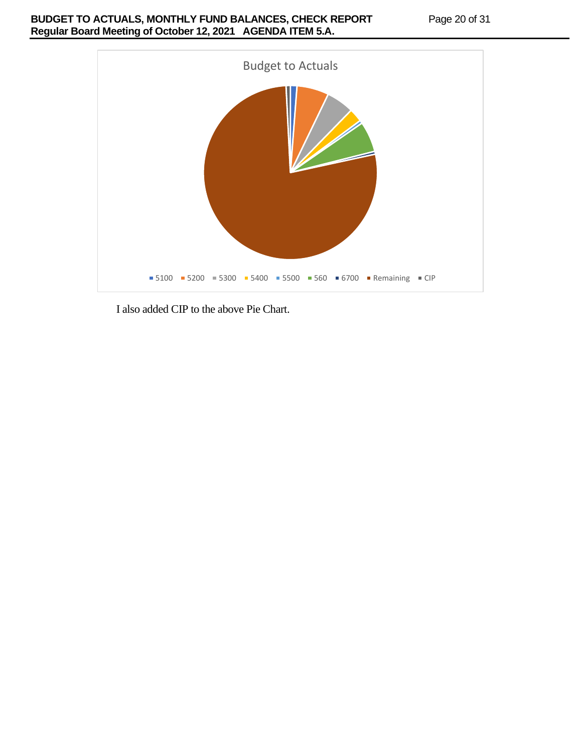Budget to Actuals

5100 5200 5300 5400 5500 560 6700 Remaining CIP

I also added CIP to the above Pie Chart.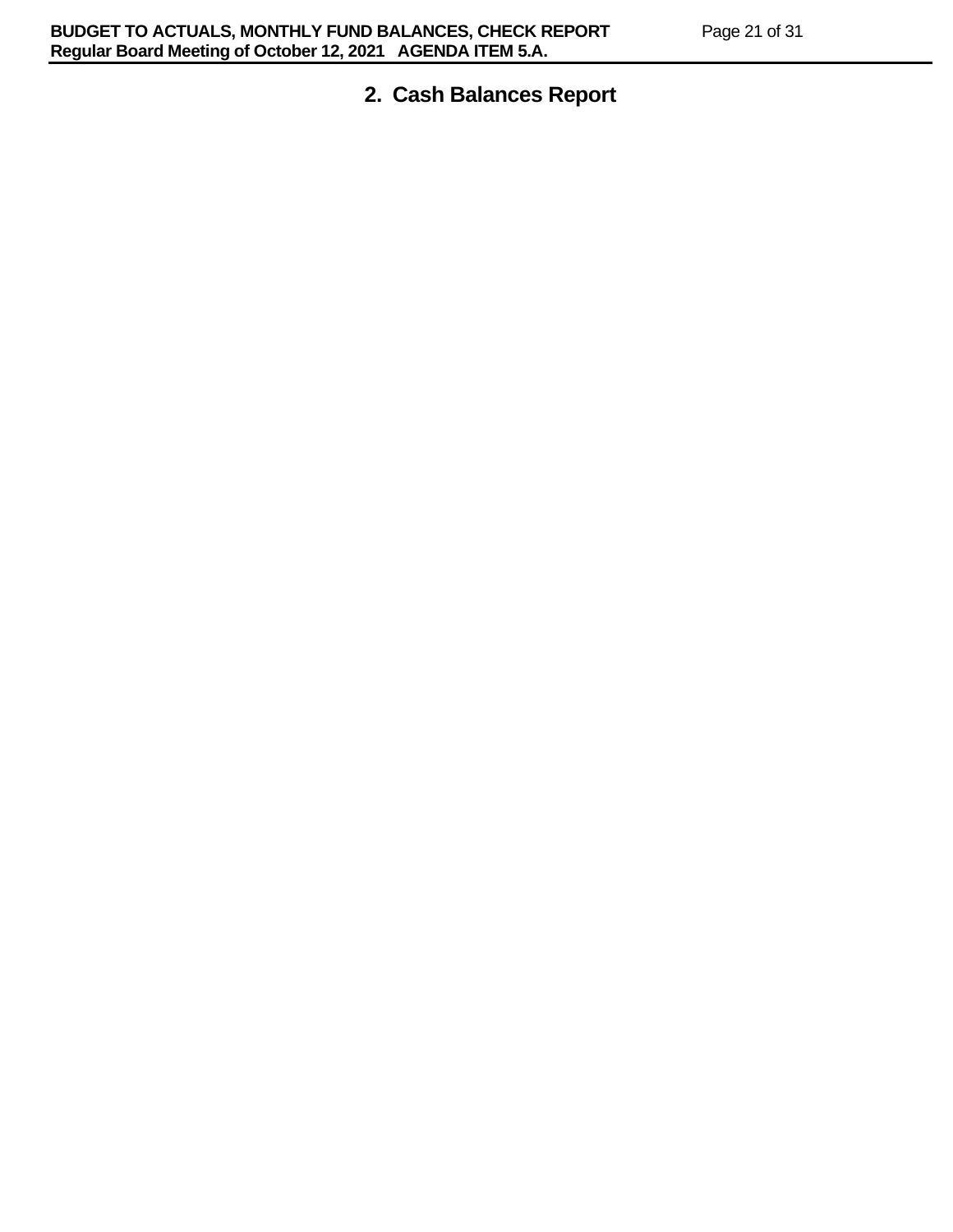## 2. Cash Balances Report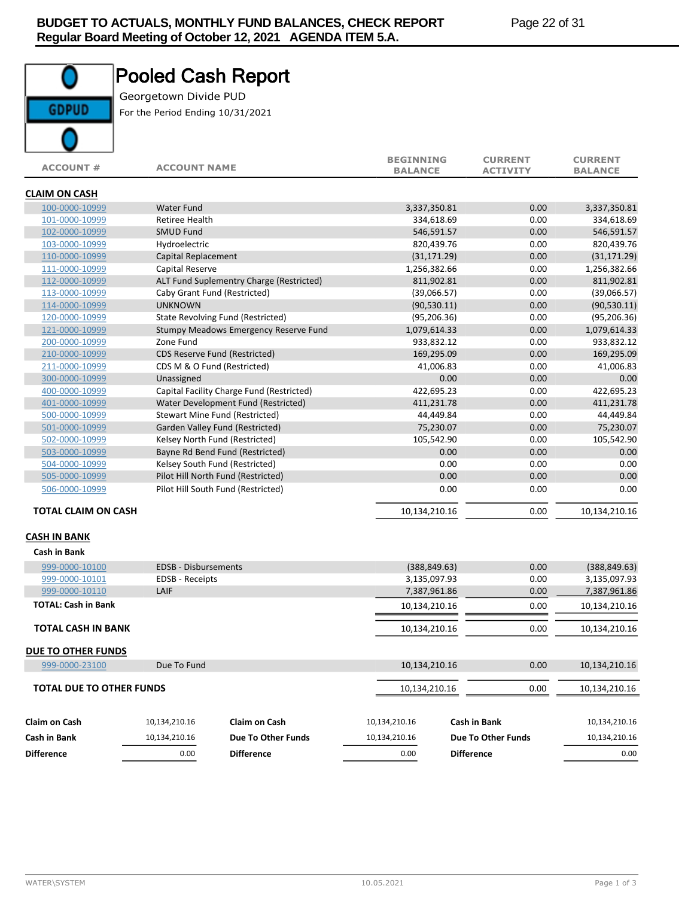# Pooled Cash Report

Georgetown Divide PUD

For the Period Ending 10/31/2021

| ACCOUNT # | ACCOUNT NAME | BEGINNING BALANCE | CURRENT ACTIVITY | CURRENT BALANCE |
|---|---|---|---|---|
| **CLAIM ON CASH** | | | | |
| 100-0000-10999 | Water Fund | 3,337,350.81 | 0.00 | 3,337,350.81 |
| 101-0000-10999 | Retiree Health | 334,618.69 | 0.00 | 334,618.69 |
| 102-0000-10999 | SMUD Fund | 546,591.57 | 0.00 | 546,591.57 |
| 103-0000-10999 | Hydroelectric | 820,439.76 | 0.00 | 820,439.76 |
| 110-0000-10999 | Capital Replacement | (31,171.29) | 0.00 | (31,171.29) |
| 111-0000-10999 | Capital Reserve | 1,256,382.66 | 0.00 | 1,256,382.66 |
| 112-0000-10999 | ALT Fund Suplementry Charge (Restricted) | 811,902.81 | 0.00 | 811,902.81 |
| 113-0000-10999 | Caby Grant Fund (Restricted) | (39,066.57) | 0.00 | (39,066.57) |
| 114-0000-10999 | UNKNOWN | (90,530.11) | 0.00 | (90,530.11) |
| 120-0000-10999 | State Revolving Fund (Restricted) | (95,206.36) | 0.00 | (95,206.36) |
| 121-0000-10999 | Stumpy Meadows Emergency Reserve Fund | 1,079,614.33 | 0.00 | 1,079,614.33 |
| 200-0000-10999 | Zone Fund | 933,832.12 | 0.00 | 933,832.12 |
| 210-0000-10999 | CDS Reserve Fund (Restricted) | 169,295.09 | 0.00 | 169,295.09 |
| 211-0000-10999 | CDS M & O Fund (Restricted) | 41,006.83 | 0.00 | 41,006.83 |
| 300-0000-10999 | Unassigned | 0.00 | 0.00 | 0.00 |
| 400-0000-10999 | Capital Facility Charge Fund (Restricted) | 422,695.23 | 0.00 | 422,695.23 |
| 401-0000-10999 | Water Development Fund (Restricted) | 411,231.78 | 0.00 | 411,231.78 |
| 500-0000-10999 | Stewart Mine Fund (Restricted) | 44,449.84 | 0.00 | 44,449.84 |
| 501-0000-10999 | Garden Valley Fund (Restricted) | 75,230.07 | 0.00 | 75,230.07 |
| 502-0000-10999 | Kelsey North Fund (Restricted) | 105,542.90 | 0.00 | 105,542.90 |
| 503-0000-10999 | Bayne Rd Bend Fund (Restricted) | 0.00 | 0.00 | 0.00 |
| 504-0000-10999 | Kelsey South Fund (Restricted) | 0.00 | 0.00 | 0.00 |
| 505-0000-10999 | Pilot Hill North Fund (Restricted) | 0.00 | 0.00 | 0.00 |
| 506-0000-10999 | Pilot Hill South Fund (Restricted) | 0.00 | 0.00 | 0.00 |
| **TOTAL CLAIM ON CASH** | | 10,134,210.16 | 0.00 | 10,134,210.16 |
| **CASH IN BANK** | | | | |
| **Cash in Bank** | | | | |
| 999-0000-10100 | EDSB - Disbursements | (388,849.63) | 0.00 | (388,849.63) |
| 999-0000-10101 | EDSB - Receipts | 3,135,097.93 | 0.00 | 3,135,097.93 |
| 999-0000-10110 | LAIF | 7,387,961.86 | 0.00 | 7,387,961.86 |
| **TOTAL: Cash in Bank** | | 10,134,210.16 | 0.00 | 10,134,210.16 |
| **TOTAL CASH IN BANK** | | 10,134,210.16 | 0.00 | 10,134,210.16 |
| **DUE TO OTHER FUNDS** | | | | |
| 999-0000-23100 | Due To Fund | 10,134,210.16 | 0.00 | 10,134,210.16 |
| **TOTAL DUE TO OTHER FUNDS** | | 10,134,210.16 | 0.00 | 10,134,210.16 |

| | | | | | |
|---|---|---|---|---|---|
| **Claim on Cash** | 10,134,210.16 | **Claim on Cash** | 10,134,210.16 | **Cash in Bank** | 10,134,210.16 |
| **Cash in Bank** | 10,134,210.16 | **Due To Other Funds** | 10,134,210.16 | **Due To Other Funds** | 10,134,210.16 |
| **Difference** | 0.00 | **Difference** | 0.00 | **Difference** | 0.00 |

WATER\SYSTEM 10.05.2021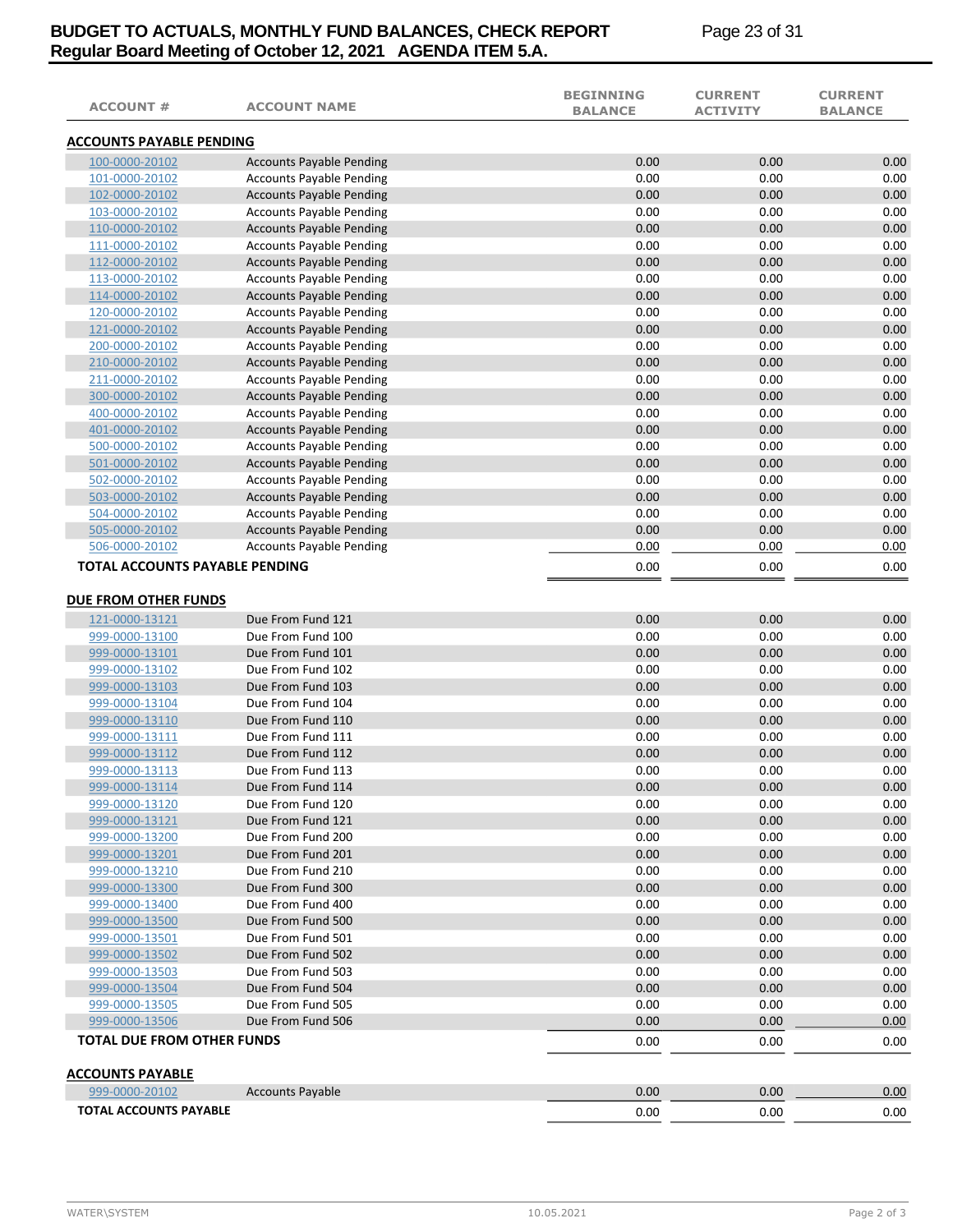| ACCOUNT # | ACCOUNT NAME | BEGINNING BALANCE | CURRENT ACTIVITY | CURRENT BALANCE |
|---|---|---|---|---|
| **ACCOUNTS PAYABLE PENDING** | | | | |
| 100-0000-20102 | Accounts Payable Pending | 0.00 | 0.00 | 0.00 |
| 101-0000-20102 | Accounts Payable Pending | 0.00 | 0.00 | 0.00 |
| 102-0000-20102 | Accounts Payable Pending | 0.00 | 0.00 | 0.00 |
| 103-0000-20102 | Accounts Payable Pending | 0.00 | 0.00 | 0.00 |
| 110-0000-20102 | Accounts Payable Pending | 0.00 | 0.00 | 0.00 |
| 111-0000-20102 | Accounts Payable Pending | 0.00 | 0.00 | 0.00 |
| 112-0000-20102 | Accounts Payable Pending | 0.00 | 0.00 | 0.00 |
| 113-0000-20102 | Accounts Payable Pending | 0.00 | 0.00 | 0.00 |
| 114-0000-20102 | Accounts Payable Pending | 0.00 | 0.00 | 0.00 |
| 120-0000-20102 | Accounts Payable Pending | 0.00 | 0.00 | 0.00 |
| 121-0000-20102 | Accounts Payable Pending | 0.00 | 0.00 | 0.00 |
| 200-0000-20102 | Accounts Payable Pending | 0.00 | 0.00 | 0.00 |
| 210-0000-20102 | Accounts Payable Pending | 0.00 | 0.00 | 0.00 |
| 211-0000-20102 | Accounts Payable Pending | 0.00 | 0.00 | 0.00 |
| 300-0000-20102 | Accounts Payable Pending | 0.00 | 0.00 | 0.00 |
| 400-0000-20102 | Accounts Payable Pending | 0.00 | 0.00 | 0.00 |
| 401-0000-20102 | Accounts Payable Pending | 0.00 | 0.00 | 0.00 |
| 500-0000-20102 | Accounts Payable Pending | 0.00 | 0.00 | 0.00 |
| 501-0000-20102 | Accounts Payable Pending | 0.00 | 0.00 | 0.00 |
| 502-0000-20102 | Accounts Payable Pending | 0.00 | 0.00 | 0.00 |
| 503-0000-20102 | Accounts Payable Pending | 0.00 | 0.00 | 0.00 |
| 504-0000-20102 | Accounts Payable Pending | 0.00 | 0.00 | 0.00 |
| 505-0000-20102 | Accounts Payable Pending | 0.00 | 0.00 | 0.00 |
| 506-0000-20102 | Accounts Payable Pending | 0.00 | 0.00 | 0.00 |
| **TOTAL ACCOUNTS PAYABLE PENDING** | | 0.00 | 0.00 | 0.00 |
| **DUE FROM OTHER FUNDS** | | | | |
| 121-0000-13121 | Due From Fund 121 | 0.00 | 0.00 | 0.00 |
| 999-0000-13100 | Due From Fund 100 | 0.00 | 0.00 | 0.00 |
| 999-0000-13101 | Due From Fund 101 | 0.00 | 0.00 | 0.00 |
| 999-0000-13102 | Due From Fund 102 | 0.00 | 0.00 | 0.00 |
| 999-0000-13103 | Due From Fund 103 | 0.00 | 0.00 | 0.00 |
| 999-0000-13104 | Due From Fund 104 | 0.00 | 0.00 | 0.00 |
| 999-0000-13110 | Due From Fund 110 | 0.00 | 0.00 | 0.00 |
| 999-0000-13111 | Due From Fund 111 | 0.00 | 0.00 | 0.00 |
| 999-0000-13112 | Due From Fund 112 | 0.00 | 0.00 | 0.00 |
| 999-0000-13113 | Due From Fund 113 | 0.00 | 0.00 | 0.00 |
| 999-0000-13114 | Due From Fund 114 | 0.00 | 0.00 | 0.00 |
| 999-0000-13120 | Due From Fund 120 | 0.00 | 0.00 | 0.00 |
| 999-0000-13121 | Due From Fund 121 | 0.00 | 0.00 | 0.00 |
| 999-0000-13200 | Due From Fund 200 | 0.00 | 0.00 | 0.00 |
| 999-0000-13201 | Due From Fund 201 | 0.00 | 0.00 | 0.00 |
| 999-0000-13210 | Due From Fund 210 | 0.00 | 0.00 | 0.00 |
| 999-0000-13300 | Due From Fund 300 | 0.00 | 0.00 | 0.00 |
| 999-0000-13400 | Due From Fund 400 | 0.00 | 0.00 | 0.00 |
| 999-0000-13500 | Due From Fund 500 | 0.00 | 0.00 | 0.00 |
| 999-0000-13501 | Due From Fund 501 | 0.00 | 0.00 | 0.00 |
| 999-0000-13502 | Due From Fund 502 | 0.00 | 0.00 | 0.00 |
| 999-0000-13503 | Due From Fund 503 | 0.00 | 0.00 | 0.00 |
| 999-0000-13504 | Due From Fund 504 | 0.00 | 0.00 | 0.00 |
| 999-0000-13505 | Due From Fund 505 | 0.00 | 0.00 | 0.00 |
| 999-0000-13506 | Due From Fund 506 | 0.00 | 0.00 | 0.00 |
| **TOTAL DUE FROM OTHER FUNDS** | | 0.00 | 0.00 | 0.00 |
| **ACCOUNTS PAYABLE** | | | | |
| 999-0000-20102 | Accounts Payable | 0.00 | 0.00 | 0.00 |
| **TOTAL ACCOUNTS PAYABLE** | | 0.00 | 0.00 | 0.00 |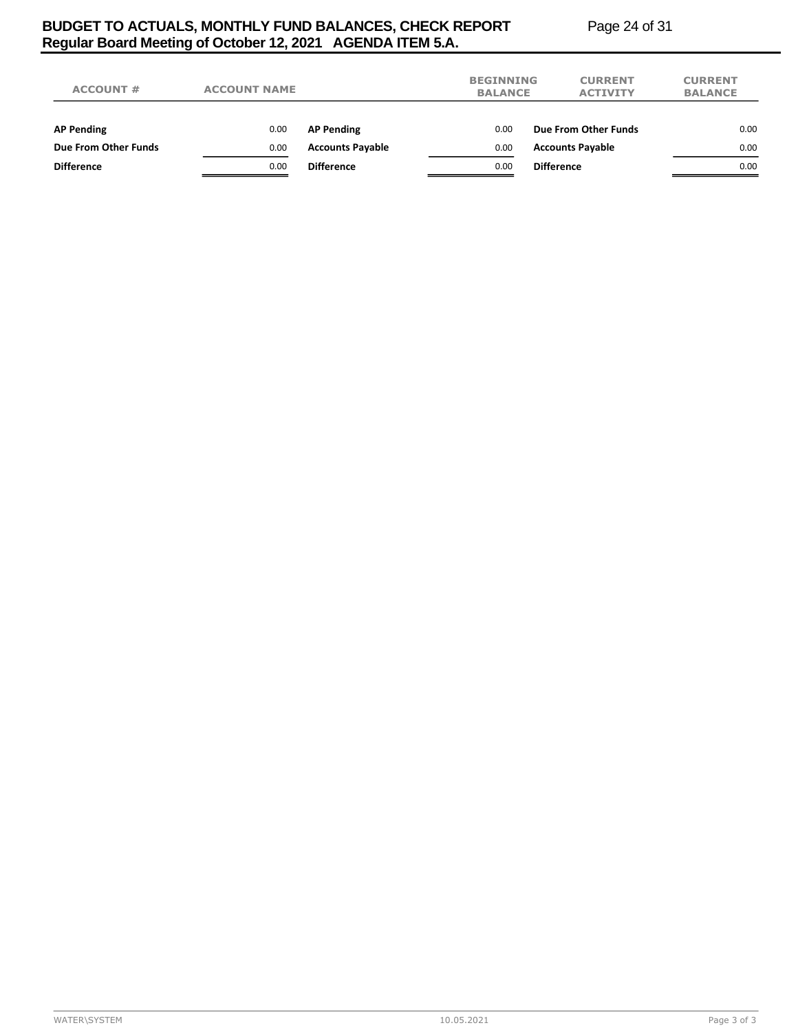| ACCOUNT # | ACCOUNT NAME | | BEGINNING BALANCE | CURRENT ACTIVITY | CURRENT BALANCE |
|---|---|---|---|---|---|
| **AP Pending** | 0.00 | **AP Pending** | 0.00 | **Due From Other Funds** | 0.00 |
| **Due From Other Funds** | 0.00 | **Accounts Payable** | 0.00 | **Accounts Payable** | 0.00 |
| **Difference** | 0.00 | **Difference** | 0.00 | **Difference** | 0.00 |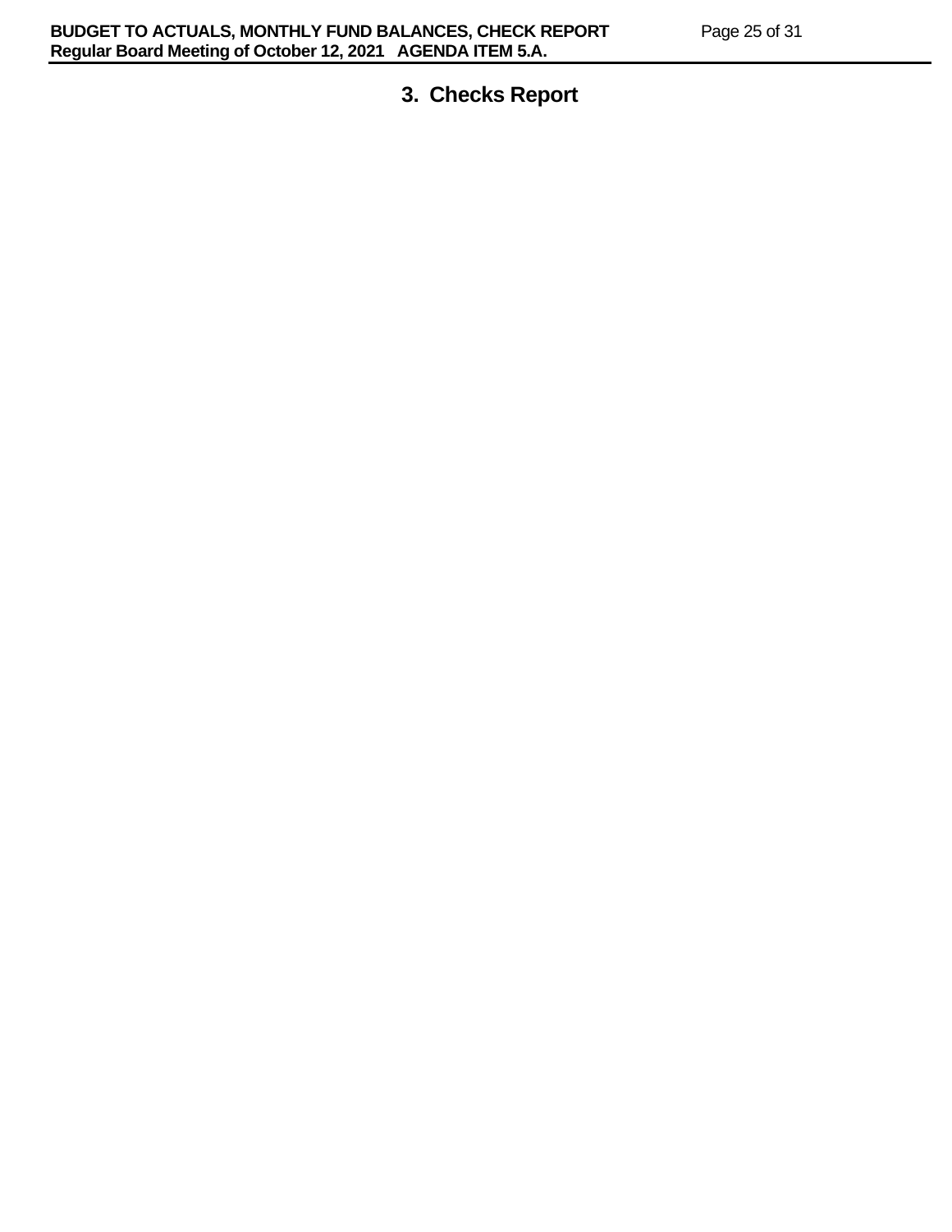## 3. Checks Report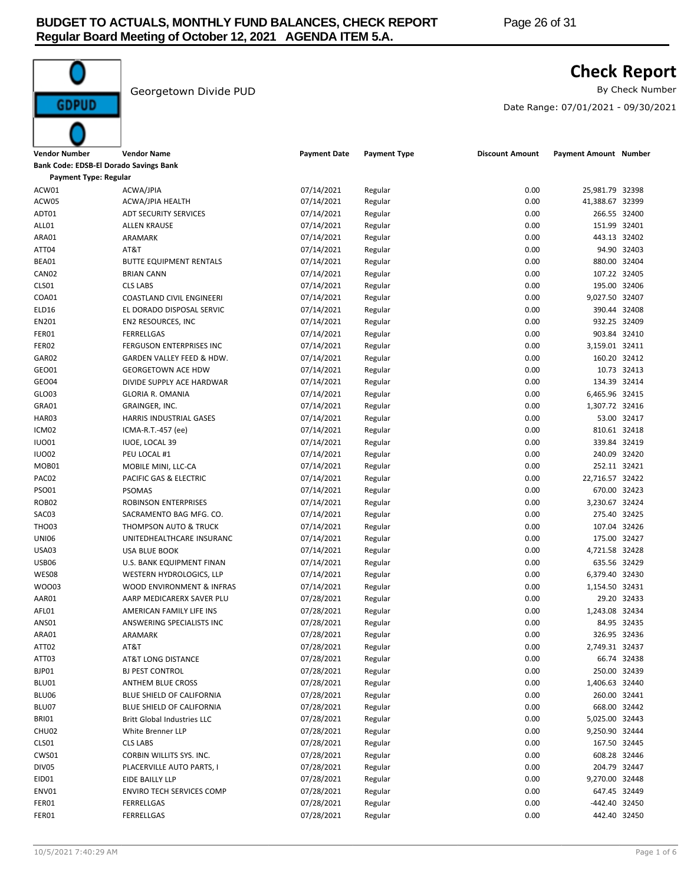# Check Report

Georgetown Divide PUD

By Check Number

Date Range: 07/01/2021 - 09/30/2021

| Vendor Number | Vendor Name | Payment Date | Payment Type | Discount Amount | Payment Amount | Number |
|---|---|---|---|---|---|---|
| **Bank Code: EDSB-El Dorado Savings Bank** | | | | | | |
| **Payment Type: Regular** | | | | | | |
| ACW01 | ACWA/JPIA | 07/14/2021 | Regular | 0.00 | 25,981.79 | 32398 |
| ACW05 | ACWA/JPIA HEALTH | 07/14/2021 | Regular | 0.00 | 41,388.67 | 32399 |
| ADT01 | ADT SECURITY SERVICES | 07/14/2021 | Regular | 0.00 | 266.55 | 32400 |
| ALL01 | ALLEN KRAUSE | 07/14/2021 | Regular | 0.00 | 151.99 | 32401 |
| ARA01 | ARAMARK | 07/14/2021 | Regular | 0.00 | 443.13 | 32402 |
| ATT04 | AT&T | 07/14/2021 | Regular | 0.00 | 94.90 | 32403 |
| BEA01 | BUTTE EQUIPMENT RENTALS | 07/14/2021 | Regular | 0.00 | 880.00 | 32404 |
| CAN02 | BRIAN CANN | 07/14/2021 | Regular | 0.00 | 107.22 | 32405 |
| CLS01 | CLS LABS | 07/14/2021 | Regular | 0.00 | 195.00 | 32406 |
| COA01 | COASTLAND CIVIL ENGINEERI | 07/14/2021 | Regular | 0.00 | 9,027.50 | 32407 |
| ELD16 | EL DORADO DISPOSAL SERVIC | 07/14/2021 | Regular | 0.00 | 390.44 | 32408 |
| EN201 | EN2 RESOURCES, INC | 07/14/2021 | Regular | 0.00 | 932.25 | 32409 |
| FER01 | FERRELLGAS | 07/14/2021 | Regular | 0.00 | 903.84 | 32410 |
| FER02 | FERGUSON ENTERPRISES INC | 07/14/2021 | Regular | 0.00 | 3,159.01 | 32411 |
| GAR02 | GARDEN VALLEY FEED & HDW. | 07/14/2021 | Regular | 0.00 | 160.20 | 32412 |
| GEO01 | GEORGETOWN ACE HDW | 07/14/2021 | Regular | 0.00 | 10.73 | 32413 |
| GEO04 | DIVIDE SUPPLY ACE HARDWAR | 07/14/2021 | Regular | 0.00 | 134.39 | 32414 |
| GLO03 | GLORIA R. OMANIA | 07/14/2021 | Regular | 0.00 | 6,465.96 | 32415 |
| GRA01 | GRAINGER, INC. | 07/14/2021 | Regular | 0.00 | 1,307.72 | 32416 |
| HAR03 | HARRIS INDUSTRIAL GASES | 07/14/2021 | Regular | 0.00 | 53.00 | 32417 |
| ICM02 | ICMA-R.T.-457 (ee) | 07/14/2021 | Regular | 0.00 | 810.61 | 32418 |
| IUO01 | IUOE, LOCAL 39 | 07/14/2021 | Regular | 0.00 | 339.84 | 32419 |
| IUO02 | PEU LOCAL #1 | 07/14/2021 | Regular | 0.00 | 240.09 | 32420 |
| MOB01 | MOBILE MINI, LLC-CA | 07/14/2021 | Regular | 0.00 | 252.11 | 32421 |
| PAC02 | PACIFIC GAS & ELECTRIC | 07/14/2021 | Regular | 0.00 | 22,716.57 | 32422 |
| PSO01 | PSOMAS | 07/14/2021 | Regular | 0.00 | 670.00 | 32423 |
| ROB02 | ROBINSON ENTERPRISES | 07/14/2021 | Regular | 0.00 | 3,230.67 | 32424 |
| SAC03 | SACRAMENTO BAG MFG. CO. | 07/14/2021 | Regular | 0.00 | 275.40 | 32425 |
| THO03 | THOMPSON AUTO & TRUCK | 07/14/2021 | Regular | 0.00 | 107.04 | 32426 |
| UNI06 | UNITEDHEALTHCARE INSURANC | 07/14/2021 | Regular | 0.00 | 175.00 | 32427 |
| USA03 | USA BLUE BOOK | 07/14/2021 | Regular | 0.00 | 4,721.58 | 32428 |
| USB06 | U.S. BANK EQUIPMENT FINAN | 07/14/2021 | Regular | 0.00 | 635.56 | 32429 |
| WES08 | WESTERN HYDROLOGICS, LLP | 07/14/2021 | Regular | 0.00 | 6,379.40 | 32430 |
| WOO03 | WOOD ENVIRONMENT & INFRAS | 07/14/2021 | Regular | 0.00 | 1,154.50 | 32431 |
| AAR01 | AARP MEDICARERX SAVER PLU | 07/28/2021 | Regular | 0.00 | 29.20 | 32433 |
| AFL01 | AMERICAN FAMILY LIFE INS | 07/28/2021 | Regular | 0.00 | 1,243.08 | 32434 |
| ANS01 | ANSWERING SPECIALISTS INC | 07/28/2021 | Regular | 0.00 | 84.95 | 32435 |
| ARA01 | ARAMARK | 07/28/2021 | Regular | 0.00 | 326.95 | 32436 |
| ATT02 | AT&T | 07/28/2021 | Regular | 0.00 | 2,749.31 | 32437 |
| ATT03 | AT&T LONG DISTANCE | 07/28/2021 | Regular | 0.00 | 66.74 | 32438 |
| BJP01 | BJ PEST CONTROL | 07/28/2021 | Regular | 0.00 | 250.00 | 32439 |
| BLU01 | ANTHEM BLUE CROSS | 07/28/2021 | Regular | 0.00 | 1,406.63 | 32440 |
| BLU06 | BLUE SHIELD OF CALIFORNIA | 07/28/2021 | Regular | 0.00 | 260.00 | 32441 |
| BLU07 | BLUE SHIELD OF CALIFORNIA | 07/28/2021 | Regular | 0.00 | 668.00 | 32442 |
| BRI01 | Britt Global Industries LLC | 07/28/2021 | Regular | 0.00 | 5,025.00 | 32443 |
| CHU02 | White Brenner LLP | 07/28/2021 | Regular | 0.00 | 9,250.90 | 32444 |
| CLS01 | CLS LABS | 07/28/2021 | Regular | 0.00 | 167.50 | 32445 |
| CWS01 | CORBIN WILLITS SYS. INC. | 07/28/2021 | Regular | 0.00 | 608.28 | 32446 |
| DIV05 | PLACERVILLE AUTO PARTS, I | 07/28/2021 | Regular | 0.00 | 204.79 | 32447 |
| EID01 | EIDE BAILLY LLP | 07/28/2021 | Regular | 0.00 | 9,270.00 | 32448 |
| ENV01 | ENVIRO TECH SERVICES COMP | 07/28/2021 | Regular | 0.00 | 647.45 | 32449 |
| FER01 | FERRELLGAS | 07/28/2021 | Regular | 0.00 | -442.40 | 32450 |
| FER01 | FERRELLGAS | 07/28/2021 | Regular | 0.00 | 442.40 | 32450 |

10/5/2021 7:40:29 AM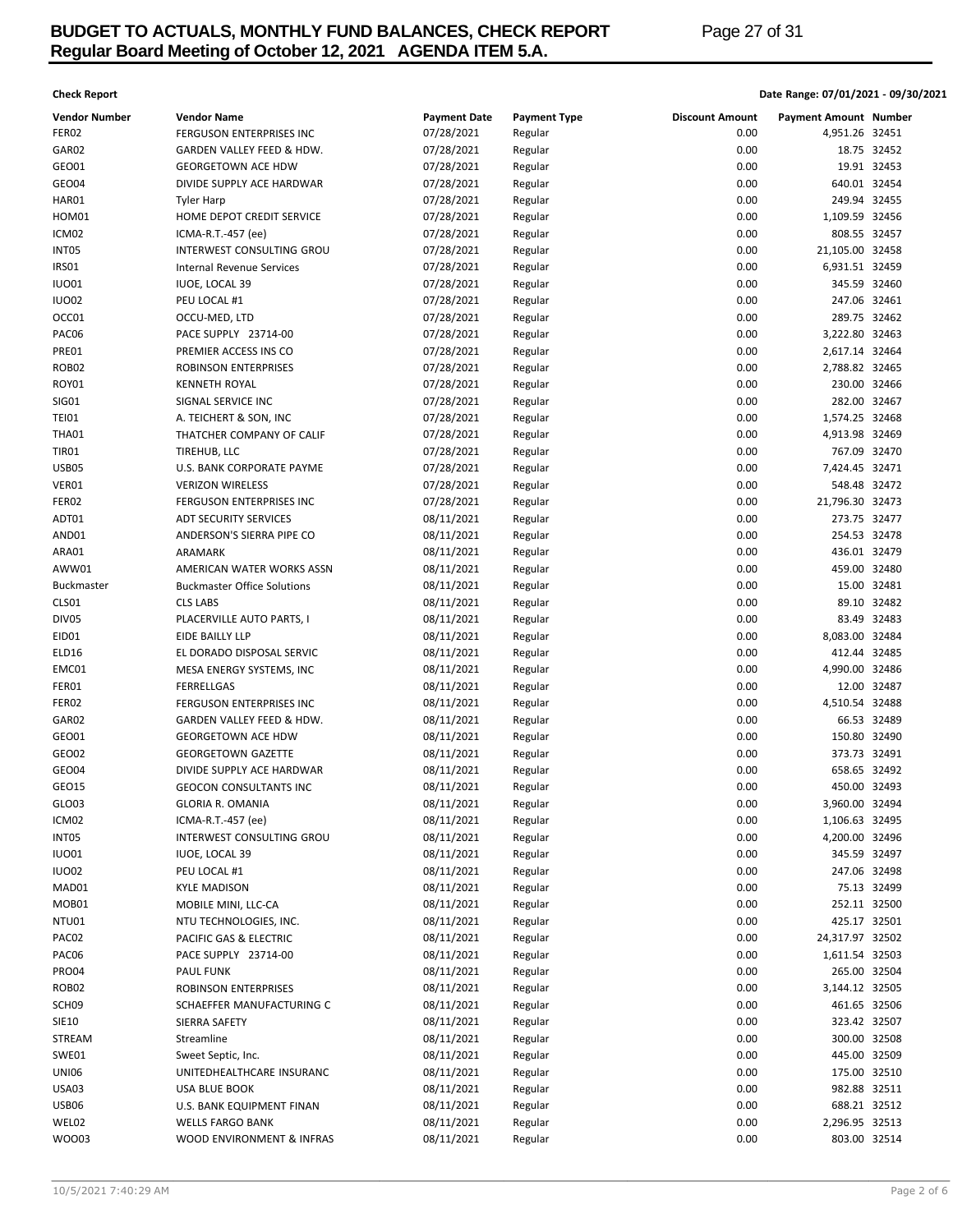**Check Report**

**Date Range: 07/01/2021 - 09/30/2021**

| Vendor Number | Vendor Name | Payment Date | Payment Type | Discount Amount | Payment Amount | Number |
|---|---|---|---|---|---|---|
| FER02 | FERGUSON ENTERPRISES INC | 07/28/2021 | Regular | 0.00 | 4,951.26 | 32451 |
| GAR02 | GARDEN VALLEY FEED & HDW. | 07/28/2021 | Regular | 0.00 | 18.75 | 32452 |
| GEO01 | GEORGETOWN ACE HDW | 07/28/2021 | Regular | 0.00 | 19.91 | 32453 |
| GEO04 | DIVIDE SUPPLY ACE HARDWAR | 07/28/2021 | Regular | 0.00 | 640.01 | 32454 |
| HAR01 | Tyler Harp | 07/28/2021 | Regular | 0.00 | 249.94 | 32455 |
| HOM01 | HOME DEPOT CREDIT SERVICE | 07/28/2021 | Regular | 0.00 | 1,109.59 | 32456 |
| ICM02 | ICMA-R.T.-457 (ee) | 07/28/2021 | Regular | 0.00 | 808.55 | 32457 |
| INT05 | INTERWEST CONSULTING GROU | 07/28/2021 | Regular | 0.00 | 21,105.00 | 32458 |
| IRS01 | Internal Revenue Services | 07/28/2021 | Regular | 0.00 | 6,931.51 | 32459 |
| IUO01 | IUOE, LOCAL 39 | 07/28/2021 | Regular | 0.00 | 345.59 | 32460 |
| IUO02 | PEU LOCAL #1 | 07/28/2021 | Regular | 0.00 | 247.06 | 32461 |
| OCC01 | OCCU-MED, LTD | 07/28/2021 | Regular | 0.00 | 289.75 | 32462 |
| PAC06 | PACE SUPPLY 23714-00 | 07/28/2021 | Regular | 0.00 | 3,222.80 | 32463 |
| PRE01 | PREMIER ACCESS INS CO | 07/28/2021 | Regular | 0.00 | 2,617.14 | 32464 |
| ROB02 | ROBINSON ENTERPRISES | 07/28/2021 | Regular | 0.00 | 2,788.82 | 32465 |
| ROY01 | KENNETH ROYAL | 07/28/2021 | Regular | 0.00 | 230.00 | 32466 |
| SIG01 | SIGNAL SERVICE INC | 07/28/2021 | Regular | 0.00 | 282.00 | 32467 |
| TEI01 | A. TEICHERT & SON, INC | 07/28/2021 | Regular | 0.00 | 1,574.25 | 32468 |
| THA01 | THATCHER COMPANY OF CALIF | 07/28/2021 | Regular | 0.00 | 4,913.98 | 32469 |
| TIR01 | TIREHUB, LLC | 07/28/2021 | Regular | 0.00 | 767.09 | 32470 |
| USB05 | U.S. BANK CORPORATE PAYME | 07/28/2021 | Regular | 0.00 | 7,424.45 | 32471 |
| VER01 | VERIZON WIRELESS | 07/28/2021 | Regular | 0.00 | 548.48 | 32472 |
| FER02 | FERGUSON ENTERPRISES INC | 07/28/2021 | Regular | 0.00 | 21,796.30 | 32473 |
| ADT01 | ADT SECURITY SERVICES | 08/11/2021 | Regular | 0.00 | 273.75 | 32477 |
| AND01 | ANDERSON'S SIERRA PIPE CO | 08/11/2021 | Regular | 0.00 | 254.53 | 32478 |
| ARA01 | ARAMARK | 08/11/2021 | Regular | 0.00 | 436.01 | 32479 |
| AWW01 | AMERICAN WATER WORKS ASSN | 08/11/2021 | Regular | 0.00 | 459.00 | 32480 |
| Buckmaster | Buckmaster Office Solutions | 08/11/2021 | Regular | 0.00 | 15.00 | 32481 |
| CLS01 | CLS LABS | 08/11/2021 | Regular | 0.00 | 89.10 | 32482 |
| DIV05 | PLACERVILLE AUTO PARTS, I | 08/11/2021 | Regular | 0.00 | 83.49 | 32483 |
| EID01 | EIDE BAILLY LLP | 08/11/2021 | Regular | 0.00 | 8,083.00 | 32484 |
| ELD16 | EL DORADO DISPOSAL SERVIC | 08/11/2021 | Regular | 0.00 | 412.44 | 32485 |
| EMC01 | MESA ENERGY SYSTEMS, INC | 08/11/2021 | Regular | 0.00 | 4,990.00 | 32486 |
| FER01 | FERRELLGAS | 08/11/2021 | Regular | 0.00 | 12.00 | 32487 |
| FER02 | FERGUSON ENTERPRISES INC | 08/11/2021 | Regular | 0.00 | 4,510.54 | 32488 |
| GAR02 | GARDEN VALLEY FEED & HDW. | 08/11/2021 | Regular | 0.00 | 66.53 | 32489 |
| GEO01 | GEORGETOWN ACE HDW | 08/11/2021 | Regular | 0.00 | 150.80 | 32490 |
| GEO02 | GEORGETOWN GAZETTE | 08/11/2021 | Regular | 0.00 | 373.73 | 32491 |
| GEO04 | DIVIDE SUPPLY ACE HARDWAR | 08/11/2021 | Regular | 0.00 | 658.65 | 32492 |
| GEO15 | GEOCON CONSULTANTS INC | 08/11/2021 | Regular | 0.00 | 450.00 | 32493 |
| GLO03 | GLORIA R. OMANIA | 08/11/2021 | Regular | 0.00 | 3,960.00 | 32494 |
| ICM02 | ICMA-R.T.-457 (ee) | 08/11/2021 | Regular | 0.00 | 1,106.63 | 32495 |
| INT05 | INTERWEST CONSULTING GROU | 08/11/2021 | Regular | 0.00 | 4,200.00 | 32496 |
| IUO01 | IUOE, LOCAL 39 | 08/11/2021 | Regular | 0.00 | 345.59 | 32497 |
| IUO02 | PEU LOCAL #1 | 08/11/2021 | Regular | 0.00 | 247.06 | 32498 |
| MAD01 | KYLE MADISON | 08/11/2021 | Regular | 0.00 | 75.13 | 32499 |
| MOB01 | MOBILE MINI, LLC-CA | 08/11/2021 | Regular | 0.00 | 252.11 | 32500 |
| NTU01 | NTU TECHNOLOGIES, INC. | 08/11/2021 | Regular | 0.00 | 425.17 | 32501 |
| PAC02 | PACIFIC GAS & ELECTRIC | 08/11/2021 | Regular | 0.00 | 24,317.97 | 32502 |
| PAC06 | PACE SUPPLY 23714-00 | 08/11/2021 | Regular | 0.00 | 1,611.54 | 32503 |
| PRO04 | PAUL FUNK | 08/11/2021 | Regular | 0.00 | 265.00 | 32504 |
| ROB02 | ROBINSON ENTERPRISES | 08/11/2021 | Regular | 0.00 | 3,144.12 | 32505 |
| SCH09 | SCHAEFFER MANUFACTURING C | 08/11/2021 | Regular | 0.00 | 461.65 | 32506 |
| SIE10 | SIERRA SAFETY | 08/11/2021 | Regular | 0.00 | 323.42 | 32507 |
| STREAM | Streamline | 08/11/2021 | Regular | 0.00 | 300.00 | 32508 |
| SWE01 | Sweet Septic, Inc. | 08/11/2021 | Regular | 0.00 | 445.00 | 32509 |
| UNI06 | UNITEDHEALTHCARE INSURANC | 08/11/2021 | Regular | 0.00 | 175.00 | 32510 |
| USA03 | USA BLUE BOOK | 08/11/2021 | Regular | 0.00 | 982.88 | 32511 |
| USB06 | U.S. BANK EQUIPMENT FINAN | 08/11/2021 | Regular | 0.00 | 688.21 | 32512 |
| WEL02 | WELLS FARGO BANK | 08/11/2021 | Regular | 0.00 | 2,296.95 | 32513 |
| WOO03 | WOOD ENVIRONMENT & INFRAS | 08/11/2021 | Regular | 0.00 | 803.00 | 32514 |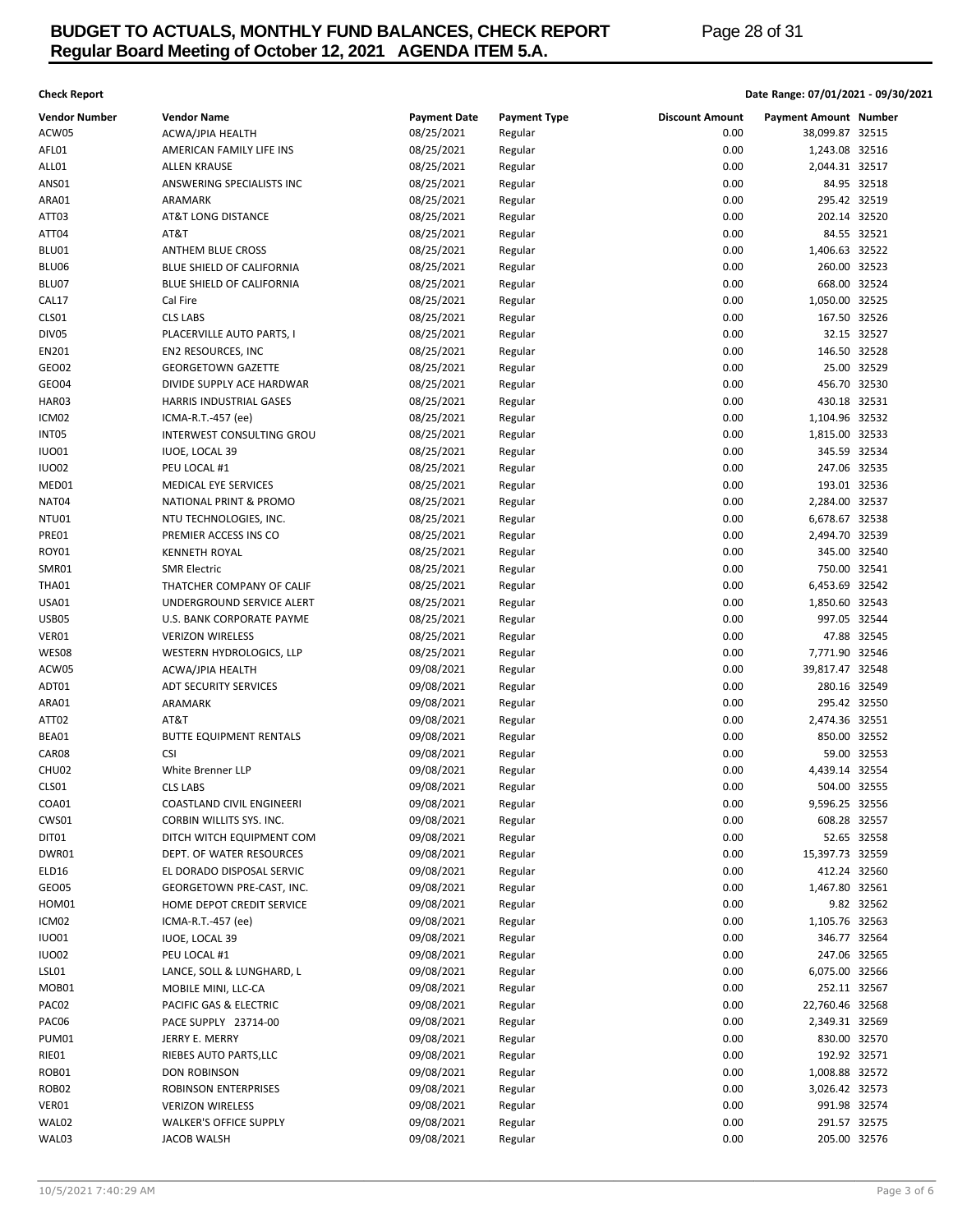**Check Report**

**Date Range: 07/01/2021 - 09/30/2021**

| Vendor Number | Vendor Name | Payment Date | Payment Type | Discount Amount | Payment Amount | Number |
|---|---|---|---|---|---|---|
| ACW05 | ACWA/JPIA HEALTH | 08/25/2021 | Regular | 0.00 | 38,099.87 | 32515 |
| AFL01 | AMERICAN FAMILY LIFE INS | 08/25/2021 | Regular | 0.00 | 1,243.08 | 32516 |
| ALL01 | ALLEN KRAUSE | 08/25/2021 | Regular | 0.00 | 2,044.31 | 32517 |
| ANS01 | ANSWERING SPECIALISTS INC | 08/25/2021 | Regular | 0.00 | 84.95 | 32518 |
| ARA01 | ARAMARK | 08/25/2021 | Regular | 0.00 | 295.42 | 32519 |
| ATT03 | AT&T LONG DISTANCE | 08/25/2021 | Regular | 0.00 | 202.14 | 32520 |
| ATT04 | AT&T | 08/25/2021 | Regular | 0.00 | 84.55 | 32521 |
| BLU01 | ANTHEM BLUE CROSS | 08/25/2021 | Regular | 0.00 | 1,406.63 | 32522 |
| BLU06 | BLUE SHIELD OF CALIFORNIA | 08/25/2021 | Regular | 0.00 | 260.00 | 32523 |
| BLU07 | BLUE SHIELD OF CALIFORNIA | 08/25/2021 | Regular | 0.00 | 668.00 | 32524 |
| CAL17 | Cal Fire | 08/25/2021 | Regular | 0.00 | 1,050.00 | 32525 |
| CLS01 | CLS LABS | 08/25/2021 | Regular | 0.00 | 167.50 | 32526 |
| DIV05 | PLACERVILLE AUTO PARTS, I | 08/25/2021 | Regular | 0.00 | 32.15 | 32527 |
| EN201 | EN2 RESOURCES, INC | 08/25/2021 | Regular | 0.00 | 146.50 | 32528 |
| GEO02 | GEORGETOWN GAZETTE | 08/25/2021 | Regular | 0.00 | 25.00 | 32529 |
| GEO04 | DIVIDE SUPPLY ACE HARDWAR | 08/25/2021 | Regular | 0.00 | 456.70 | 32530 |
| HAR03 | HARRIS INDUSTRIAL GASES | 08/25/2021 | Regular | 0.00 | 430.18 | 32531 |
| ICM02 | ICMA-R.T.-457 (ee) | 08/25/2021 | Regular | 0.00 | 1,104.96 | 32532 |
| INT05 | INTERWEST CONSULTING GROU | 08/25/2021 | Regular | 0.00 | 1,815.00 | 32533 |
| IUO01 | IUOE, LOCAL 39 | 08/25/2021 | Regular | 0.00 | 345.59 | 32534 |
| IUO02 | PEU LOCAL #1 | 08/25/2021 | Regular | 0.00 | 247.06 | 32535 |
| MED01 | MEDICAL EYE SERVICES | 08/25/2021 | Regular | 0.00 | 193.01 | 32536 |
| NAT04 | NATIONAL PRINT & PROMO | 08/25/2021 | Regular | 0.00 | 2,284.00 | 32537 |
| NTU01 | NTU TECHNOLOGIES, INC. | 08/25/2021 | Regular | 0.00 | 6,678.67 | 32538 |
| PRE01 | PREMIER ACCESS INS CO | 08/25/2021 | Regular | 0.00 | 2,494.70 | 32539 |
| ROY01 | KENNETH ROYAL | 08/25/2021 | Regular | 0.00 | 345.00 | 32540 |
| SMR01 | SMR Electric | 08/25/2021 | Regular | 0.00 | 750.00 | 32541 |
| THA01 | THATCHER COMPANY OF CALIF | 08/25/2021 | Regular | 0.00 | 6,453.69 | 32542 |
| USA01 | UNDERGROUND SERVICE ALERT | 08/25/2021 | Regular | 0.00 | 1,850.60 | 32543 |
| USB05 | U.S. BANK CORPORATE PAYME | 08/25/2021 | Regular | 0.00 | 997.05 | 32544 |
| VER01 | VERIZON WIRELESS | 08/25/2021 | Regular | 0.00 | 47.88 | 32545 |
| WES08 | WESTERN HYDROLOGICS, LLP | 08/25/2021 | Regular | 0.00 | 7,771.90 | 32546 |
| ACW05 | ACWA/JPIA HEALTH | 09/08/2021 | Regular | 0.00 | 39,817.47 | 32548 |
| ADT01 | ADT SECURITY SERVICES | 09/08/2021 | Regular | 0.00 | 280.16 | 32549 |
| ARA01 | ARAMARK | 09/08/2021 | Regular | 0.00 | 295.42 | 32550 |
| ATT02 | AT&T | 09/08/2021 | Regular | 0.00 | 2,474.36 | 32551 |
| BEA01 | BUTTE EQUIPMENT RENTALS | 09/08/2021 | Regular | 0.00 | 850.00 | 32552 |
| CAR08 | CSI | 09/08/2021 | Regular | 0.00 | 59.00 | 32553 |
| CHU02 | White Brenner LLP | 09/08/2021 | Regular | 0.00 | 4,439.14 | 32554 |
| CLS01 | CLS LABS | 09/08/2021 | Regular | 0.00 | 504.00 | 32555 |
| COA01 | COASTLAND CIVIL ENGINEERI | 09/08/2021 | Regular | 0.00 | 9,596.25 | 32556 |
| CWS01 | CORBIN WILLITS SYS. INC. | 09/08/2021 | Regular | 0.00 | 608.28 | 32557 |
| DIT01 | DITCH WITCH EQUIPMENT COM | 09/08/2021 | Regular | 0.00 | 52.65 | 32558 |
| DWR01 | DEPT. OF WATER RESOURCES | 09/08/2021 | Regular | 0.00 | 15,397.73 | 32559 |
| ELD16 | EL DORADO DISPOSAL SERVIC | 09/08/2021 | Regular | 0.00 | 412.24 | 32560 |
| GEO05 | GEORGETOWN PRE-CAST, INC. | 09/08/2021 | Regular | 0.00 | 1,467.80 | 32561 |
| HOM01 | HOME DEPOT CREDIT SERVICE | 09/08/2021 | Regular | 0.00 | 9.82 | 32562 |
| ICM02 | ICMA-R.T.-457 (ee) | 09/08/2021 | Regular | 0.00 | 1,105.76 | 32563 |
| IUO01 | IUOE, LOCAL 39 | 09/08/2021 | Regular | 0.00 | 346.77 | 32564 |
| IUO02 | PEU LOCAL #1 | 09/08/2021 | Regular | 0.00 | 247.06 | 32565 |
| LSL01 | LANCE, SOLL & LUNGHARD, L | 09/08/2021 | Regular | 0.00 | 6,075.00 | 32566 |
| MOB01 | MOBILE MINI, LLC-CA | 09/08/2021 | Regular | 0.00 | 252.11 | 32567 |
| PAC02 | PACIFIC GAS & ELECTRIC | 09/08/2021 | Regular | 0.00 | 22,760.46 | 32568 |
| PAC06 | PACE SUPPLY 23714-00 | 09/08/2021 | Regular | 0.00 | 2,349.31 | 32569 |
| PUM01 | JERRY E. MERRY | 09/08/2021 | Regular | 0.00 | 830.00 | 32570 |
| RIE01 | RIEBES AUTO PARTS,LLC | 09/08/2021 | Regular | 0.00 | 192.92 | 32571 |
| ROB01 | DON ROBINSON | 09/08/2021 | Regular | 0.00 | 1,008.88 | 32572 |
| ROB02 | ROBINSON ENTERPRISES | 09/08/2021 | Regular | 0.00 | 3,026.42 | 32573 |
| VER01 | VERIZON WIRELESS | 09/08/2021 | Regular | 0.00 | 991.98 | 32574 |
| WAL02 | WALKER'S OFFICE SUPPLY | 09/08/2021 | Regular | 0.00 | 291.57 | 32575 |
| WAL03 | JACOB WALSH | 09/08/2021 | Regular | 0.00 | 205.00 | 32576 |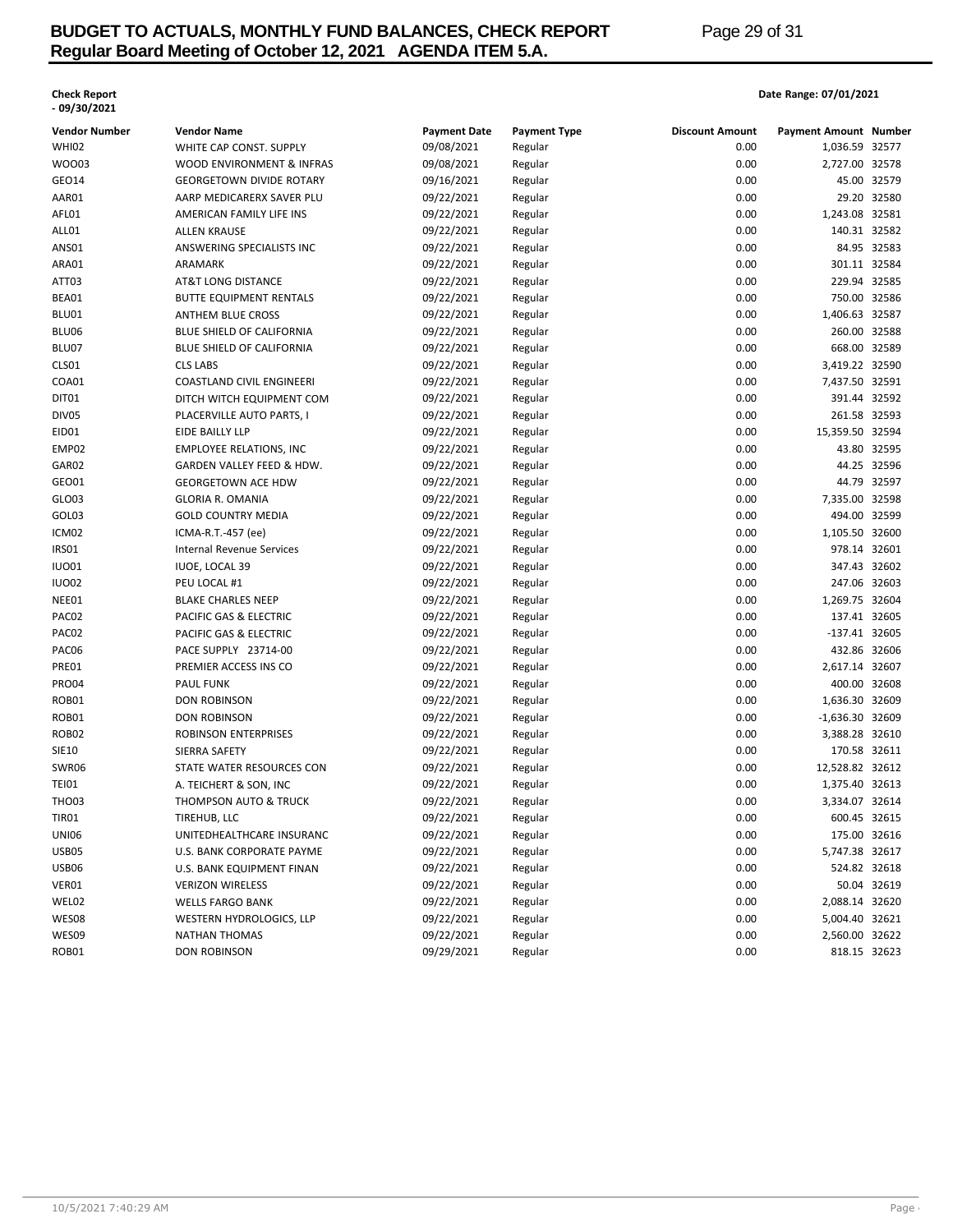**Check Report - 09/30/2021**

**Date Range: 07/01/2021**

| Vendor Number | Vendor Name | Payment Date | Payment Type | Discount Amount | Payment Amount | Number |
|---|---|---|---|---|---|---|
| WHI02 | WHITE CAP CONST. SUPPLY | 09/08/2021 | Regular | 0.00 | 1,036.59 | 32577 |
| WOO03 | WOOD ENVIRONMENT & INFRAS | 09/08/2021 | Regular | 0.00 | 2,727.00 | 32578 |
| GEO14 | GEORGETOWN DIVIDE ROTARY | 09/16/2021 | Regular | 0.00 | 45.00 | 32579 |
| AAR01 | AARP MEDICARERX SAVER PLU | 09/22/2021 | Regular | 0.00 | 29.20 | 32580 |
| AFL01 | AMERICAN FAMILY LIFE INS | 09/22/2021 | Regular | 0.00 | 1,243.08 | 32581 |
| ALL01 | ALLEN KRAUSE | 09/22/2021 | Regular | 0.00 | 140.31 | 32582 |
| ANS01 | ANSWERING SPECIALISTS INC | 09/22/2021 | Regular | 0.00 | 84.95 | 32583 |
| ARA01 | ARAMARK | 09/22/2021 | Regular | 0.00 | 301.11 | 32584 |
| ATT03 | AT&T LONG DISTANCE | 09/22/2021 | Regular | 0.00 | 229.94 | 32585 |
| BEA01 | BUTTE EQUIPMENT RENTALS | 09/22/2021 | Regular | 0.00 | 750.00 | 32586 |
| BLU01 | ANTHEM BLUE CROSS | 09/22/2021 | Regular | 0.00 | 1,406.63 | 32587 |
| BLU06 | BLUE SHIELD OF CALIFORNIA | 09/22/2021 | Regular | 0.00 | 260.00 | 32588 |
| BLU07 | BLUE SHIELD OF CALIFORNIA | 09/22/2021 | Regular | 0.00 | 668.00 | 32589 |
| CLS01 | CLS LABS | 09/22/2021 | Regular | 0.00 | 3,419.22 | 32590 |
| COA01 | COASTLAND CIVIL ENGINEERI | 09/22/2021 | Regular | 0.00 | 7,437.50 | 32591 |
| DIT01 | DITCH WITCH EQUIPMENT COM | 09/22/2021 | Regular | 0.00 | 391.44 | 32592 |
| DIV05 | PLACERVILLE AUTO PARTS, I | 09/22/2021 | Regular | 0.00 | 261.58 | 32593 |
| EID01 | EIDE BAILLY LLP | 09/22/2021 | Regular | 0.00 | 15,359.50 | 32594 |
| EMP02 | EMPLOYEE RELATIONS, INC | 09/22/2021 | Regular | 0.00 | 43.80 | 32595 |
| GAR02 | GARDEN VALLEY FEED & HDW. | 09/22/2021 | Regular | 0.00 | 44.25 | 32596 |
| GEO01 | GEORGETOWN ACE HDW | 09/22/2021 | Regular | 0.00 | 44.79 | 32597 |
| GLO03 | GLORIA R. OMANIA | 09/22/2021 | Regular | 0.00 | 7,335.00 | 32598 |
| GOL03 | GOLD COUNTRY MEDIA | 09/22/2021 | Regular | 0.00 | 494.00 | 32599 |
| ICM02 | ICMA-R.T.-457 (ee) | 09/22/2021 | Regular | 0.00 | 1,105.50 | 32600 |
| IRS01 | Internal Revenue Services | 09/22/2021 | Regular | 0.00 | 978.14 | 32601 |
| IUO01 | IUOE, LOCAL 39 | 09/22/2021 | Regular | 0.00 | 347.43 | 32602 |
| IUO02 | PEU LOCAL #1 | 09/22/2021 | Regular | 0.00 | 247.06 | 32603 |
| NEE01 | BLAKE CHARLES NEEP | 09/22/2021 | Regular | 0.00 | 1,269.75 | 32604 |
| PAC02 | PACIFIC GAS & ELECTRIC | 09/22/2021 | Regular | 0.00 | 137.41 | 32605 |
| PAC02 | PACIFIC GAS & ELECTRIC | 09/22/2021 | Regular | 0.00 | -137.41 | 32605 |
| PAC06 | PACE SUPPLY 23714-00 | 09/22/2021 | Regular | 0.00 | 432.86 | 32606 |
| PRE01 | PREMIER ACCESS INS CO | 09/22/2021 | Regular | 0.00 | 2,617.14 | 32607 |
| PRO04 | PAUL FUNK | 09/22/2021 | Regular | 0.00 | 400.00 | 32608 |
| ROB01 | DON ROBINSON | 09/22/2021 | Regular | 0.00 | 1,636.30 | 32609 |
| ROB01 | DON ROBINSON | 09/22/2021 | Regular | 0.00 | -1,636.30 | 32609 |
| ROB02 | ROBINSON ENTERPRISES | 09/22/2021 | Regular | 0.00 | 3,388.28 | 32610 |
| SIE10 | SIERRA SAFETY | 09/22/2021 | Regular | 0.00 | 170.58 | 32611 |
| SWR06 | STATE WATER RESOURCES CON | 09/22/2021 | Regular | 0.00 | 12,528.82 | 32612 |
| TEI01 | A. TEICHERT & SON, INC | 09/22/2021 | Regular | 0.00 | 1,375.40 | 32613 |
| THO03 | THOMPSON AUTO & TRUCK | 09/22/2021 | Regular | 0.00 | 3,334.07 | 32614 |
| TIR01 | TIREHUB, LLC | 09/22/2021 | Regular | 0.00 | 600.45 | 32615 |
| UNI06 | UNITEDHEALTHCARE INSURANC | 09/22/2021 | Regular | 0.00 | 175.00 | 32616 |
| USB05 | U.S. BANK CORPORATE PAYME | 09/22/2021 | Regular | 0.00 | 5,747.38 | 32617 |
| USB06 | U.S. BANK EQUIPMENT FINAN | 09/22/2021 | Regular | 0.00 | 524.82 | 32618 |
| VER01 | VERIZON WIRELESS | 09/22/2021 | Regular | 0.00 | 50.04 | 32619 |
| WEL02 | WELLS FARGO BANK | 09/22/2021 | Regular | 0.00 | 2,088.14 | 32620 |
| WES08 | WESTERN HYDROLOGICS, LLP | 09/22/2021 | Regular | 0.00 | 5,004.40 | 32621 |
| WES09 | NATHAN THOMAS | 09/22/2021 | Regular | 0.00 | 2,560.00 | 32622 |
| ROB01 | DON ROBINSON | 09/29/2021 | Regular | 0.00 | 818.15 | 32623 |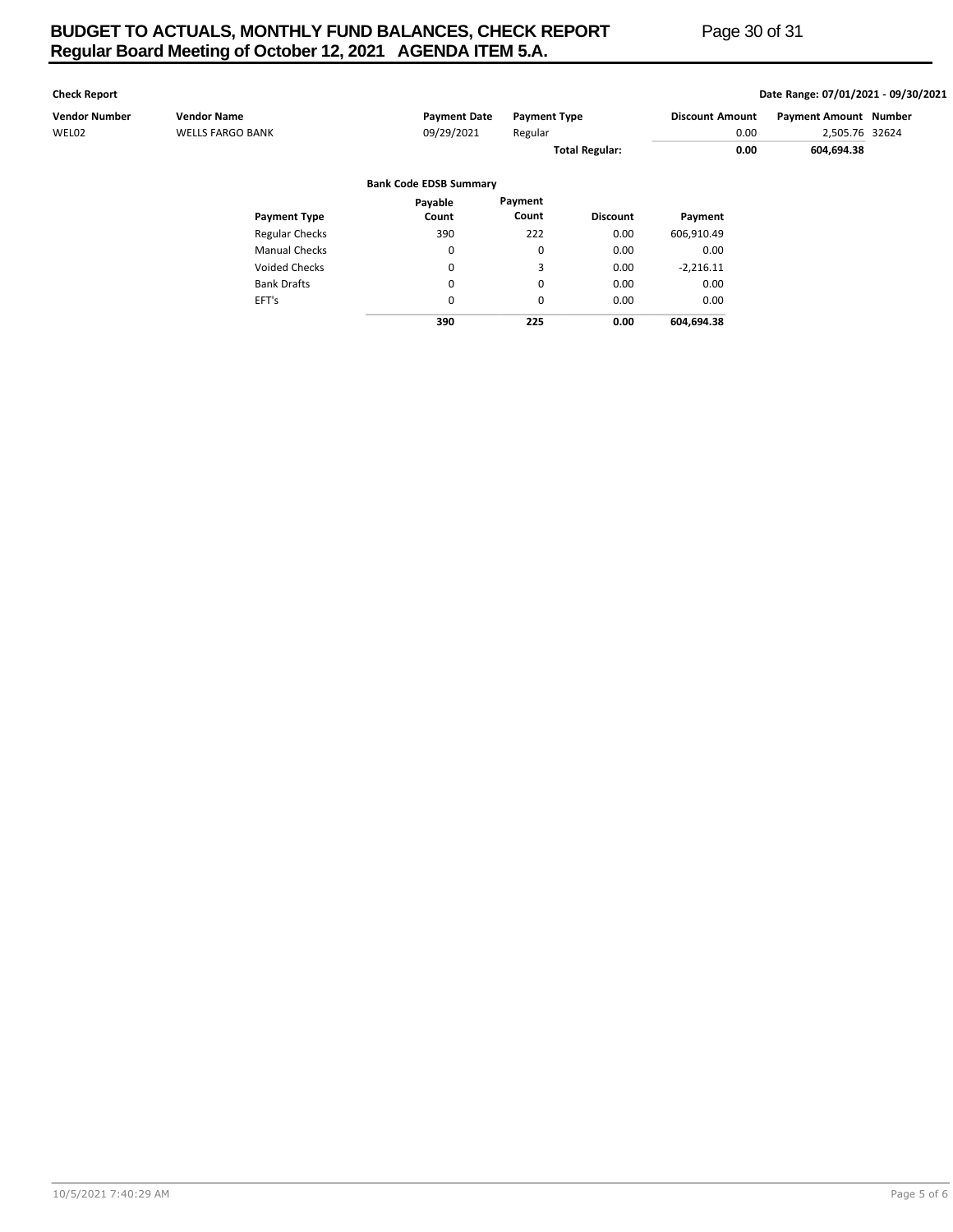**Check Report** — Date Range: 07/01/2021 - 09/30/2021

| Vendor Number | Vendor Name | Payment Date | Payment Type | Discount Amount | Payment Amount | Number |
|---|---|---|---|---|---|---|
| WEL02 | WELLS FARGO BANK | 09/29/2021 | Regular | 0.00 | 2,505.76 | 32624 |
| | | | **Total Regular:** | **0.00** | **604,694.38** | |

**Bank Code EDSB Summary**

| Payment Type | Payable Count | Payment Count | Discount | Payment |
|---|---|---|---|---|
| Regular Checks | 390 | 222 | 0.00 | 606,910.49 |
| Manual Checks | 0 | 0 | 0.00 | 0.00 |
| Voided Checks | 0 | 3 | 0.00 | -2,216.11 |
| Bank Drafts | 0 | 0 | 0.00 | 0.00 |
| EFT's | 0 | 0 | 0.00 | 0.00 |
| | **390** | **225** | **0.00** | **604,694.38** |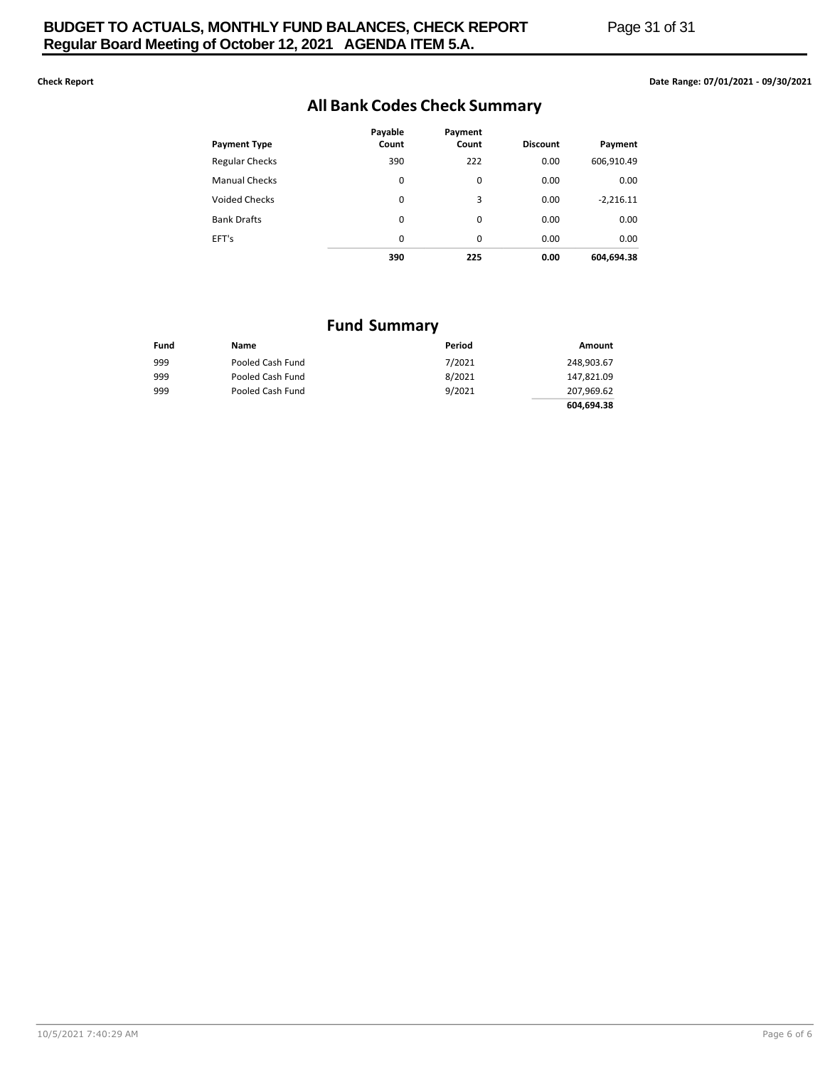**Check Report**

**Date Range: 07/01/2021 - 09/30/2021**

## All Bank Codes Check Summary

| Payment Type | Payable Count | Payment Count | Discount | Payment |
|---|---|---|---|---|
| Regular Checks | 390 | 222 | 0.00 | 606,910.49 |
| Manual Checks | 0 | 0 | 0.00 | 0.00 |
| Voided Checks | 0 | 3 | 0.00 | -2,216.11 |
| Bank Drafts | 0 | 0 | 0.00 | 0.00 |
| EFT's | 0 | 0 | 0.00 | 0.00 |
| | **390** | **225** | **0.00** | **604,694.38** |

## Fund Summary

| Fund | Name | Period | Amount |
|---|---|---|---|
| 999 | Pooled Cash Fund | 7/2021 | 248,903.67 |
| 999 | Pooled Cash Fund | 8/2021 | 147,821.09 |
| 999 | Pooled Cash Fund | 9/2021 | 207,969.62 |
| | | | **604,694.38** |